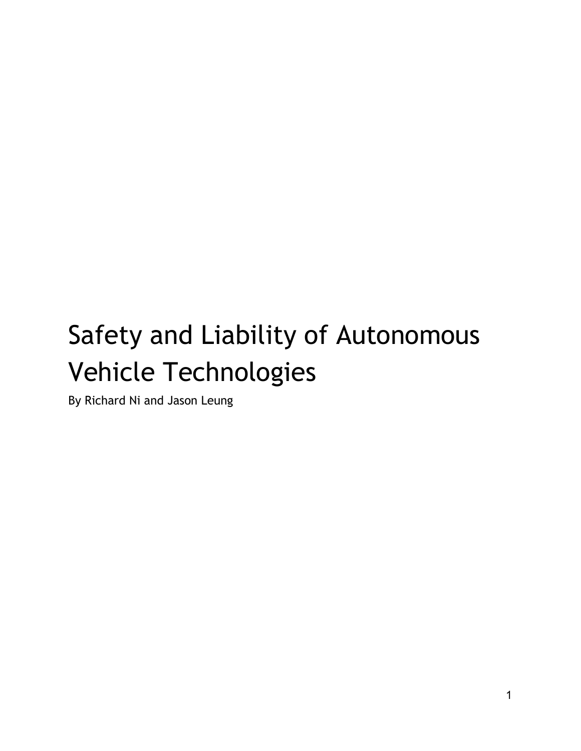# Safety and Liability of Autonomous Vehicle Technologies

By Richard Ni and Jason Leung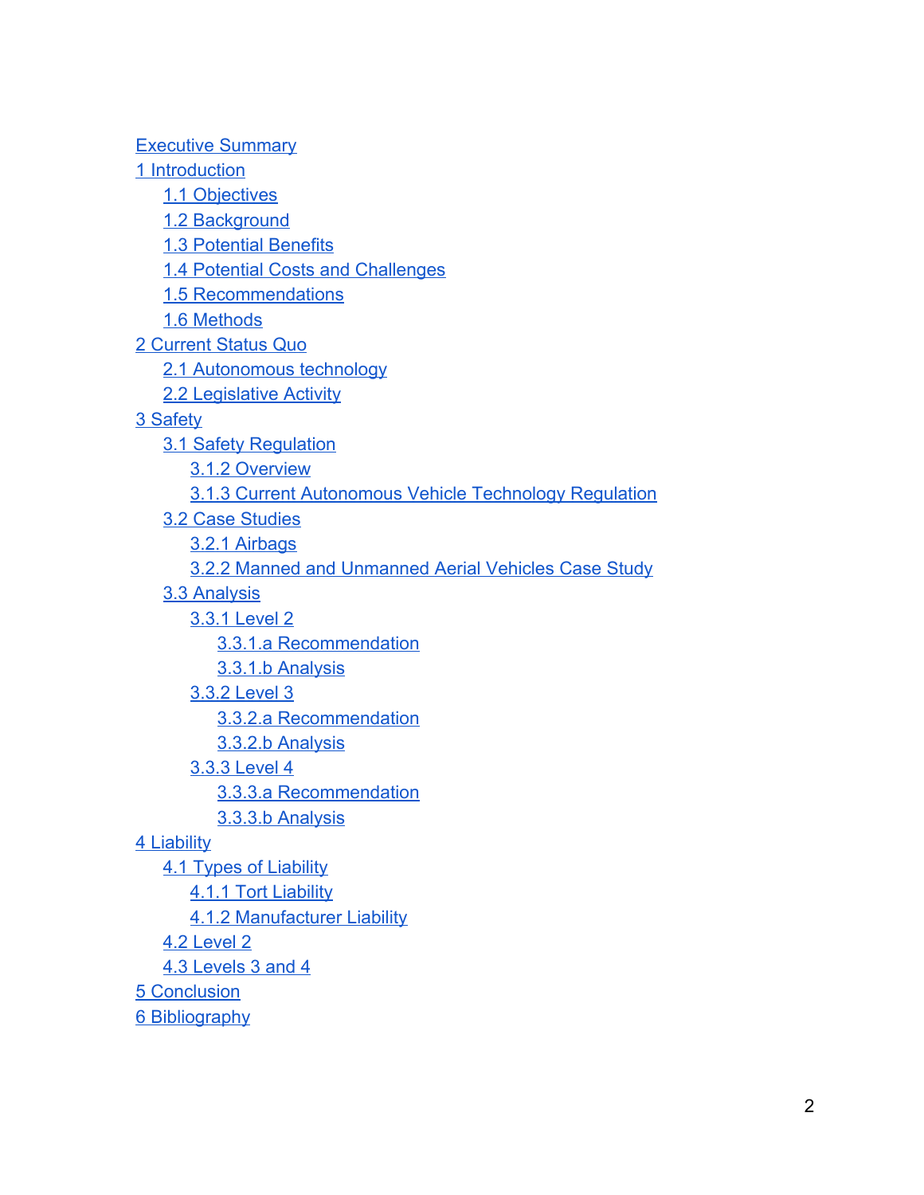- Executive Summary
- 1 Introduction
  - 1.1 Objectives
  - 1.2 Background
  - 1.3 Potential Benefits
  - 1.4 Potential Costs and Challenges
  - 1.5 Recommendations
  - 1.6 Methods
- 2 Current Status Quo
  - 2.1 Autonomous technology
  - 2.2 Legislative Activity
- 3 Safety
  - 3.1 Safety Regulation
    - 3.1.2 Overview
    - 3.1.3 Current Autonomous Vehicle Technology Regulation
  - 3.2 Case Studies
    - 3.2.1 Airbags
    - 3.2.2 Manned and Unmanned Aerial Vehicles Case Study
  - 3.3 Analysis
    - 3.3.1 Level 2
      - 3.3.1.a Recommendation
      - 3.3.1.b Analysis
    - 3.3.2 Level 3
      - 3.3.2.a Recommendation
      - 3.3.2.b Analysis
    - 3.3.3 Level 4
      - 3.3.3.a Recommendation
      - 3.3.3.b Analysis
- 4 Liability
  - 4.1 Types of Liability
    - 4.1.1 Tort Liability
    - 4.1.2 Manufacturer Liability
  - 4.2 Level 2
  - 4.3 Levels 3 and 4
- 5 Conclusion
- 6 Bibliography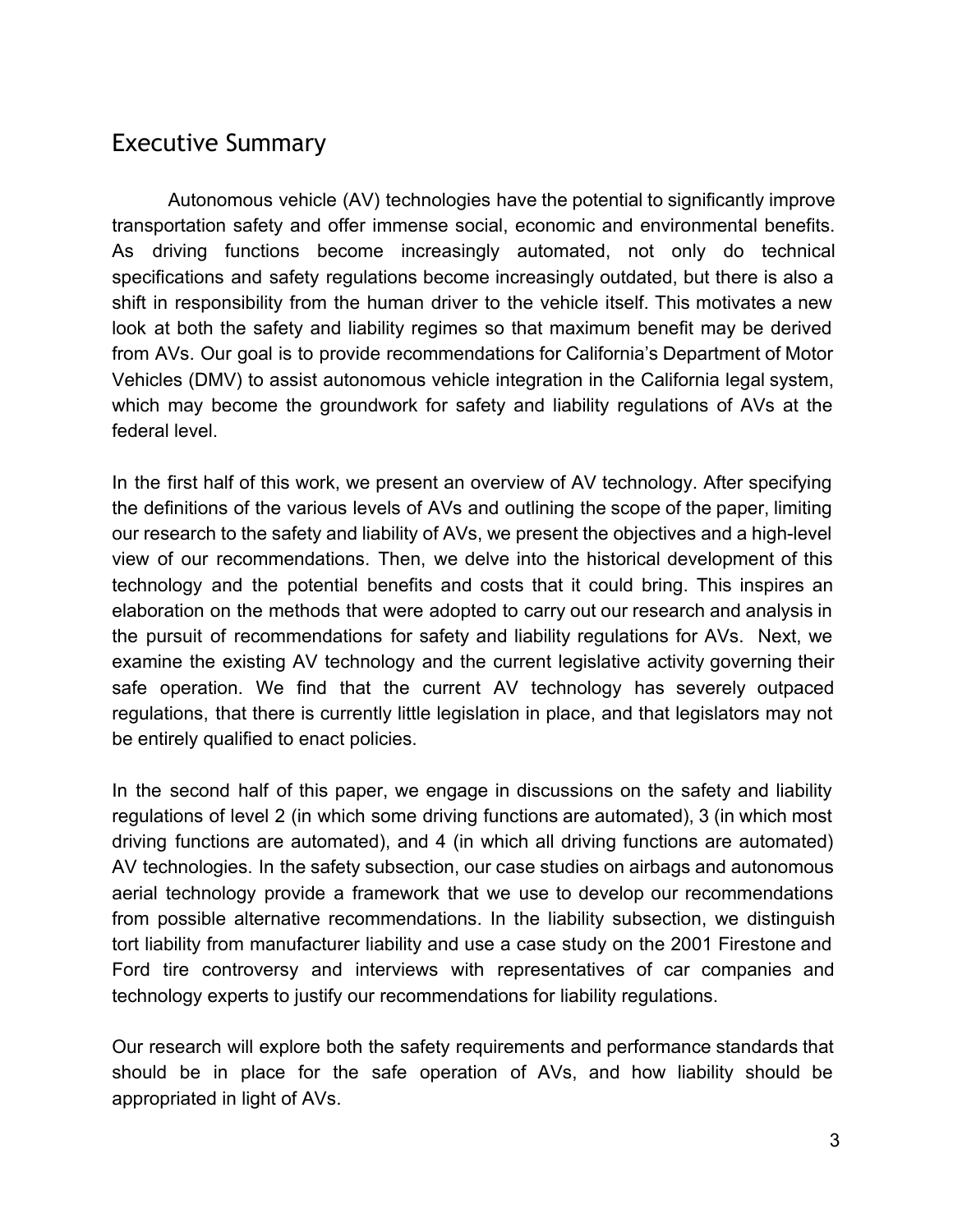# Executive Summary

Autonomous vehicle (AV) technologies have the potential to significantly improve transportation safety and offer immense social, economic and environmental benefits. As driving functions become increasingly automated, not only do technical specifications and safety regulations become increasingly outdated, but there is also a shift in responsibility from the human driver to the vehicle itself. This motivates a new look at both the safety and liability regimes so that maximum benefit may be derived from AVs. Our goal is to provide recommendations for California's Department of Motor Vehicles (DMV) to assist autonomous vehicle integration in the California legal system, which may become the groundwork for safety and liability regulations of AVs at the federal level.

In the first half of this work, we present an overview of AV technology. After specifying the definitions of the various levels of AVs and outlining the scope of the paper, limiting our research to the safety and liability of AVs, we present the objectives and a high-level view of our recommendations. Then, we delve into the historical development of this technology and the potential benefits and costs that it could bring. This inspires an elaboration on the methods that were adopted to carry out our research and analysis in the pursuit of recommendations for safety and liability regulations for AVs. Next, we examine the existing AV technology and the current legislative activity governing their safe operation. We find that the current AV technology has severely outpaced regulations, that there is currently little legislation in place, and that legislators may not be entirely qualified to enact policies.

In the second half of this paper, we engage in discussions on the safety and liability regulations of level 2 (in which some driving functions are automated), 3 (in which most driving functions are automated), and 4 (in which all driving functions are automated) AV technologies. In the safety subsection, our case studies on airbags and autonomous aerial technology provide a framework that we use to develop our recommendations from possible alternative recommendations. In the liability subsection, we distinguish tort liability from manufacturer liability and use a case study on the 2001 Firestone and Ford tire controversy and interviews with representatives of car companies and technology experts to justify our recommendations for liability regulations.

Our research will explore both the safety requirements and performance standards that should be in place for the safe operation of AVs, and how liability should be appropriated in light of AVs.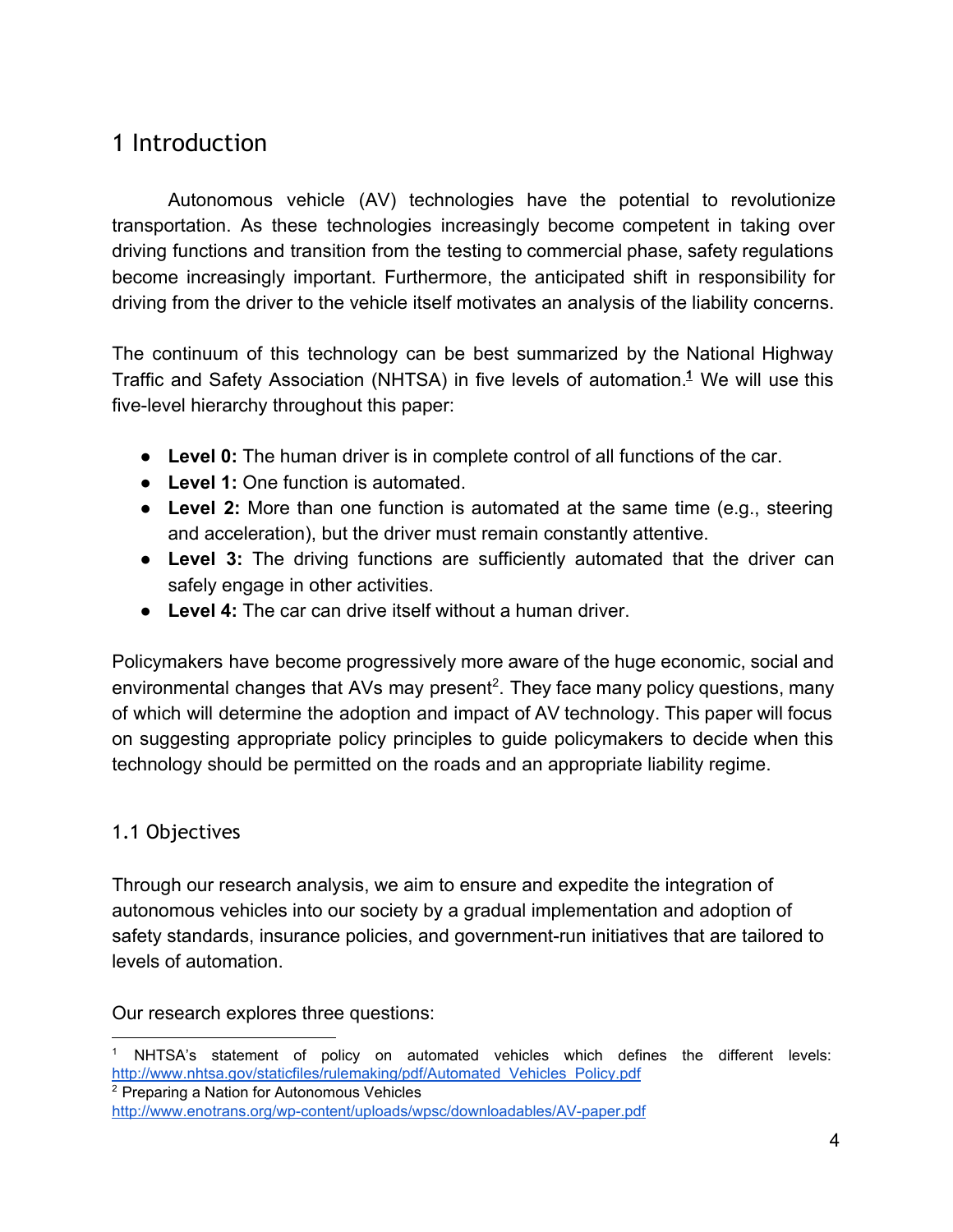# 1 Introduction

Autonomous vehicle (AV) technologies have the potential to revolutionize transportation. As these technologies increasingly become competent in taking over driving functions and transition from the testing to commercial phase, safety regulations become increasingly important. Furthermore, the anticipated shift in responsibility for driving from the driver to the vehicle itself motivates an analysis of the liability concerns.

The continuum of this technology can be best summarized by the National Highway Traffic and Safety Association (NHTSA) in five levels of automation.[1] We will use this five-level hierarchy throughout this paper:

- **Level 0:** The human driver is in complete control of all functions of the car.
- **Level 1:** One function is automated.
- **Level 2:** More than one function is automated at the same time (e.g., steering and acceleration), but the driver must remain constantly attentive.
- **Level 3:** The driving functions are sufficiently automated that the driver can safely engage in other activities.
- **Level 4:** The car can drive itself without a human driver.

Policymakers have become progressively more aware of the huge economic, social and environmental changes that AVs may present[2]. They face many policy questions, many of which will determine the adoption and impact of AV technology. This paper will focus on suggesting appropriate policy principles to guide policymakers to decide when this technology should be permitted on the roads and an appropriate liability regime.

## 1.1 Objectives

Through our research analysis, we aim to ensure and expedite the integration of autonomous vehicles into our society by a gradual implementation and adoption of safety standards, insurance policies, and government-run initiatives that are tailored to levels of automation.

Our research explores three questions:

---

[1] NHTSA's statement of policy on automated vehicles which defines the different levels: http://www.nhtsa.gov/staticfiles/rulemaking/pdf/Automated_Vehicles_Policy.pdf

[2] Preparing a Nation for Autonomous Vehicles http://www.enotrans.org/wp-content/uploads/wpsc/downloadables/AV-paper.pdf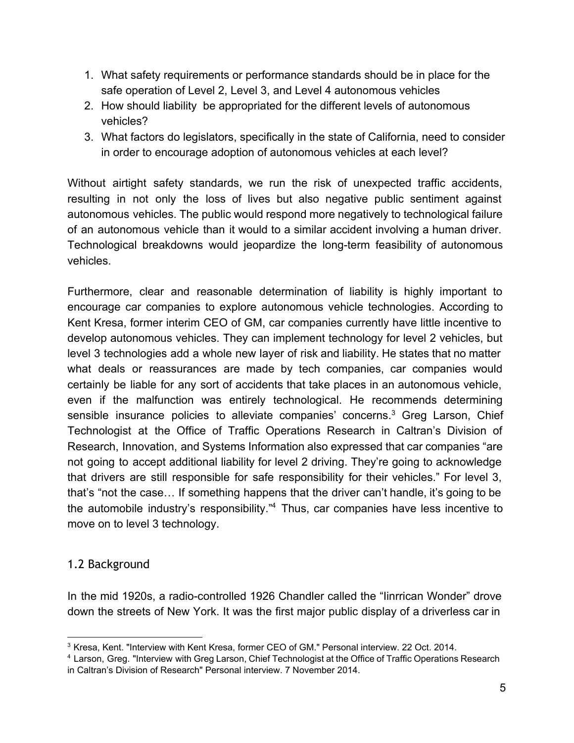1. What safety requirements or performance standards should be in place for the safe operation of Level 2, Level 3, and Level 4 autonomous vehicles
2. How should liability  be appropriated for the different levels of autonomous vehicles?
3. What factors do legislators, specifically in the state of California, need to consider in order to encourage adoption of autonomous vehicles at each level?

Without airtight safety standards, we run the risk of unexpected traffic accidents, resulting in not only the loss of lives but also negative public sentiment against autonomous vehicles. The public would respond more negatively to technological failure of an autonomous vehicle than it would to a similar accident involving a human driver. Technological breakdowns would jeopardize the long-term feasibility of autonomous vehicles.

Furthermore, clear and reasonable determination of liability is highly important to encourage car companies to explore autonomous vehicle technologies. According to Kent Kresa, former interim CEO of GM, car companies currently have little incentive to develop autonomous vehicles. They can implement technology for level 2 vehicles, but level 3 technologies add a whole new layer of risk and liability. He states that no matter what deals or reassurances are made by tech companies, car companies would certainly be liable for any sort of accidents that take places in an autonomous vehicle, even if the malfunction was entirely technological. He recommends determining sensible insurance policies to alleviate companies' concerns.[3] Greg Larson, Chief Technologist at the Office of Traffic Operations Research in Caltran's Division of Research, Innovation, and Systems Information also expressed that car companies "are not going to accept additional liability for level 2 driving. They're going to acknowledge that drivers are still responsible for safe responsibility for their vehicles." For level 3, that's "not the case… If something happens that the driver can't handle, it's going to be the automobile industry's responsibility."[4] Thus, car companies have less incentive to move on to level 3 technology.

## 1.2 Background

In the mid 1920s, a radio-controlled 1926 Chandler called the "Iinrrican Wonder" drove down the streets of New York. It was the first major public display of a driverless car in

---

[3] Kresa, Kent. "Interview with Kent Kresa, former CEO of GM." Personal interview. 22 Oct. 2014.

[4] Larson, Greg. "Interview with Greg Larson, Chief Technologist at the Office of Traffic Operations Research in Caltran's Division of Research" Personal interview. 7 November 2014.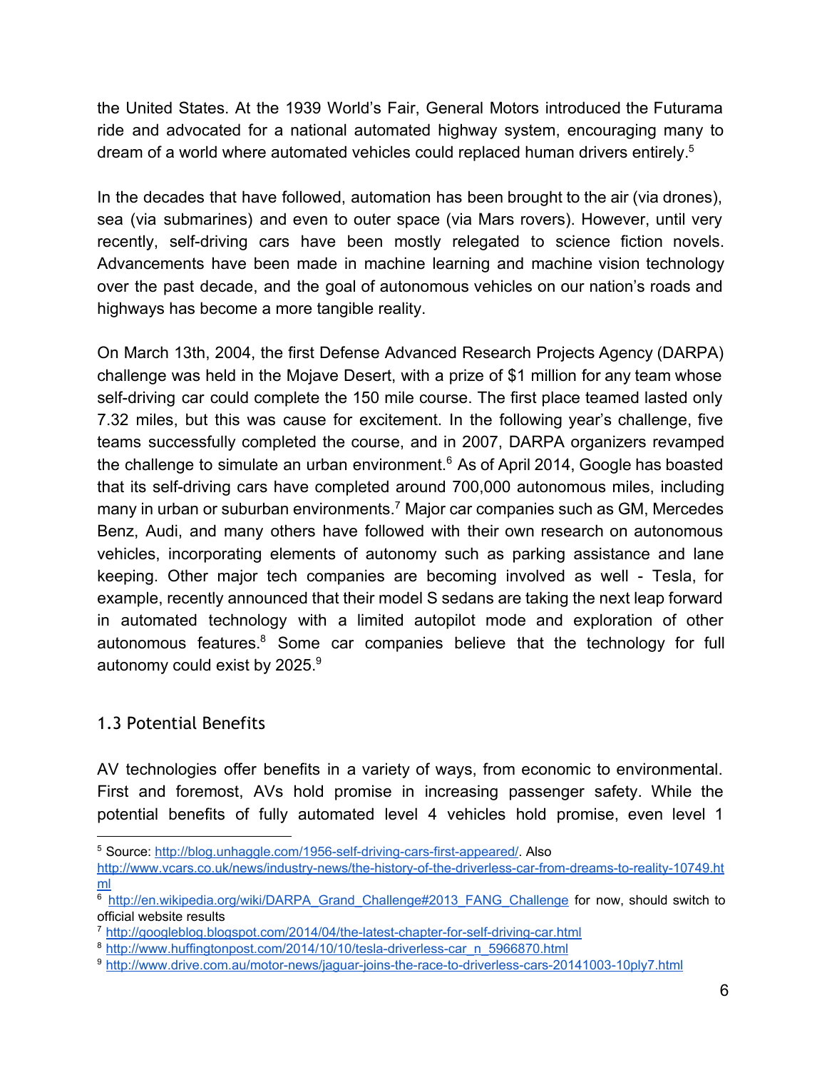the United States. At the 1939 World's Fair, General Motors introduced the Futurama ride and advocated for a national automated highway system, encouraging many to dream of a world where automated vehicles could replaced human drivers entirely.[5]

In the decades that have followed, automation has been brought to the air (via drones), sea (via submarines) and even to outer space (via Mars rovers). However, until very recently, self-driving cars have been mostly relegated to science fiction novels. Advancements have been made in machine learning and machine vision technology over the past decade, and the goal of autonomous vehicles on our nation's roads and highways has become a more tangible reality.

On March 13th, 2004, the first Defense Advanced Research Projects Agency (DARPA) challenge was held in the Mojave Desert, with a prize of $1 million for any team whose self-driving car could complete the 150 mile course. The first place teamed lasted only 7.32 miles, but this was cause for excitement. In the following year's challenge, five teams successfully completed the course, and in 2007, DARPA organizers revamped the challenge to simulate an urban environment.[6] As of April 2014, Google has boasted that its self-driving cars have completed around 700,000 autonomous miles, including many in urban or suburban environments.[7] Major car companies such as GM, Mercedes Benz, Audi, and many others have followed with their own research on autonomous vehicles, incorporating elements of autonomy such as parking assistance and lane keeping. Other major tech companies are becoming involved as well - Tesla, for example, recently announced that their model S sedans are taking the next leap forward in automated technology with a limited autopilot mode and exploration of other autonomous features.[8] Some car companies believe that the technology for full autonomy could exist by 2025.[9]

## 1.3 Potential Benefits

AV technologies offer benefits in a variety of ways, from economic to environmental. First and foremost, AVs hold promise in increasing passenger safety. While the potential benefits of fully automated level 4 vehicles hold promise, even level 1

---

[5] Source: http://blog.unhaggle.com/1956-self-driving-cars-first-appeared/. Also http://www.vcars.co.uk/news/industry-news/the-history-of-the-driverless-car-from-dreams-to-reality-10749.html

[6] http://en.wikipedia.org/wiki/DARPA_Grand_Challenge#2013_FANG_Challenge for now, should switch to official website results

[7] http://googleblog.blogspot.com/2014/04/the-latest-chapter-for-self-driving-car.html

[8] http://www.huffingtonpost.com/2014/10/10/tesla-driverless-car_n_5966870.html

[9] http://www.drive.com.au/motor-news/jaguar-joins-the-race-to-driverless-cars-20141003-10ply7.html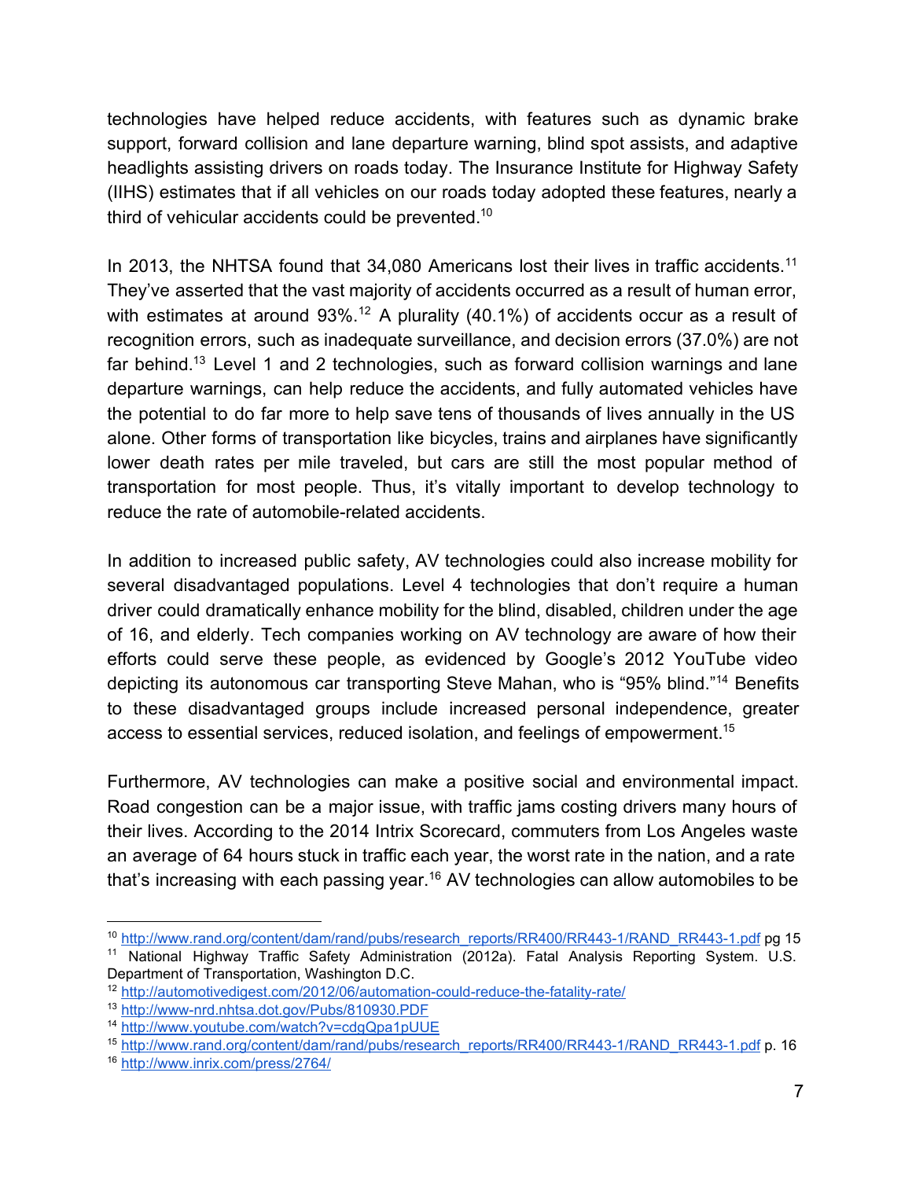technologies have helped reduce accidents, with features such as dynamic brake support, forward collision and lane departure warning, blind spot assists, and adaptive headlights assisting drivers on roads today. The Insurance Institute for Highway Safety (IIHS) estimates that if all vehicles on our roads today adopted these features, nearly a third of vehicular accidents could be prevented.[10]

In 2013, the NHTSA found that 34,080 Americans lost their lives in traffic accidents.[11] They've asserted that the vast majority of accidents occurred as a result of human error, with estimates at around 93%.[12] A plurality (40.1%) of accidents occur as a result of recognition errors, such as inadequate surveillance, and decision errors (37.0%) are not far behind.[13] Level 1 and 2 technologies, such as forward collision warnings and lane departure warnings, can help reduce the accidents, and fully automated vehicles have the potential to do far more to help save tens of thousands of lives annually in the US alone. Other forms of transportation like bicycles, trains and airplanes have significantly lower death rates per mile traveled, but cars are still the most popular method of transportation for most people. Thus, it's vitally important to develop technology to reduce the rate of automobile-related accidents.

In addition to increased public safety, AV technologies could also increase mobility for several disadvantaged populations. Level 4 technologies that don't require a human driver could dramatically enhance mobility for the blind, disabled, children under the age of 16, and elderly. Tech companies working on AV technology are aware of how their efforts could serve these people, as evidenced by Google's 2012 YouTube video depicting its autonomous car transporting Steve Mahan, who is "95% blind."[14] Benefits to these disadvantaged groups include increased personal independence, greater access to essential services, reduced isolation, and feelings of empowerment.[15]

Furthermore, AV technologies can make a positive social and environmental impact. Road congestion can be a major issue, with traffic jams costing drivers many hours of their lives. According to the 2014 Intrix Scorecard, commuters from Los Angeles waste an average of 64 hours stuck in traffic each year, the worst rate in the nation, and a rate that's increasing with each passing year.[16] AV technologies can allow automobiles to be

---

[10] http://www.rand.org/content/dam/rand/pubs/research_reports/RR400/RR443-1/RAND_RR443-1.pdf pg 15

[11] National Highway Traffic Safety Administration (2012a). Fatal Analysis Reporting System. U.S. Department of Transportation, Washington D.C.

[12] http://automotivedigest.com/2012/06/automation-could-reduce-the-fatality-rate/

[13] http://www-nrd.nhtsa.dot.gov/Pubs/810930.PDF

[14] http://www.youtube.com/watch?v=cdgQpa1pUUE

[15] http://www.rand.org/content/dam/rand/pubs/research_reports/RR400/RR443-1/RAND_RR443-1.pdf p. 16

[16] http://www.inrix.com/press/2764/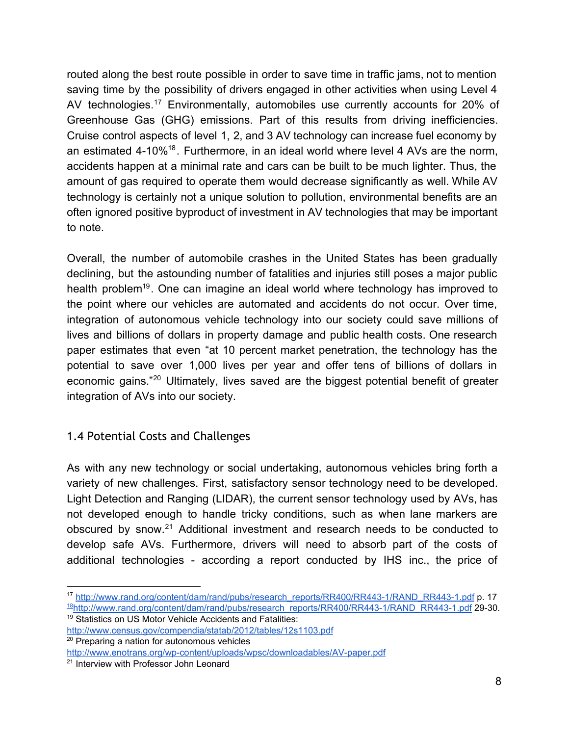routed along the best route possible in order to save time in traffic jams, not to mention saving time by the possibility of drivers engaged in other activities when using Level 4 AV technologies.[17] Environmentally, automobiles use currently accounts for 20% of Greenhouse Gas (GHG) emissions. Part of this results from driving inefficiencies. Cruise control aspects of level 1, 2, and 3 AV technology can increase fuel economy by an estimated 4-10%[18]. Furthermore, in an ideal world where level 4 AVs are the norm, accidents happen at a minimal rate and cars can be built to be much lighter. Thus, the amount of gas required to operate them would decrease significantly as well. While AV technology is certainly not a unique solution to pollution, environmental benefits are an often ignored positive byproduct of investment in AV technologies that may be important to note.

Overall, the number of automobile crashes in the United States has been gradually declining, but the astounding number of fatalities and injuries still poses a major public health problem[19]. One can imagine an ideal world where technology has improved to the point where our vehicles are automated and accidents do not occur. Over time, integration of autonomous vehicle technology into our society could save millions of lives and billions of dollars in property damage and public health costs. One research paper estimates that even "at 10 percent market penetration, the technology has the potential to save over 1,000 lives per year and offer tens of billions of dollars in economic gains."[20] Ultimately, lives saved are the biggest potential benefit of greater integration of AVs into our society.

### 1.4 Potential Costs and Challenges

As with any new technology or social undertaking, autonomous vehicles bring forth a variety of new challenges. First, satisfactory sensor technology need to be developed. Light Detection and Ranging (LIDAR), the current sensor technology used by AVs, has not developed enough to handle tricky conditions, such as when lane markers are obscured by snow.[21] Additional investment and research needs to be conducted to develop safe AVs. Furthermore, drivers will need to absorb part of the costs of additional technologies - according a report conducted by IHS inc., the price of

---

[17] http://www.rand.org/content/dam/rand/pubs/research_reports/RR400/RR443-1/RAND_RR443-1.pdf p. 17

[18] http://www.rand.org/content/dam/rand/pubs/research_reports/RR400/RR443-1/RAND_RR443-1.pdf 29-30.

[19] Statistics on US Motor Vehicle Accidents and Fatalities: http://www.census.gov/compendia/statab/2012/tables/12s1103.pdf

[20] Preparing a nation for autonomous vehicles http://www.enotrans.org/wp-content/uploads/wpsc/downloadables/AV-paper.pdf

[21] Interview with Professor John Leonard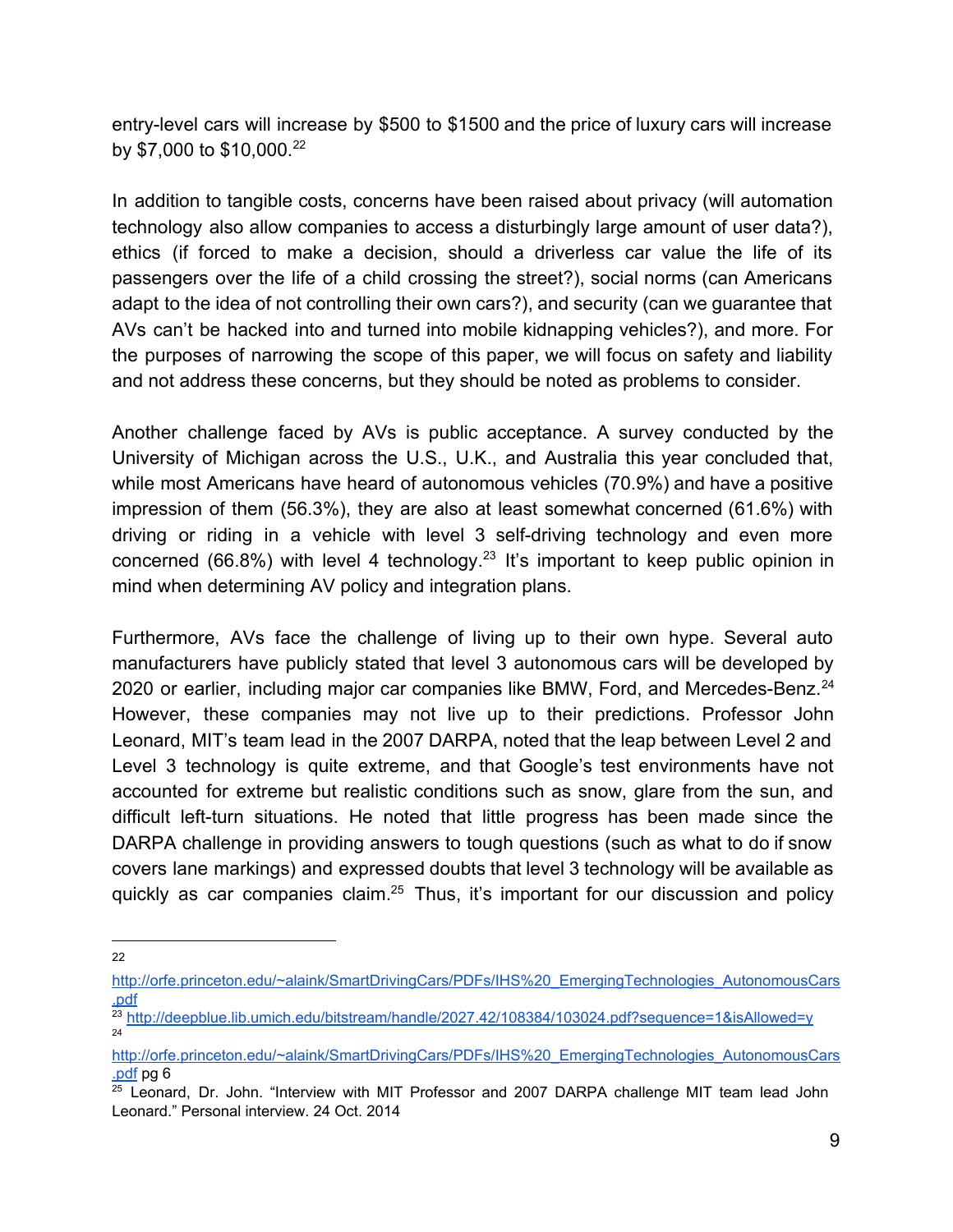entry-level cars will increase by $500 to $1500 and the price of luxury cars will increase by $7,000 to $10,000.[22]

In addition to tangible costs, concerns have been raised about privacy (will automation technology also allow companies to access a disturbingly large amount of user data?), ethics (if forced to make a decision, should a driverless car value the life of its passengers over the life of a child crossing the street?), social norms (can Americans adapt to the idea of not controlling their own cars?), and security (can we guarantee that AVs can't be hacked into and turned into mobile kidnapping vehicles?), and more. For the purposes of narrowing the scope of this paper, we will focus on safety and liability and not address these concerns, but they should be noted as problems to consider.

Another challenge faced by AVs is public acceptance. A survey conducted by the University of Michigan across the U.S., U.K., and Australia this year concluded that, while most Americans have heard of autonomous vehicles (70.9%) and have a positive impression of them (56.3%), they are also at least somewhat concerned (61.6%) with driving or riding in a vehicle with level 3 self-driving technology and even more concerned (66.8%) with level 4 technology.[23] It's important to keep public opinion in mind when determining AV policy and integration plans.

Furthermore, AVs face the challenge of living up to their own hype. Several auto manufacturers have publicly stated that level 3 autonomous cars will be developed by 2020 or earlier, including major car companies like BMW, Ford, and Mercedes-Benz.[24] However, these companies may not live up to their predictions. Professor John Leonard, MIT's team lead in the 2007 DARPA, noted that the leap between Level 2 and Level 3 technology is quite extreme, and that Google's test environments have not accounted for extreme but realistic conditions such as snow, glare from the sun, and difficult left-turn situations. He noted that little progress has been made since the DARPA challenge in providing answers to tough questions (such as what to do if snow covers lane markings) and expressed doubts that level 3 technology will be available as quickly as car companies claim.[25] Thus, it's important for our discussion and policy

---

[22] http://orfe.princeton.edu/~alaink/SmartDrivingCars/PDFs/IHS%20_EmergingTechnologies_AutonomousCars.pdf

[23] http://deepblue.lib.umich.edu/bitstream/handle/2027.42/108384/103024.pdf?sequence=1&isAllowed=y

[24] http://orfe.princeton.edu/~alaink/SmartDrivingCars/PDFs/IHS%20_EmergingTechnologies_AutonomousCars.pdf pg 6

[25] Leonard, Dr. John. "Interview with MIT Professor and 2007 DARPA challenge MIT team lead John Leonard." Personal interview. 24 Oct. 2014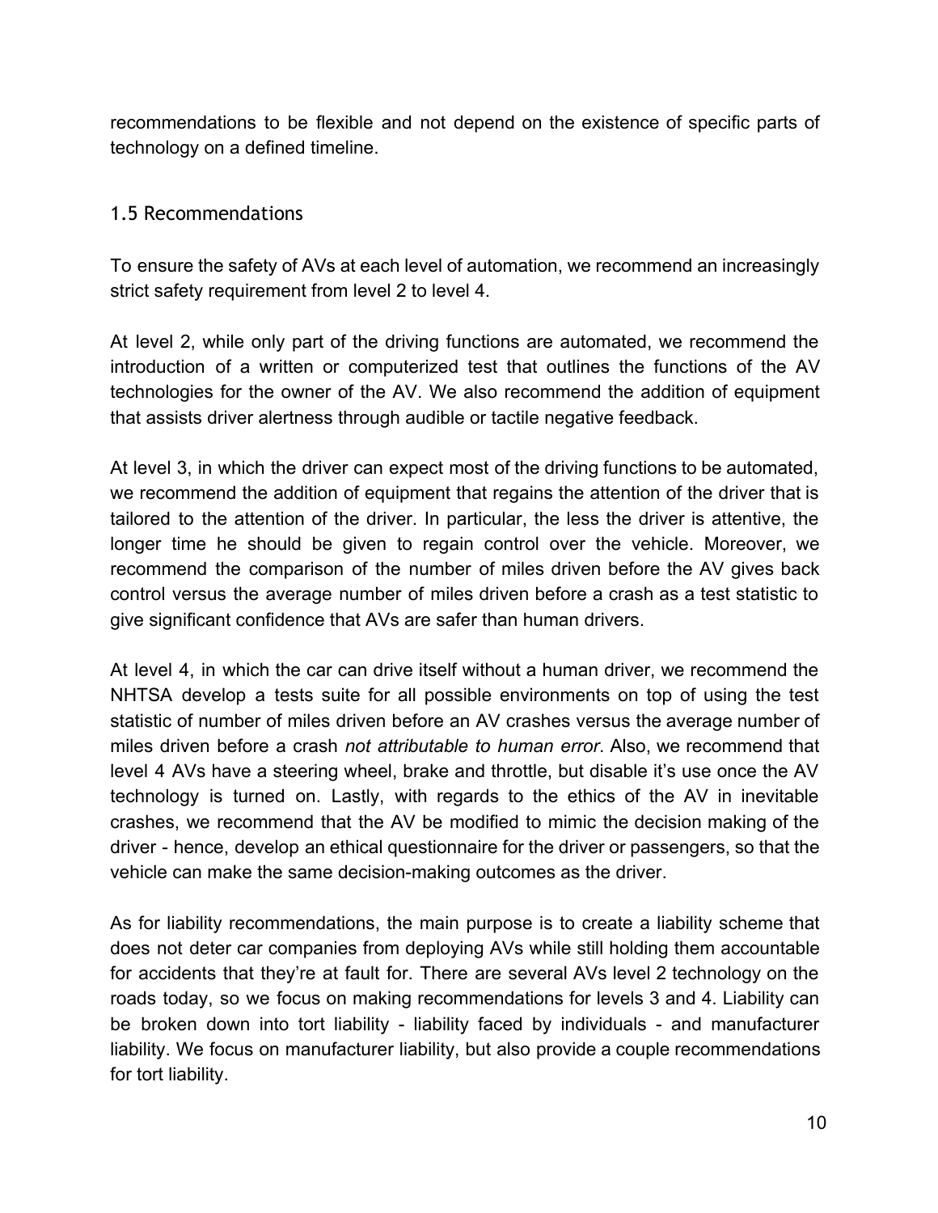recommendations to be flexible and not depend on the existence of specific parts of technology on a defined timeline.

### 1.5 Recommendations

To ensure the safety of AVs at each level of automation, we recommend an increasingly strict safety requirement from level 2 to level 4.

At level 2, while only part of the driving functions are automated, we recommend the introduction of a written or computerized test that outlines the functions of the AV technologies for the owner of the AV. We also recommend the addition of equipment that assists driver alertness through audible or tactile negative feedback.

At level 3, in which the driver can expect most of the driving functions to be automated, we recommend the addition of equipment that regains the attention of the driver that is tailored to the attention of the driver. In particular, the less the driver is attentive, the longer time he should be given to regain control over the vehicle. Moreover, we recommend the comparison of the number of miles driven before the AV gives back control versus the average number of miles driven before a crash as a test statistic to give significant confidence that AVs are safer than human drivers.

At level 4, in which the car can drive itself without a human driver, we recommend the NHTSA develop a tests suite for all possible environments on top of using the test statistic of number of miles driven before an AV crashes versus the average number of miles driven before a crash *not attributable to human error*. Also, we recommend that level 4 AVs have a steering wheel, brake and throttle, but disable it's use once the AV technology is turned on. Lastly, with regards to the ethics of the AV in inevitable crashes, we recommend that the AV be modified to mimic the decision making of the driver - hence, develop an ethical questionnaire for the driver or passengers, so that the vehicle can make the same decision-making outcomes as the driver.

As for liability recommendations, the main purpose is to create a liability scheme that does not deter car companies from deploying AVs while still holding them accountable for accidents that they're at fault for. There are several AVs level 2 technology on the roads today, so we focus on making recommendations for levels 3 and 4. Liability can be broken down into tort liability - liability faced by individuals - and manufacturer liability. We focus on manufacturer liability, but also provide a couple recommendations for tort liability.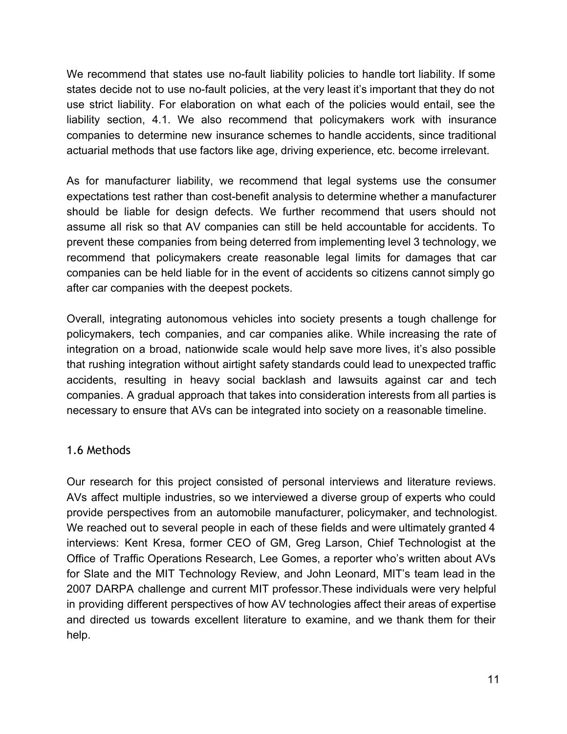We recommend that states use no-fault liability policies to handle tort liability. If some states decide not to use no-fault policies, at the very least it's important that they do not use strict liability. For elaboration on what each of the policies would entail, see the liability section, 4.1. We also recommend that policymakers work with insurance companies to determine new insurance schemes to handle accidents, since traditional actuarial methods that use factors like age, driving experience, etc. become irrelevant.

As for manufacturer liability, we recommend that legal systems use the consumer expectations test rather than cost-benefit analysis to determine whether a manufacturer should be liable for design defects. We further recommend that users should not assume all risk so that AV companies can still be held accountable for accidents. To prevent these companies from being deterred from implementing level 3 technology, we recommend that policymakers create reasonable legal limits for damages that car companies can be held liable for in the event of accidents so citizens cannot simply go after car companies with the deepest pockets.

Overall, integrating autonomous vehicles into society presents a tough challenge for policymakers, tech companies, and car companies alike. While increasing the rate of integration on a broad, nationwide scale would help save more lives, it's also possible that rushing integration without airtight safety standards could lead to unexpected traffic accidents, resulting in heavy social backlash and lawsuits against car and tech companies. A gradual approach that takes into consideration interests from all parties is necessary to ensure that AVs can be integrated into society on a reasonable timeline.

### 1.6 Methods

Our research for this project consisted of personal interviews and literature reviews. AVs affect multiple industries, so we interviewed a diverse group of experts who could provide perspectives from an automobile manufacturer, policymaker, and technologist. We reached out to several people in each of these fields and were ultimately granted 4 interviews: Kent Kresa, former CEO of GM, Greg Larson, Chief Technologist at the Office of Traffic Operations Research, Lee Gomes, a reporter who's written about AVs for Slate and the MIT Technology Review, and John Leonard, MIT's team lead in the 2007 DARPA challenge and current MIT professor.These individuals were very helpful in providing different perspectives of how AV technologies affect their areas of expertise and directed us towards excellent literature to examine, and we thank them for their help.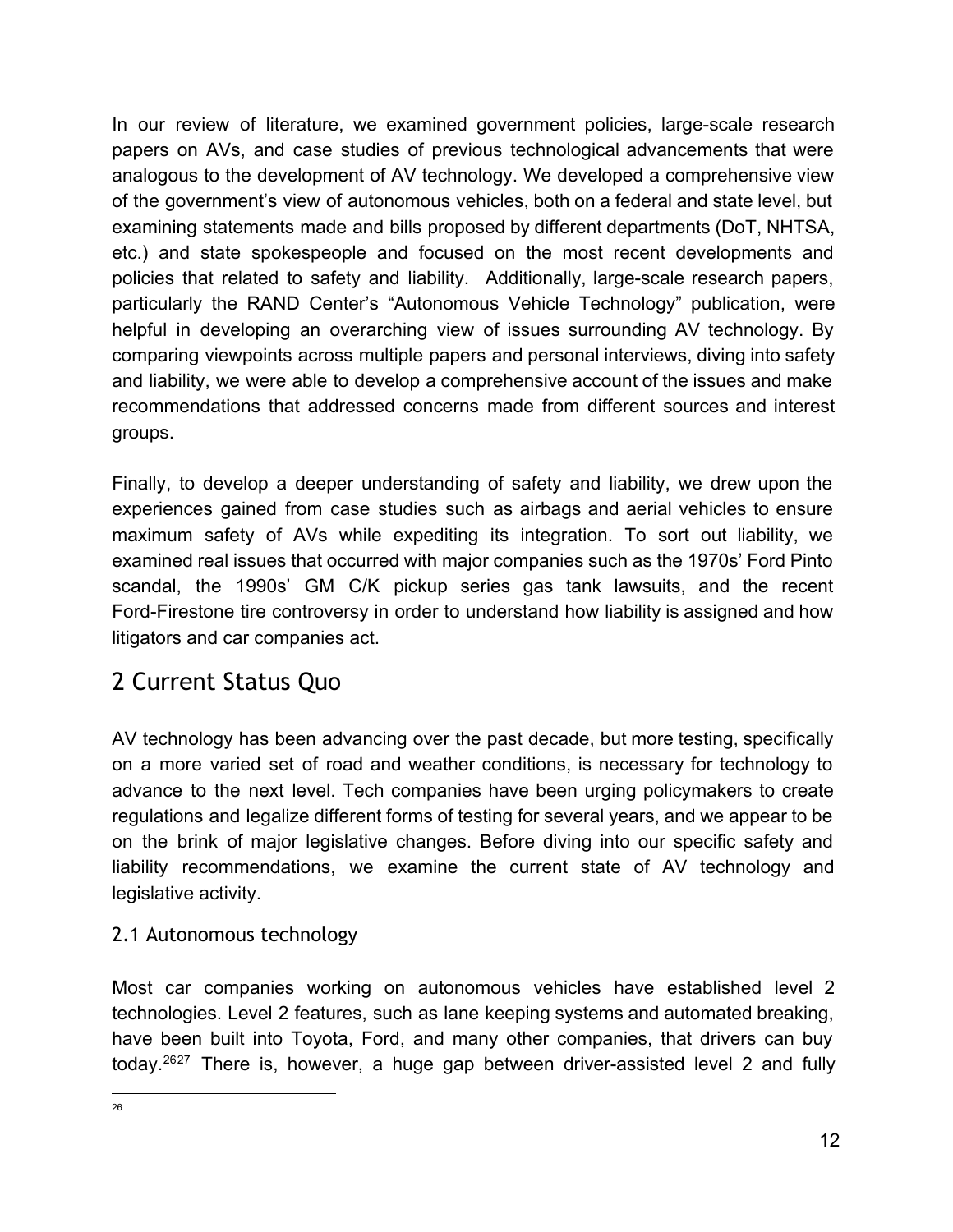In our review of literature, we examined government policies, large-scale research papers on AVs, and case studies of previous technological advancements that were analogous to the development of AV technology. We developed a comprehensive view of the government's view of autonomous vehicles, both on a federal and state level, but examining statements made and bills proposed by different departments (DoT, NHTSA, etc.) and state spokespeople and focused on the most recent developments and policies that related to safety and liability. Additionally, large-scale research papers, particularly the RAND Center's "Autonomous Vehicle Technology" publication, were helpful in developing an overarching view of issues surrounding AV technology. By comparing viewpoints across multiple papers and personal interviews, diving into safety and liability, we were able to develop a comprehensive account of the issues and make recommendations that addressed concerns made from different sources and interest groups.

Finally, to develop a deeper understanding of safety and liability, we drew upon the experiences gained from case studies such as airbags and aerial vehicles to ensure maximum safety of AVs while expediting its integration. To sort out liability, we examined real issues that occurred with major companies such as the 1970s' Ford Pinto scandal, the 1990s' GM C/K pickup series gas tank lawsuits, and the recent Ford-Firestone tire controversy in order to understand how liability is assigned and how litigators and car companies act.

## 2 Current Status Quo

AV technology has been advancing over the past decade, but more testing, specifically on a more varied set of road and weather conditions, is necessary for technology to advance to the next level. Tech companies have been urging policymakers to create regulations and legalize different forms of testing for several years, and we appear to be on the brink of major legislative changes. Before diving into our specific safety and liability recommendations, we examine the current state of AV technology and legislative activity.

### 2.1 Autonomous technology

Most car companies working on autonomous vehicles have established level 2 technologies. Level 2 features, such as lane keeping systems and automated breaking, have been built into Toyota, Ford, and many other companies, that drivers can buy today.[26][27] There is, however, a huge gap between driver-assisted level 2 and fully

[26]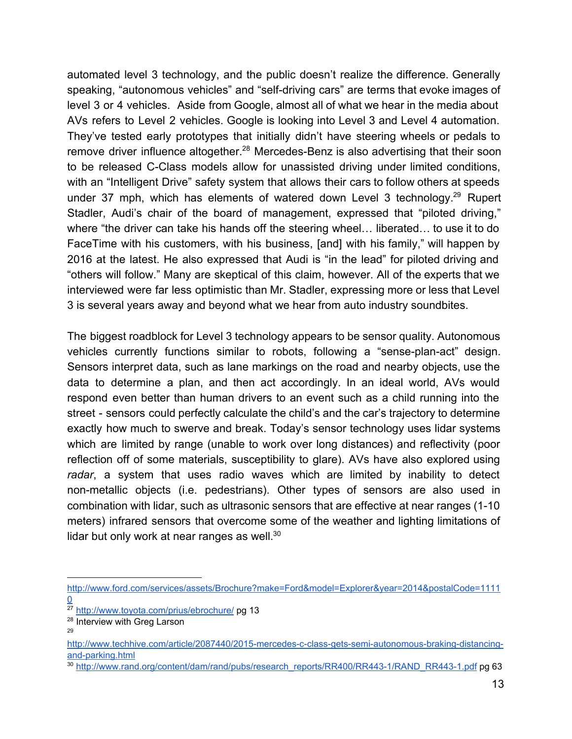automated level 3 technology, and the public doesn't realize the difference. Generally speaking, "autonomous vehicles" and "self-driving cars" are terms that evoke images of level 3 or 4 vehicles. Aside from Google, almost all of what we hear in the media about AVs refers to Level 2 vehicles. Google is looking into Level 3 and Level 4 automation. They've tested early prototypes that initially didn't have steering wheels or pedals to remove driver influence altogether.[28] Mercedes-Benz is also advertising that their soon to be released C-Class models allow for unassisted driving under limited conditions, with an "Intelligent Drive" safety system that allows their cars to follow others at speeds under 37 mph, which has elements of watered down Level 3 technology.[29] Rupert Stadler, Audi's chair of the board of management, expressed that "piloted driving," where "the driver can take his hands off the steering wheel… liberated… to use it to do FaceTime with his customers, with his business, [and] with his family," will happen by 2016 at the latest. He also expressed that Audi is "in the lead" for piloted driving and "others will follow." Many are skeptical of this claim, however. All of the experts that we interviewed were far less optimistic than Mr. Stadler, expressing more or less that Level 3 is several years away and beyond what we hear from auto industry soundbites.

The biggest roadblock for Level 3 technology appears to be sensor quality. Autonomous vehicles currently functions similar to robots, following a "sense-plan-act" design. Sensors interpret data, such as lane markings on the road and nearby objects, use the data to determine a plan, and then act accordingly. In an ideal world, AVs would respond even better than human drivers to an event such as a child running into the street - sensors could perfectly calculate the child's and the car's trajectory to determine exactly how much to swerve and break. Today's sensor technology uses lidar systems which are limited by range (unable to work over long distances) and reflectivity (poor reflection off of some materials, susceptibility to glare). AVs have also explored using *radar*, a system that uses radio waves which are limited by inability to detect non-metallic objects (i.e. pedestrians). Other types of sensors are also used in combination with lidar, such as ultrasonic sensors that are effective at near ranges (1-10 meters) infrared sensors that overcome some of the weather and lighting limitations of lidar but only work at near ranges as well.[30]

---

http://www.ford.com/services/assets/Brochure?make=Ford&model=Explorer&year=2014&postalCode=11110

[27] http://www.toyota.com/prius/ebrochure/ pg 13

[28] Interview with Greg Larson

[29] http://www.techhive.com/article/2087440/2015-mercedes-c-class-gets-semi-autonomous-braking-distancing-and-parking.html

[30] http://www.rand.org/content/dam/rand/pubs/research_reports/RR400/RR443-1/RAND_RR443-1.pdf pg 63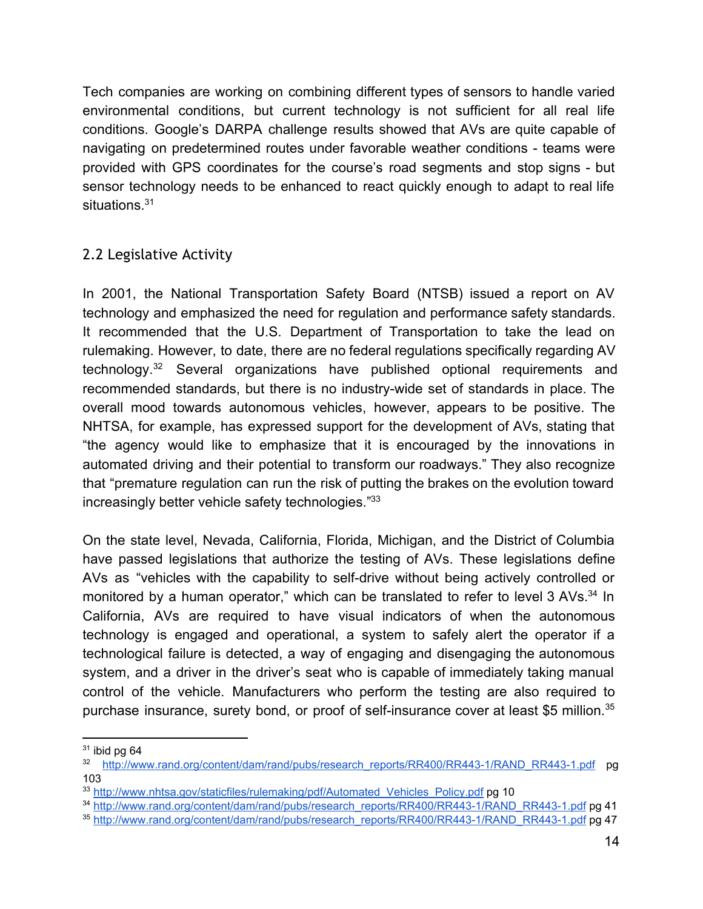Tech companies are working on combining different types of sensors to handle varied environmental conditions, but current technology is not sufficient for all real life conditions. Google's DARPA challenge results showed that AVs are quite capable of navigating on predetermined routes under favorable weather conditions - teams were provided with GPS coordinates for the course's road segments and stop signs - but sensor technology needs to be enhanced to react quickly enough to adapt to real life situations.[31]

## 2.2 Legislative Activity

In 2001, the National Transportation Safety Board (NTSB) issued a report on AV technology and emphasized the need for regulation and performance safety standards. It recommended that the U.S. Department of Transportation to take the lead on rulemaking. However, to date, there are no federal regulations specifically regarding AV technology.[32] Several organizations have published optional requirements and recommended standards, but there is no industry-wide set of standards in place. The overall mood towards autonomous vehicles, however, appears to be positive. The NHTSA, for example, has expressed support for the development of AVs, stating that "the agency would like to emphasize that it is encouraged by the innovations in automated driving and their potential to transform our roadways." They also recognize that "premature regulation can run the risk of putting the brakes on the evolution toward increasingly better vehicle safety technologies."[33]

On the state level, Nevada, California, Florida, Michigan, and the District of Columbia have passed legislations that authorize the testing of AVs. These legislations define AVs as "vehicles with the capability to self-drive without being actively controlled or monitored by a human operator," which can be translated to refer to level 3 AVs.[34] In California, AVs are required to have visual indicators of when the autonomous technology is engaged and operational, a system to safely alert the operator if a technological failure is detected, a way of engaging and disengaging the autonomous system, and a driver in the driver's seat who is capable of immediately taking manual control of the vehicle. Manufacturers who perform the testing are also required to purchase insurance, surety bond, or proof of self-insurance cover at least $5 million.[35]

---

[31] ibid pg 64

[32] http://www.rand.org/content/dam/rand/pubs/research_reports/RR400/RR443-1/RAND_RR443-1.pdf pg 103

[33] http://www.nhtsa.gov/staticfiles/rulemaking/pdf/Automated_Vehicles_Policy.pdf pg 10

[34] http://www.rand.org/content/dam/rand/pubs/research_reports/RR400/RR443-1/RAND_RR443-1.pdf pg 41

[35] http://www.rand.org/content/dam/rand/pubs/research_reports/RR400/RR443-1/RAND_RR443-1.pdf pg 47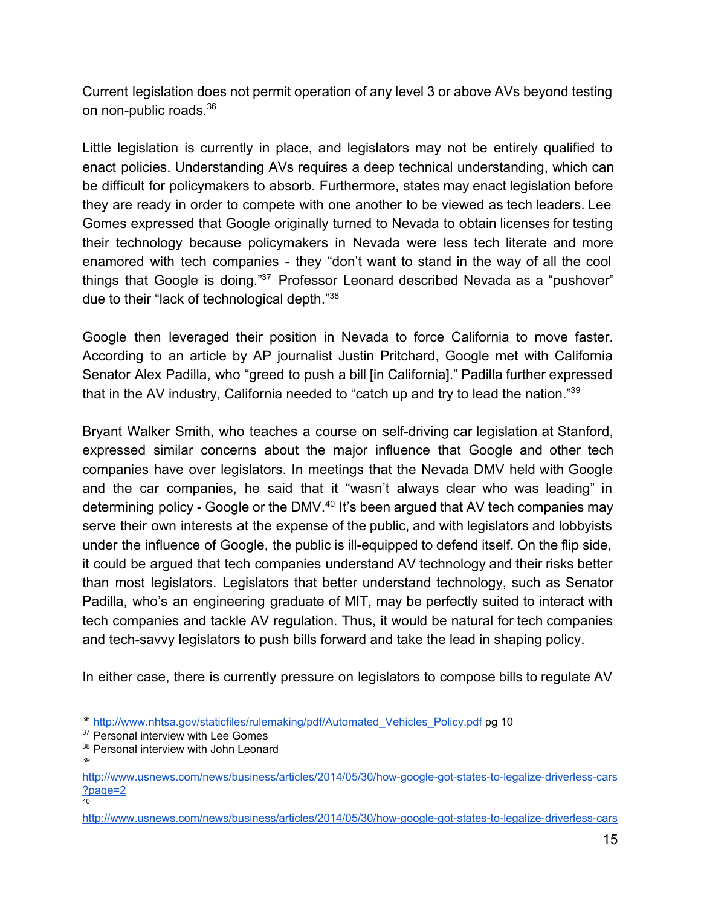Current legislation does not permit operation of any level 3 or above AVs beyond testing on non-public roads.[36]

Little legislation is currently in place, and legislators may not be entirely qualified to enact policies. Understanding AVs requires a deep technical understanding, which can be difficult for policymakers to absorb. Furthermore, states may enact legislation before they are ready in order to compete with one another to be viewed as tech leaders. Lee Gomes expressed that Google originally turned to Nevada to obtain licenses for testing their technology because policymakers in Nevada were less tech literate and more enamored with tech companies - they "don't want to stand in the way of all the cool things that Google is doing."[37] Professor Leonard described Nevada as a "pushover" due to their "lack of technological depth."[38]

Google then leveraged their position in Nevada to force California to move faster. According to an article by AP journalist Justin Pritchard, Google met with California Senator Alex Padilla, who "greed to push a bill [in California]." Padilla further expressed that in the AV industry, California needed to "catch up and try to lead the nation."[39]

Bryant Walker Smith, who teaches a course on self-driving car legislation at Stanford, expressed similar concerns about the major influence that Google and other tech companies have over legislators. In meetings that the Nevada DMV held with Google and the car companies, he said that it "wasn't always clear who was leading" in determining policy - Google or the DMV.[40] It's been argued that AV tech companies may serve their own interests at the expense of the public, and with legislators and lobbyists under the influence of Google, the public is ill-equipped to defend itself. On the flip side, it could be argued that tech companies understand AV technology and their risks better than most legislators. Legislators that better understand technology, such as Senator Padilla, who's an engineering graduate of MIT, may be perfectly suited to interact with tech companies and tackle AV regulation. Thus, it would be natural for tech companies and tech-savvy legislators to push bills forward and take the lead in shaping policy.

In either case, there is currently pressure on legislators to compose bills to regulate AV

---

[36] http://www.nhtsa.gov/staticfiles/rulemaking/pdf/Automated_Vehicles_Policy.pdf pg 10

[37] Personal interview with Lee Gomes

[38] Personal interview with John Leonard

[39] http://www.usnews.com/news/business/articles/2014/05/30/how-google-got-states-to-legalize-driverless-cars?page=2

[40] http://www.usnews.com/news/business/articles/2014/05/30/how-google-got-states-to-legalize-driverless-cars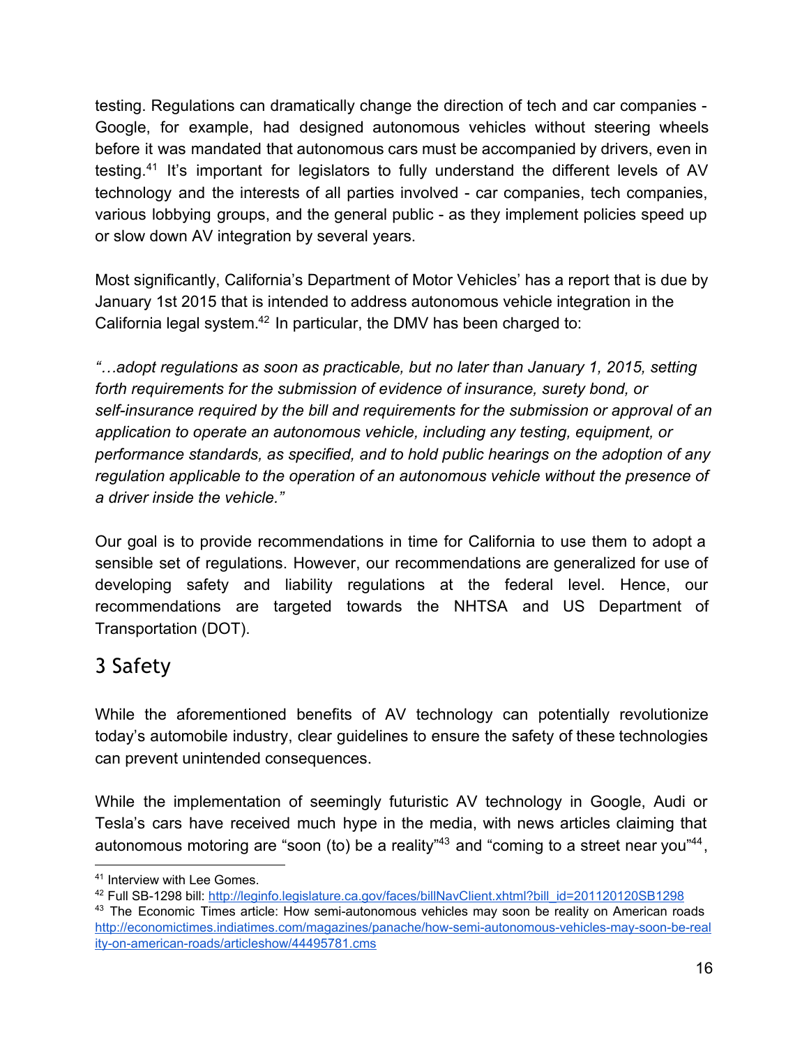testing. Regulations can dramatically change the direction of tech and car companies - Google, for example, had designed autonomous vehicles without steering wheels before it was mandated that autonomous cars must be accompanied by drivers, even in testing.[41] It's important for legislators to fully understand the different levels of AV technology and the interests of all parties involved - car companies, tech companies, various lobbying groups, and the general public - as they implement policies speed up or slow down AV integration by several years.

Most significantly, California's Department of Motor Vehicles' has a report that is due by January 1st 2015 that is intended to address autonomous vehicle integration in the California legal system.[42] In particular, the DMV has been charged to:

*"…adopt regulations as soon as practicable, but no later than January 1, 2015, setting forth requirements for the submission of evidence of insurance, surety bond, or self-insurance required by the bill and requirements for the submission or approval of an application to operate an autonomous vehicle, including any testing, equipment, or performance standards, as specified, and to hold public hearings on the adoption of any regulation applicable to the operation of an autonomous vehicle without the presence of a driver inside the vehicle."*

Our goal is to provide recommendations in time for California to use them to adopt a sensible set of regulations. However, our recommendations are generalized for use of developing safety and liability regulations at the federal level. Hence, our recommendations are targeted towards the NHTSA and US Department of Transportation (DOT).

## 3 Safety

While the aforementioned benefits of AV technology can potentially revolutionize today's automobile industry, clear guidelines to ensure the safety of these technologies can prevent unintended consequences.

While the implementation of seemingly futuristic AV technology in Google, Audi or Tesla's cars have received much hype in the media, with news articles claiming that autonomous motoring are "soon (to) be a reality"[43] and "coming to a street near you"[44],

---

[41] Interview with Lee Gomes.

[42] Full SB-1298 bill: http://leginfo.legislature.ca.gov/faces/billNavClient.xhtml?bill_id=201120120SB1298

[43] The Economic Times article: How semi-autonomous vehicles may soon be reality on American roads http://economictimes.indiatimes.com/magazines/panache/how-semi-autonomous-vehicles-may-soon-be-reality-on-american-roads/articleshow/44495781.cms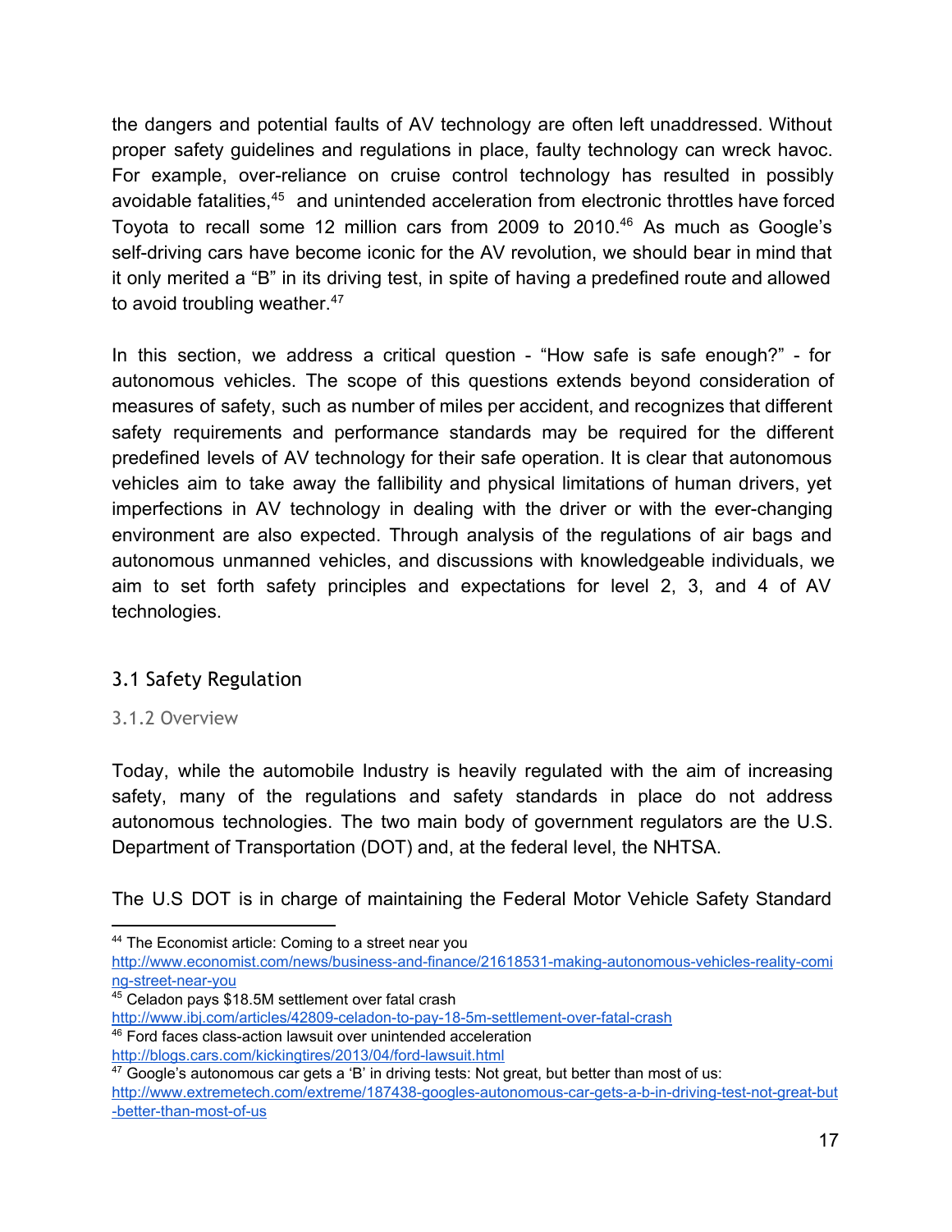the dangers and potential faults of AV technology are often left unaddressed. Without proper safety guidelines and regulations in place, faulty technology can wreck havoc. For example, over-reliance on cruise control technology has resulted in possibly avoidable fatalities,[45] and unintended acceleration from electronic throttles have forced Toyota to recall some 12 million cars from 2009 to 2010.[46] As much as Google's self-driving cars have become iconic for the AV revolution, we should bear in mind that it only merited a "B" in its driving test, in spite of having a predefined route and allowed to avoid troubling weather.[47]

In this section, we address a critical question - "How safe is safe enough?" - for autonomous vehicles. The scope of this questions extends beyond consideration of measures of safety, such as number of miles per accident, and recognizes that different safety requirements and performance standards may be required for the different predefined levels of AV technology for their safe operation. It is clear that autonomous vehicles aim to take away the fallibility and physical limitations of human drivers, yet imperfections in AV technology in dealing with the driver or with the ever-changing environment are also expected. Through analysis of the regulations of air bags and autonomous unmanned vehicles, and discussions with knowledgeable individuals, we aim to set forth safety principles and expectations for level 2, 3, and 4 of AV technologies.

## 3.1 Safety Regulation

### 3.1.2 Overview

Today, while the automobile Industry is heavily regulated with the aim of increasing safety, many of the regulations and safety standards in place do not address autonomous technologies. The two main body of government regulators are the U.S. Department of Transportation (DOT) and, at the federal level, the NHTSA.

The U.S DOT is in charge of maintaining the Federal Motor Vehicle Safety Standard

---

[44] The Economist article: Coming to a street near you
http://www.economist.com/news/business-and-finance/21618531-making-autonomous-vehicles-reality-coming-street-near-you

[45] Celadon pays $18.5M settlement over fatal crash
http://www.ibj.com/articles/42809-celadon-to-pay-18-5m-settlement-over-fatal-crash

[46] Ford faces class-action lawsuit over unintended acceleration
http://blogs.cars.com/kickingtires/2013/04/ford-lawsuit.html

[47] Google's autonomous car gets a 'B' in driving tests: Not great, but better than most of us:
http://www.extremetech.com/extreme/187438-googles-autonomous-car-gets-a-b-in-driving-test-not-great-but-better-than-most-of-us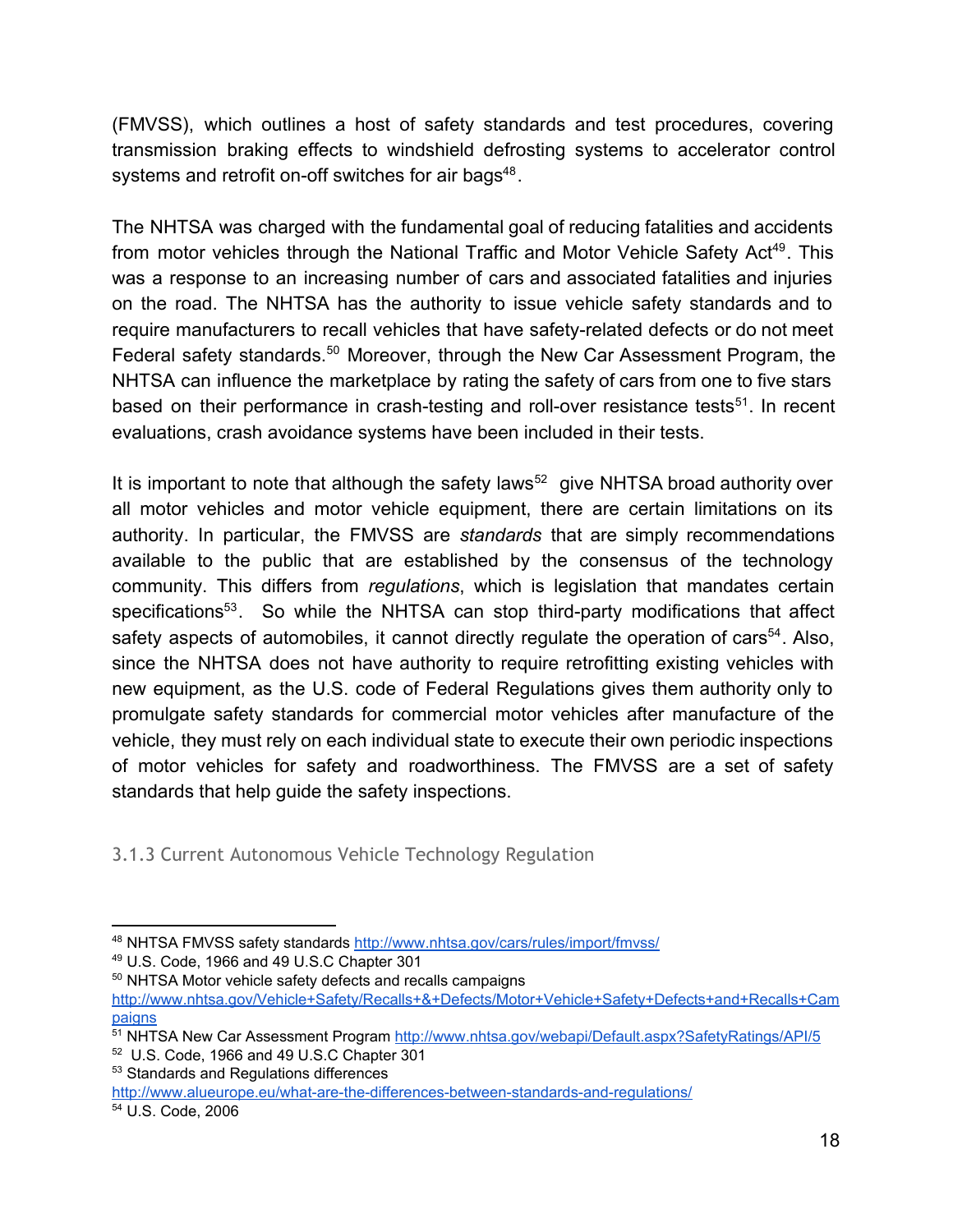(FMVSS), which outlines a host of safety standards and test procedures, covering transmission braking effects to windshield defrosting systems to accelerator control systems and retrofit on-off switches for air bags[48].

The NHTSA was charged with the fundamental goal of reducing fatalities and accidents from motor vehicles through the National Traffic and Motor Vehicle Safety Act[49]. This was a response to an increasing number of cars and associated fatalities and injuries on the road. The NHTSA has the authority to issue vehicle safety standards and to require manufacturers to recall vehicles that have safety-related defects or do not meet Federal safety standards.[50] Moreover, through the New Car Assessment Program, the NHTSA can influence the marketplace by rating the safety of cars from one to five stars based on their performance in crash-testing and roll-over resistance tests[51]. In recent evaluations, crash avoidance systems have been included in their tests.

It is important to note that although the safety laws[52] give NHTSA broad authority over all motor vehicles and motor vehicle equipment, there are certain limitations on its authority. In particular, the FMVSS are *standards* that are simply recommendations available to the public that are established by the consensus of the technology community. This differs from *regulations*, which is legislation that mandates certain specifications[53]. So while the NHTSA can stop third-party modifications that affect safety aspects of automobiles, it cannot directly regulate the operation of cars[54]. Also, since the NHTSA does not have authority to require retrofitting existing vehicles with new equipment, as the U.S. code of Federal Regulations gives them authority only to promulgate safety standards for commercial motor vehicles after manufacture of the vehicle, they must rely on each individual state to execute their own periodic inspections of motor vehicles for safety and roadworthiness. The FMVSS are a set of safety standards that help guide the safety inspections.

### 3.1.3 Current Autonomous Vehicle Technology Regulation

---

[48] NHTSA FMVSS safety standards http://www.nhtsa.gov/cars/rules/import/fmvss/

[49] U.S. Code, 1966 and 49 U.S.C Chapter 301

[50] NHTSA Motor vehicle safety defects and recalls campaigns http://www.nhtsa.gov/Vehicle+Safety/Recalls+&+Defects/Motor+Vehicle+Safety+Defects+and+Recalls+Campaigns

[51] NHTSA New Car Assessment Program http://www.nhtsa.gov/webapi/Default.aspx?SafetyRatings/API/5

[52] U.S. Code, 1966 and 49 U.S.C Chapter 301

[53] Standards and Regulations differences http://www.alueurope.eu/what-are-the-differences-between-standards-and-regulations/

[54] U.S. Code, 2006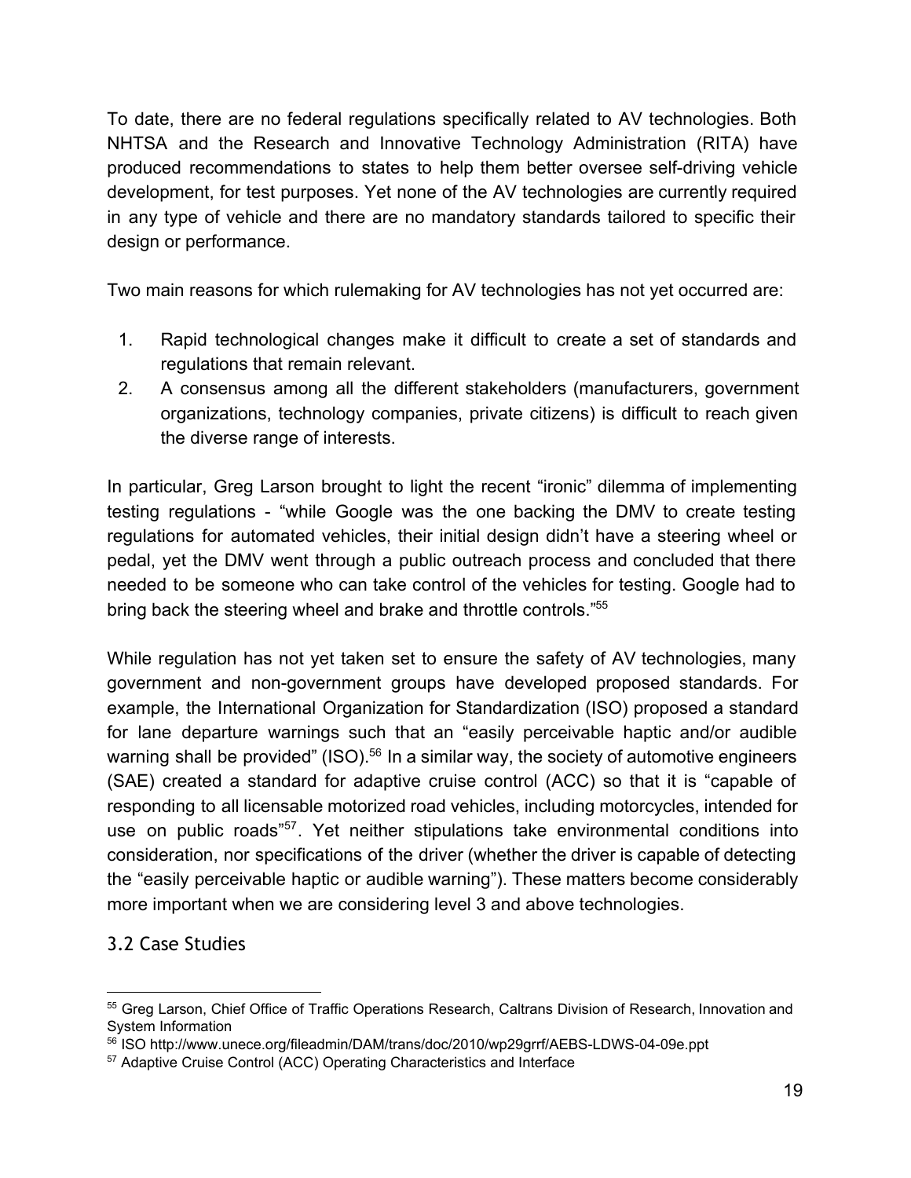To date, there are no federal regulations specifically related to AV technologies. Both NHTSA and the Research and Innovative Technology Administration (RITA) have produced recommendations to states to help them better oversee self-driving vehicle development, for test purposes. Yet none of the AV technologies are currently required in any type of vehicle and there are no mandatory standards tailored to specific their design or performance.

Two main reasons for which rulemaking for AV technologies has not yet occurred are:

1. Rapid technological changes make it difficult to create a set of standards and regulations that remain relevant.
2. A consensus among all the different stakeholders (manufacturers, government organizations, technology companies, private citizens) is difficult to reach given the diverse range of interests.

In particular, Greg Larson brought to light the recent "ironic" dilemma of implementing testing regulations - "while Google was the one backing the DMV to create testing regulations for automated vehicles, their initial design didn't have a steering wheel or pedal, yet the DMV went through a public outreach process and concluded that there needed to be someone who can take control of the vehicles for testing. Google had to bring back the steering wheel and brake and throttle controls."[55]

While regulation has not yet taken set to ensure the safety of AV technologies, many government and non-government groups have developed proposed standards. For example, the International Organization for Standardization (ISO) proposed a standard for lane departure warnings such that an "easily perceivable haptic and/or audible warning shall be provided" (ISO).[56] In a similar way, the society of automotive engineers (SAE) created a standard for adaptive cruise control (ACC) so that it is "capable of responding to all licensable motorized road vehicles, including motorcycles, intended for use on public roads"[57]. Yet neither stipulations take environmental conditions into consideration, nor specifications of the driver (whether the driver is capable of detecting the "easily perceivable haptic or audible warning"). These matters become considerably more important when we are considering level 3 and above technologies.

## 3.2 Case Studies

[55] Greg Larson, Chief Office of Traffic Operations Research, Caltrans Division of Research, Innovation and System Information

[56] ISO http://www.unece.org/fileadmin/DAM/trans/doc/2010/wp29grrf/AEBS-LDWS-04-09e.ppt

[57] Adaptive Cruise Control (ACC) Operating Characteristics and Interface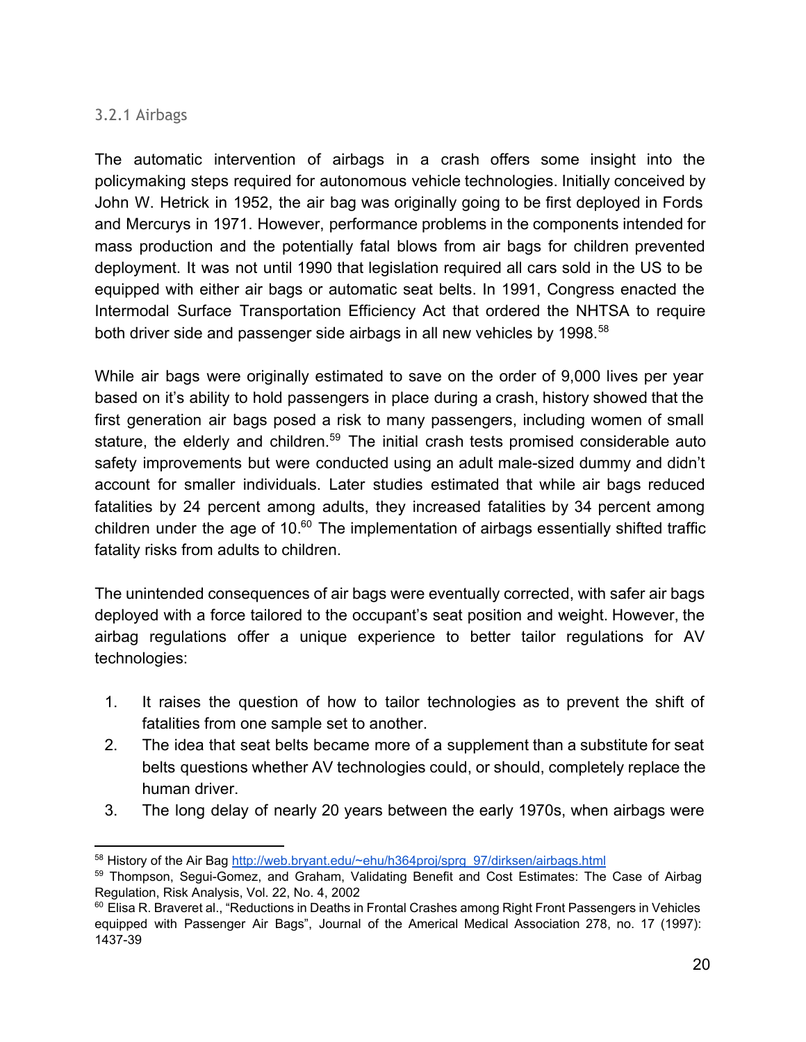### 3.2.1 Airbags

The automatic intervention of airbags in a crash offers some insight into the policymaking steps required for autonomous vehicle technologies. Initially conceived by John W. Hetrick in 1952, the air bag was originally going to be first deployed in Fords and Mercurys in 1971. However, performance problems in the components intended for mass production and the potentially fatal blows from air bags for children prevented deployment. It was not until 1990 that legislation required all cars sold in the US to be equipped with either air bags or automatic seat belts. In 1991, Congress enacted the Intermodal Surface Transportation Efficiency Act that ordered the NHTSA to require both driver side and passenger side airbags in all new vehicles by 1998.[58]

While air bags were originally estimated to save on the order of 9,000 lives per year based on it's ability to hold passengers in place during a crash, history showed that the first generation air bags posed a risk to many passengers, including women of small stature, the elderly and children.[59] The initial crash tests promised considerable auto safety improvements but were conducted using an adult male-sized dummy and didn't account for smaller individuals. Later studies estimated that while air bags reduced fatalities by 24 percent among adults, they increased fatalities by 34 percent among children under the age of 10.[60] The implementation of airbags essentially shifted traffic fatality risks from adults to children.

The unintended consequences of air bags were eventually corrected, with safer air bags deployed with a force tailored to the occupant's seat position and weight. However, the airbag regulations offer a unique experience to better tailor regulations for AV technologies:

1. It raises the question of how to tailor technologies as to prevent the shift of fatalities from one sample set to another.
2. The idea that seat belts became more of a supplement than a substitute for seat belts questions whether AV technologies could, or should, completely replace the human driver.
3. The long delay of nearly 20 years between the early 1970s, when airbags were

---

[58] History of the Air Bag http://web.bryant.edu/~ehu/h364proj/sprg_97/dirksen/airbags.html

[59] Thompson, Segui-Gomez, and Graham, Validating Benefit and Cost Estimates: The Case of Airbag Regulation, Risk Analysis, Vol. 22, No. 4, 2002

[60] Elisa R. Braveret al., "Reductions in Deaths in Frontal Crashes among Right Front Passengers in Vehicles equipped with Passenger Air Bags", Journal of the Americal Medical Association 278, no. 17 (1997): 1437-39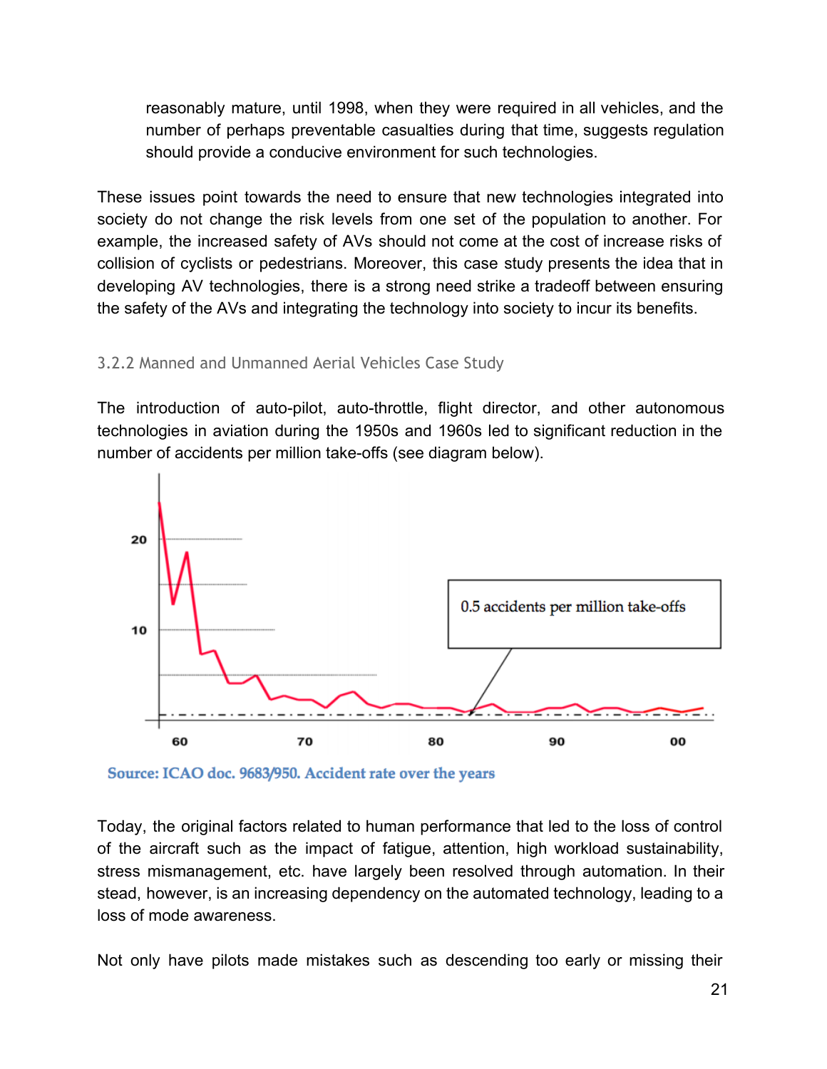reasonably mature, until 1998, when they were required in all vehicles, and the number of perhaps preventable casualties during that time, suggests regulation should provide a conducive environment for such technologies.

These issues point towards the need to ensure that new technologies integrated into society do not change the risk levels from one set of the population to another. For example, the increased safety of AVs should not come at the cost of increase risks of collision of cyclists or pedestrians. Moreover, this case study presents the idea that in developing AV technologies, there is a strong need strike a tradeoff between ensuring the safety of the AVs and integrating the technology into society to incur its benefits.

### 3.2.2 Manned and Unmanned Aerial Vehicles Case Study

The introduction of auto-pilot, auto-throttle, flight director, and other autonomous technologies in aviation during the 1950s and 1960s led to significant reduction in the number of accidents per million take-offs (see diagram below).

0.5 accidents per million take-offs

Source: ICAO doc. 9683/950. Accident rate over the years

Today, the original factors related to human performance that led to the loss of control of the aircraft such as the impact of fatigue, attention, high workload sustainability, stress mismanagement, etc. have largely been resolved through automation. In their stead, however, is an increasing dependency on the automated technology, leading to a loss of mode awareness.

Not only have pilots made mistakes such as descending too early or missing their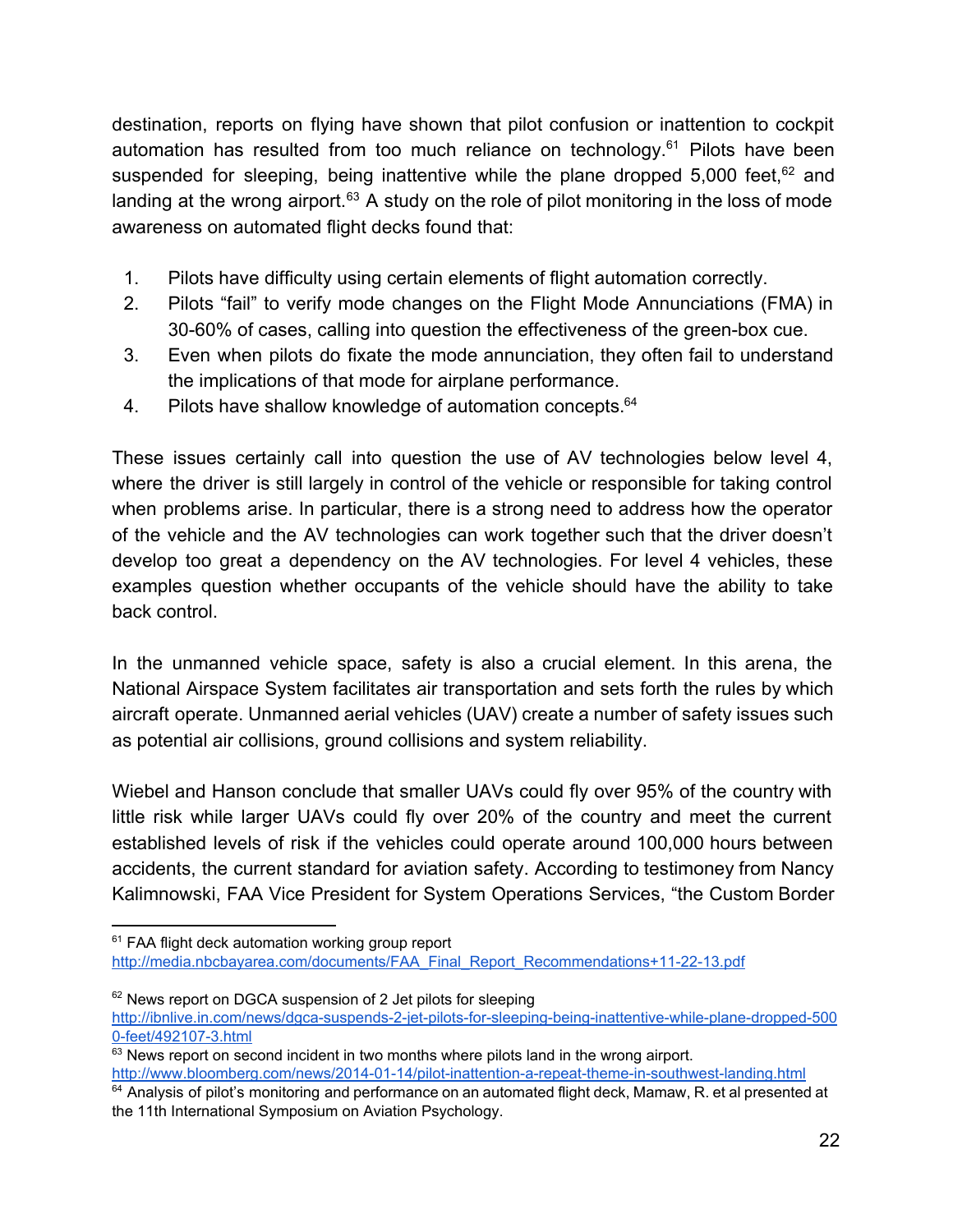destination, reports on flying have shown that pilot confusion or inattention to cockpit automation has resulted from too much reliance on technology.[61] Pilots have been suspended for sleeping, being inattentive while the plane dropped 5,000 feet,[62] and landing at the wrong airport.[63] A study on the role of pilot monitoring in the loss of mode awareness on automated flight decks found that:

1. Pilots have difficulty using certain elements of flight automation correctly.
2. Pilots "fail" to verify mode changes on the Flight Mode Annunciations (FMA) in 30-60% of cases, calling into question the effectiveness of the green-box cue.
3. Even when pilots do fixate the mode annunciation, they often fail to understand the implications of that mode for airplane performance.
4. Pilots have shallow knowledge of automation concepts.[64]

These issues certainly call into question the use of AV technologies below level 4, where the driver is still largely in control of the vehicle or responsible for taking control when problems arise. In particular, there is a strong need to address how the operator of the vehicle and the AV technologies can work together such that the driver doesn't develop too great a dependency on the AV technologies. For level 4 vehicles, these examples question whether occupants of the vehicle should have the ability to take back control.

In the unmanned vehicle space, safety is also a crucial element. In this arena, the National Airspace System facilitates air transportation and sets forth the rules by which aircraft operate. Unmanned aerial vehicles (UAV) create a number of safety issues such as potential air collisions, ground collisions and system reliability.

Wiebel and Hanson conclude that smaller UAVs could fly over 95% of the country with little risk while larger UAVs could fly over 20% of the country and meet the current established levels of risk if the vehicles could operate around 100,000 hours between accidents, the current standard for aviation safety. According to testimoney from Nancy Kalimnowski, FAA Vice President for System Operations Services, "the Custom Border

---

[61] FAA flight deck automation working group report http://media.nbcbayarea.com/documents/FAA_Final_Report_Recommendations+11-22-13.pdf

[62] News report on DGCA suspension of 2 Jet pilots for sleeping http://ibnlive.in.com/news/dgca-suspends-2-jet-pilots-for-sleeping-being-inattentive-while-plane-dropped-5000-feet/492107-3.html

[63] News report on second incident in two months where pilots land in the wrong airport. http://www.bloomberg.com/news/2014-01-14/pilot-inattention-a-repeat-theme-in-southwest-landing.html

[64] Analysis of pilot's monitoring and performance on an automated flight deck, Mamaw, R. et al presented at the 11th International Symposium on Aviation Psychology.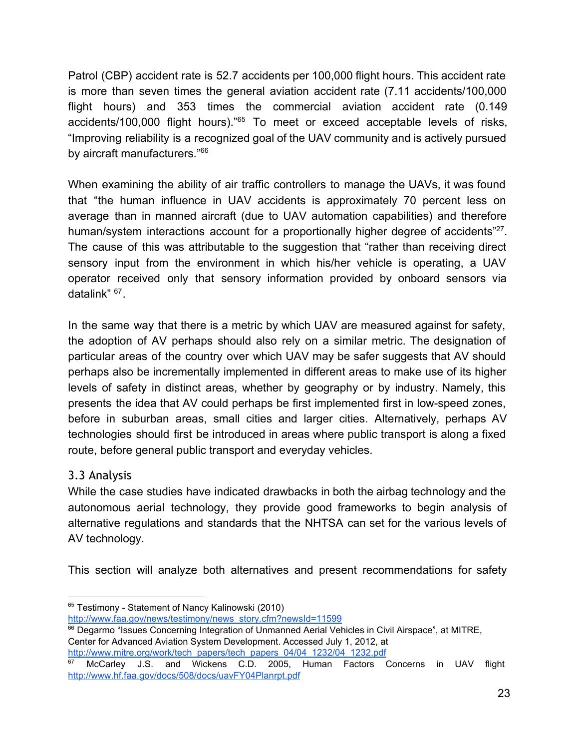Patrol (CBP) accident rate is 52.7 accidents per 100,000 flight hours. This accident rate is more than seven times the general aviation accident rate (7.11 accidents/100,000 flight hours) and 353 times the commercial aviation accident rate (0.149 accidents/100,000 flight hours)."[65] To meet or exceed acceptable levels of risks, "Improving reliability is a recognized goal of the UAV community and is actively pursued by aircraft manufacturers."[66]

When examining the ability of air traffic controllers to manage the UAVs, it was found that "the human influence in UAV accidents is approximately 70 percent less on average than in manned aircraft (due to UAV automation capabilities) and therefore human/system interactions account for a proportionally higher degree of accidents"[27]. The cause of this was attributable to the suggestion that "rather than receiving direct sensory input from the environment in which his/her vehicle is operating, a UAV operator received only that sensory information provided by onboard sensors via datalink" [67].

In the same way that there is a metric by which UAV are measured against for safety, the adoption of AV perhaps should also rely on a similar metric. The designation of particular areas of the country over which UAV may be safer suggests that AV should perhaps also be incrementally implemented in different areas to make use of its higher levels of safety in distinct areas, whether by geography or by industry. Namely, this presents the idea that AV could perhaps be first implemented first in low-speed zones, before in suburban areas, small cities and larger cities. Alternatively, perhaps AV technologies should first be introduced in areas where public transport is along a fixed route, before general public transport and everyday vehicles.

### 3.3 Analysis

While the case studies have indicated drawbacks in both the airbag technology and the autonomous aerial technology, they provide good frameworks to begin analysis of alternative regulations and standards that the NHTSA can set for the various levels of AV technology.

This section will analyze both alternatives and present recommendations for safety

---

[65] Testimony - Statement of Nancy Kalinowski (2010) http://www.faa.gov/news/testimony/news_story.cfm?newsId=11599

[66] Degarmo "Issues Concerning Integration of Unmanned Aerial Vehicles in Civil Airspace", at MITRE, Center for Advanced Aviation System Development. Accessed July 1, 2012, at http://www.mitre.org/work/tech_papers/tech_papers_04/04_1232/04_1232.pdf

[67] McCarley J.S. and Wickens C.D. 2005, Human Factors Concerns in UAV flight http://www.hf.faa.gov/docs/508/docs/uavFY04Planrpt.pdf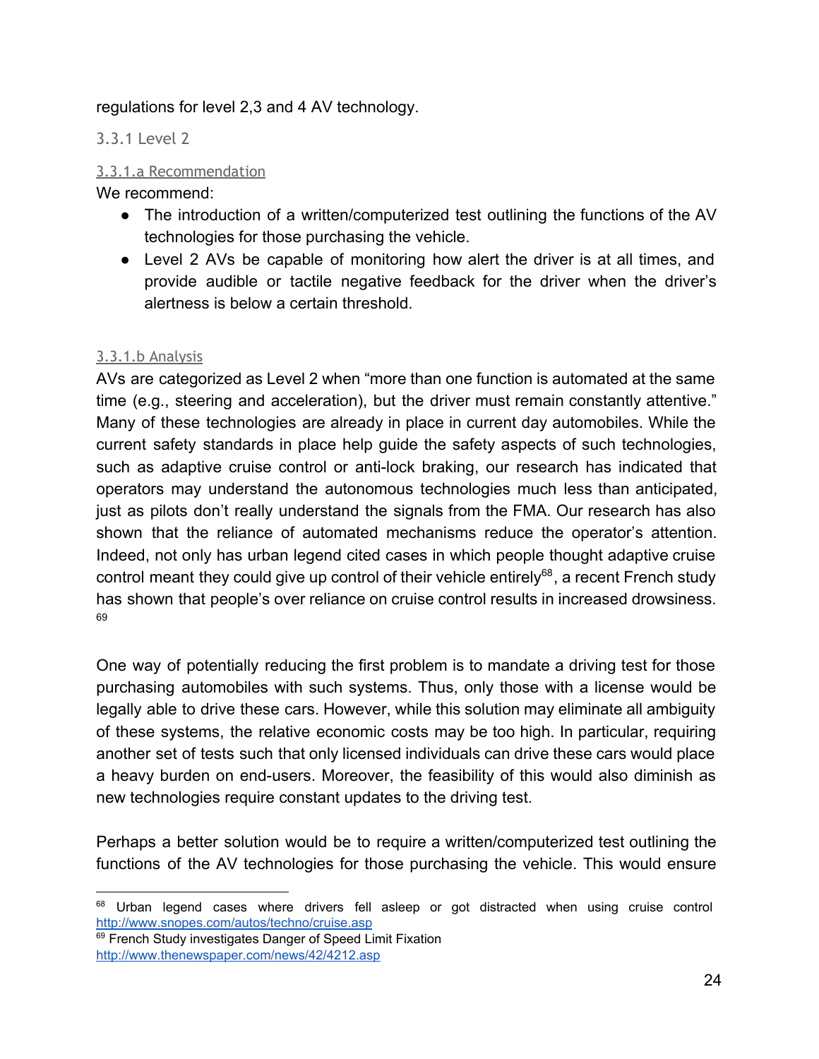regulations for level 2,3 and 4 AV technology.

### 3.3.1 Level 2

#### 3.3.1.a Recommendation

We recommend:

- The introduction of a written/computerized test outlining the functions of the AV technologies for those purchasing the vehicle.
- Level 2 AVs be capable of monitoring how alert the driver is at all times, and provide audible or tactile negative feedback for the driver when the driver's alertness is below a certain threshold.

#### 3.3.1.b Analysis

AVs are categorized as Level 2 when "more than one function is automated at the same time (e.g., steering and acceleration), but the driver must remain constantly attentive." Many of these technologies are already in place in current day automobiles. While the current safety standards in place help guide the safety aspects of such technologies, such as adaptive cruise control or anti-lock braking, our research has indicated that operators may understand the autonomous technologies much less than anticipated, just as pilots don't really understand the signals from the FMA. Our research has also shown that the reliance of automated mechanisms reduce the operator's attention. Indeed, not only has urban legend cited cases in which people thought adaptive cruise control meant they could give up control of their vehicle entirely[68], a recent French study has shown that people's over reliance on cruise control results in increased drowsiness.[69]

One way of potentially reducing the first problem is to mandate a driving test for those purchasing automobiles with such systems. Thus, only those with a license would be legally able to drive these cars. However, while this solution may eliminate all ambiguity of these systems, the relative economic costs may be too high. In particular, requiring another set of tests such that only licensed individuals can drive these cars would place a heavy burden on end-users. Moreover, the feasibility of this would also diminish as new technologies require constant updates to the driving test.

Perhaps a better solution would be to require a written/computerized test outlining the functions of the AV technologies for those purchasing the vehicle. This would ensure

---

[68] Urban legend cases where drivers fell asleep or got distracted when using cruise control http://www.snopes.com/autos/techno/cruise.asp

[69] French Study investigates Danger of Speed Limit Fixation http://www.thenewspaper.com/news/42/4212.asp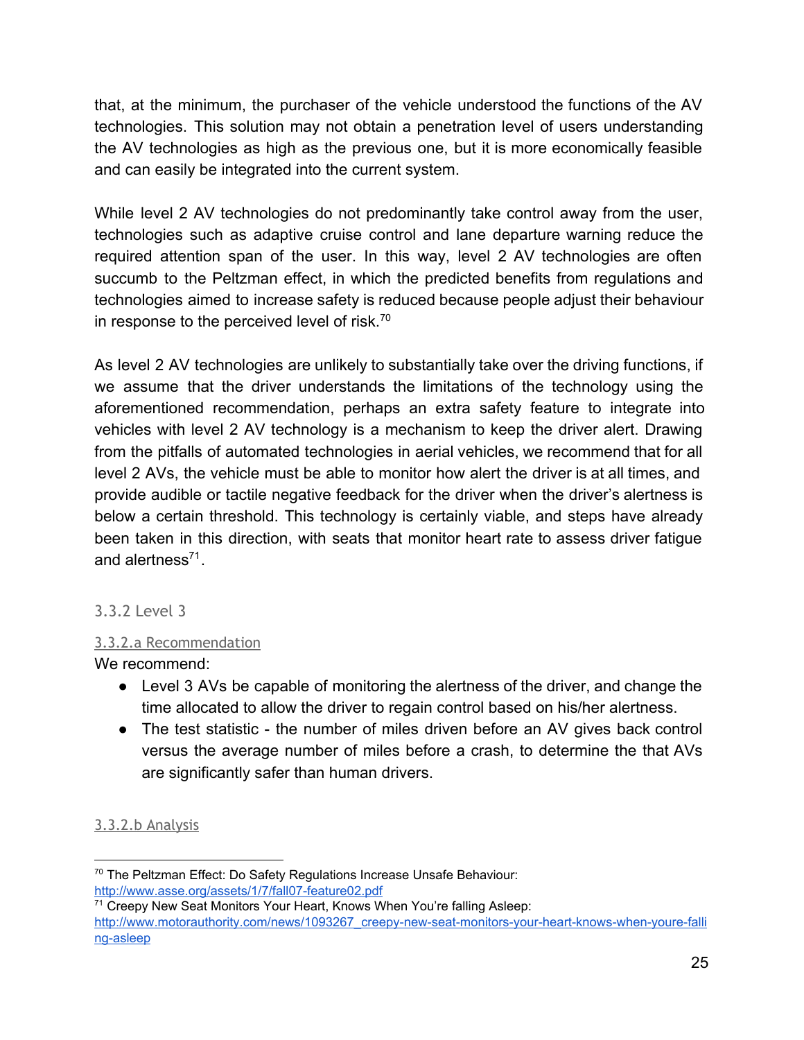that, at the minimum, the purchaser of the vehicle understood the functions of the AV technologies. This solution may not obtain a penetration level of users understanding the AV technologies as high as the previous one, but it is more economically feasible and can easily be integrated into the current system.

While level 2 AV technologies do not predominantly take control away from the user, technologies such as adaptive cruise control and lane departure warning reduce the required attention span of the user. In this way, level 2 AV technologies are often succumb to the Peltzman effect, in which the predicted benefits from regulations and technologies aimed to increase safety is reduced because people adjust their behaviour in response to the perceived level of risk.[70]

As level 2 AV technologies are unlikely to substantially take over the driving functions, if we assume that the driver understands the limitations of the technology using the aforementioned recommendation, perhaps an extra safety feature to integrate into vehicles with level 2 AV technology is a mechanism to keep the driver alert. Drawing from the pitfalls of automated technologies in aerial vehicles, we recommend that for all level 2 AVs, the vehicle must be able to monitor how alert the driver is at all times, and provide audible or tactile negative feedback for the driver when the driver's alertness is below a certain threshold. This technology is certainly viable, and steps have already been taken in this direction, with seats that monitor heart rate to assess driver fatigue and alertness[71].

### 3.3.2 Level 3

#### 3.3.2.a Recommendation

We recommend:

- Level 3 AVs be capable of monitoring the alertness of the driver, and change the time allocated to allow the driver to regain control based on his/her alertness.
- The test statistic - the number of miles driven before an AV gives back control versus the average number of miles before a crash, to determine the that AVs are significantly safer than human drivers.

#### 3.3.2.b Analysis

---

[70] The Peltzman Effect: Do Safety Regulations Increase Unsafe Behaviour: http://www.asse.org/assets/1/7/fall07-feature02.pdf

[71] Creepy New Seat Monitors Your Heart, Knows When You're falling Asleep: http://www.motorauthority.com/news/1093267_creepy-new-seat-monitors-your-heart-knows-when-youre-falling-asleep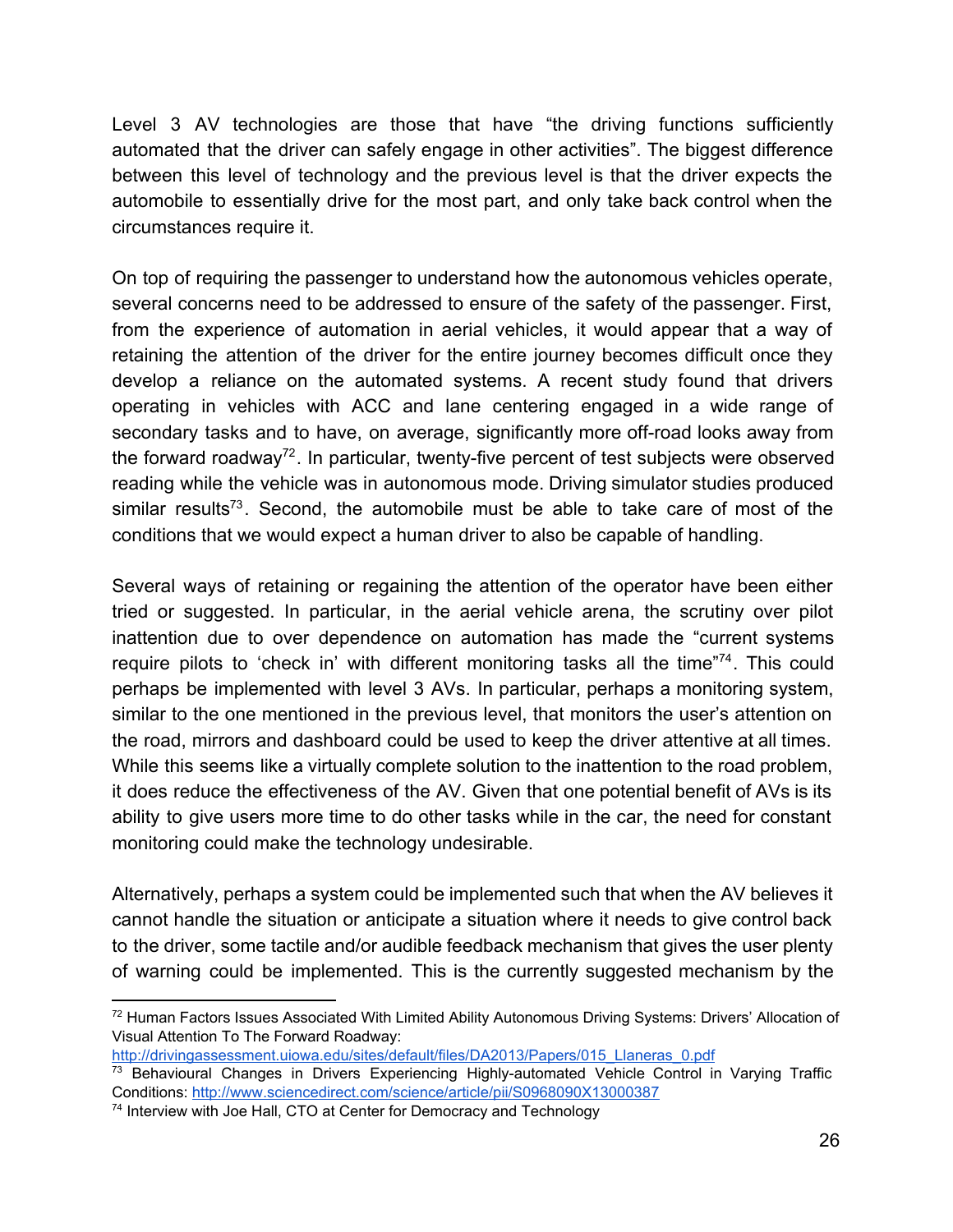Level 3 AV technologies are those that have “the driving functions sufficiently automated that the driver can safely engage in other activities”. The biggest difference between this level of technology and the previous level is that the driver expects the automobile to essentially drive for the most part, and only take back control when the circumstances require it.

On top of requiring the passenger to understand how the autonomous vehicles operate, several concerns need to be addressed to ensure of the safety of the passenger. First, from the experience of automation in aerial vehicles, it would appear that a way of retaining the attention of the driver for the entire journey becomes difficult once they develop a reliance on the automated systems. A recent study found that drivers operating in vehicles with ACC and lane centering engaged in a wide range of secondary tasks and to have, on average, significantly more off-road looks away from the forward roadway[72]. In particular, twenty-five percent of test subjects were observed reading while the vehicle was in autonomous mode. Driving simulator studies produced similar results[73]. Second, the automobile must be able to take care of most of the conditions that we would expect a human driver to also be capable of handling.

Several ways of retaining or regaining the attention of the operator have been either tried or suggested. In particular, in the aerial vehicle arena, the scrutiny over pilot inattention due to over dependence on automation has made the “current systems require pilots to ‘check in’ with different monitoring tasks all the time”[74]. This could perhaps be implemented with level 3 AVs. In particular, perhaps a monitoring system, similar to the one mentioned in the previous level, that monitors the user’s attention on the road, mirrors and dashboard could be used to keep the driver attentive at all times. While this seems like a virtually complete solution to the inattention to the road problem, it does reduce the effectiveness of the AV. Given that one potential benefit of AVs is its ability to give users more time to do other tasks while in the car, the need for constant monitoring could make the technology undesirable.

Alternatively, perhaps a system could be implemented such that when the AV believes it cannot handle the situation or anticipate a situation where it needs to give control back to the driver, some tactile and/or audible feedback mechanism that gives the user plenty of warning could be implemented. This is the currently suggested mechanism by the

---

[72] Human Factors Issues Associated With Limited Ability Autonomous Driving Systems: Drivers’ Allocation of Visual Attention To The Forward Roadway: http://drivingassessment.uiowa.edu/sites/default/files/DA2013/Papers/015_Llaneras_0.pdf

[73] Behavioural Changes in Drivers Experiencing Highly-automated Vehicle Control in Varying Traffic Conditions: http://www.sciencedirect.com/science/article/pii/S0968090X13000387

[74] Interview with Joe Hall, CTO at Center for Democracy and Technology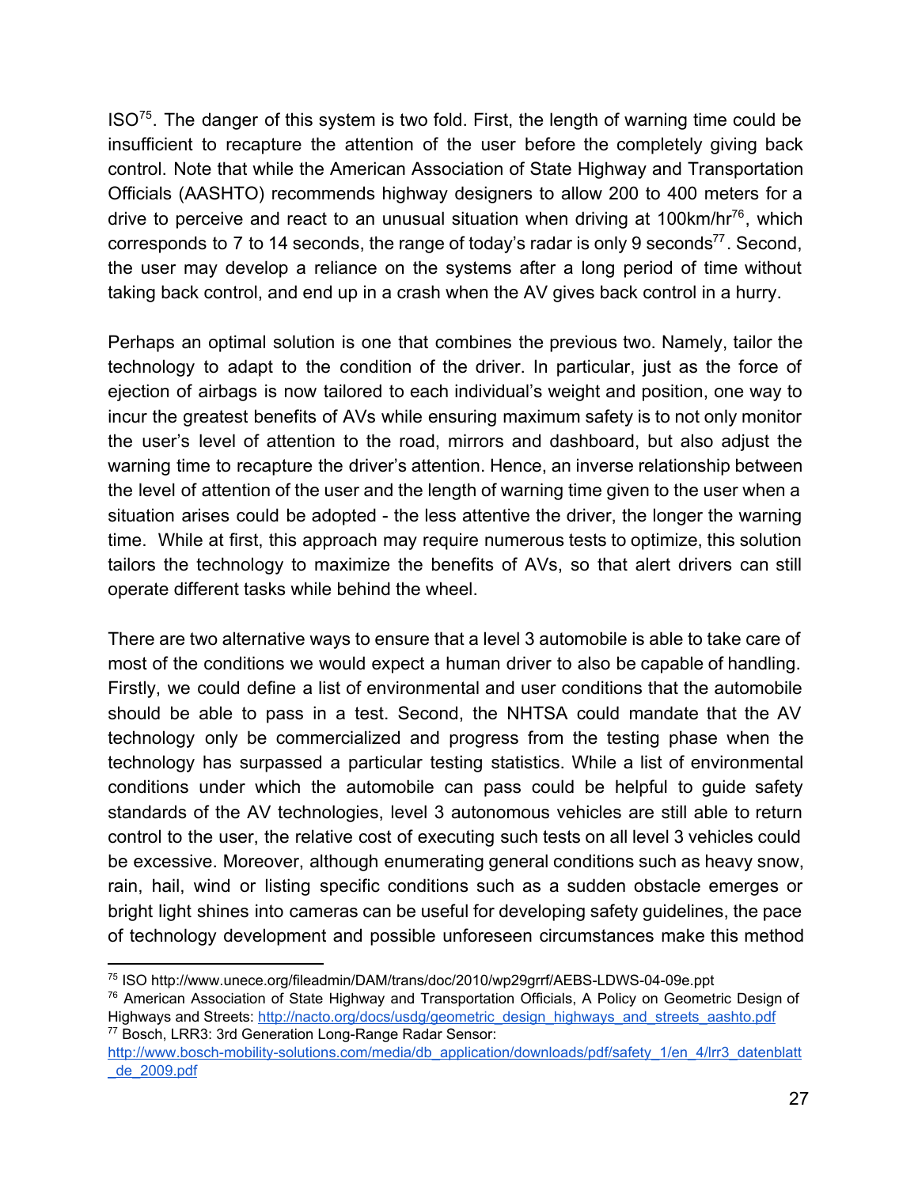ISO[75]. The danger of this system is two fold. First, the length of warning time could be insufficient to recapture the attention of the user before the completely giving back control. Note that while the American Association of State Highway and Transportation Officials (AASHTO) recommends highway designers to allow 200 to 400 meters for a drive to perceive and react to an unusual situation when driving at 100km/hr[76], which corresponds to 7 to 14 seconds, the range of today's radar is only 9 seconds[77]. Second, the user may develop a reliance on the systems after a long period of time without taking back control, and end up in a crash when the AV gives back control in a hurry.

Perhaps an optimal solution is one that combines the previous two. Namely, tailor the technology to adapt to the condition of the driver. In particular, just as the force of ejection of airbags is now tailored to each individual's weight and position, one way to incur the greatest benefits of AVs while ensuring maximum safety is to not only monitor the user's level of attention to the road, mirrors and dashboard, but also adjust the warning time to recapture the driver's attention. Hence, an inverse relationship between the level of attention of the user and the length of warning time given to the user when a situation arises could be adopted - the less attentive the driver, the longer the warning time. While at first, this approach may require numerous tests to optimize, this solution tailors the technology to maximize the benefits of AVs, so that alert drivers can still operate different tasks while behind the wheel.

There are two alternative ways to ensure that a level 3 automobile is able to take care of most of the conditions we would expect a human driver to also be capable of handling. Firstly, we could define a list of environmental and user conditions that the automobile should be able to pass in a test. Second, the NHTSA could mandate that the AV technology only be commercialized and progress from the testing phase when the technology has surpassed a particular testing statistics. While a list of environmental conditions under which the automobile can pass could be helpful to guide safety standards of the AV technologies, level 3 autonomous vehicles are still able to return control to the user, the relative cost of executing such tests on all level 3 vehicles could be excessive. Moreover, although enumerating general conditions such as heavy snow, rain, hail, wind or listing specific conditions such as a sudden obstacle emerges or bright light shines into cameras can be useful for developing safety guidelines, the pace of technology development and possible unforeseen circumstances make this method

---

[75] ISO http://www.unece.org/fileadmin/DAM/trans/doc/2010/wp29grrf/AEBS-LDWS-04-09e.ppt

[76] American Association of State Highway and Transportation Officials, A Policy on Geometric Design of Highways and Streets: http://nacto.org/docs/usdg/geometric_design_highways_and_streets_aashto.pdf

[77] Bosch, LRR3: 3rd Generation Long-Range Radar Sensor: http://www.bosch-mobility-solutions.com/media/db_application/downloads/pdf/safety_1/en_4/lrr3_datenblatt_de_2009.pdf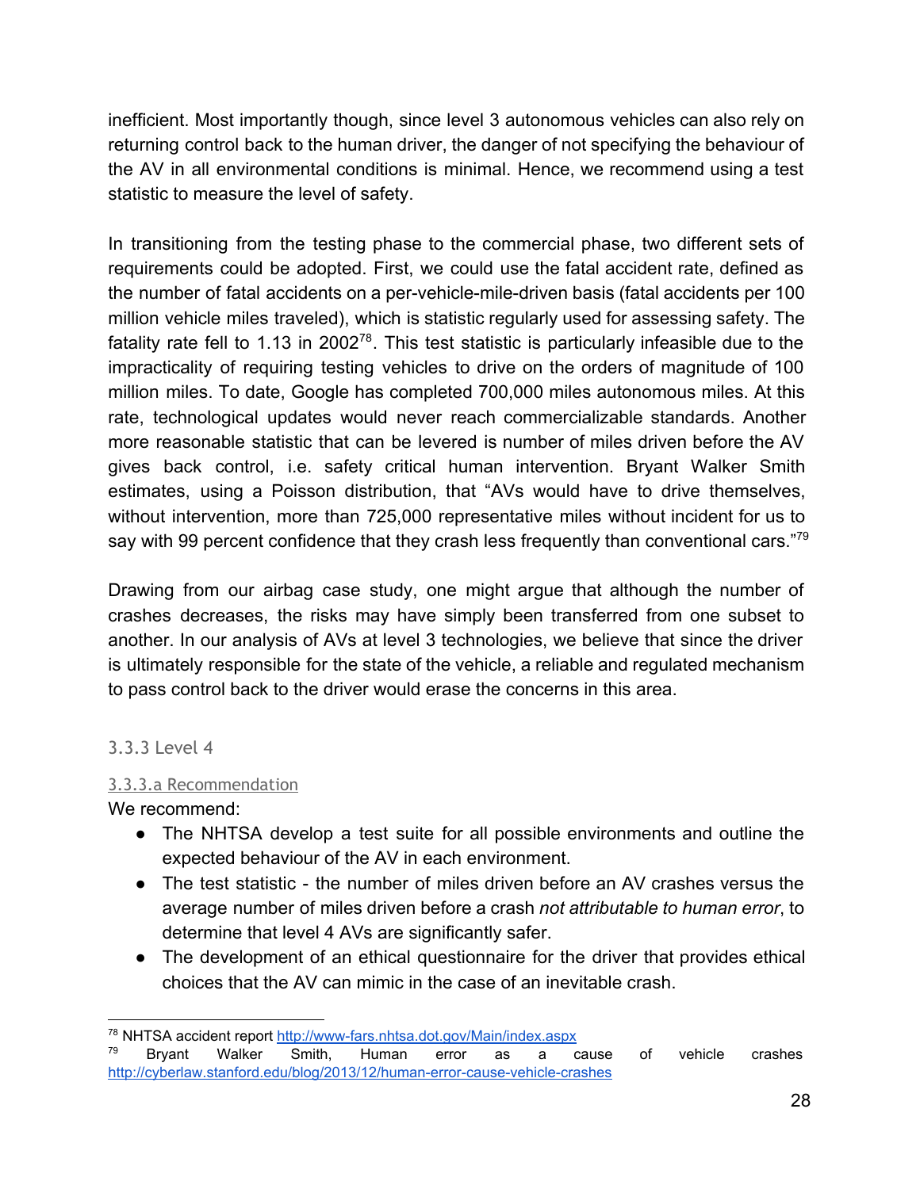inefficient. Most importantly though, since level 3 autonomous vehicles can also rely on returning control back to the human driver, the danger of not specifying the behaviour of the AV in all environmental conditions is minimal. Hence, we recommend using a test statistic to measure the level of safety.

In transitioning from the testing phase to the commercial phase, two different sets of requirements could be adopted. First, we could use the fatal accident rate, defined as the number of fatal accidents on a per-vehicle-mile-driven basis (fatal accidents per 100 million vehicle miles traveled), which is statistic regularly used for assessing safety. The fatality rate fell to 1.13 in 2002[78]. This test statistic is particularly infeasible due to the impracticality of requiring testing vehicles to drive on the orders of magnitude of 100 million miles. To date, Google has completed 700,000 miles autonomous miles. At this rate, technological updates would never reach commercializable standards. Another more reasonable statistic that can be levered is number of miles driven before the AV gives back control, i.e. safety critical human intervention. Bryant Walker Smith estimates, using a Poisson distribution, that "AVs would have to drive themselves, without intervention, more than 725,000 representative miles without incident for us to say with 99 percent confidence that they crash less frequently than conventional cars."[79]

Drawing from our airbag case study, one might argue that although the number of crashes decreases, the risks may have simply been transferred from one subset to another. In our analysis of AVs at level 3 technologies, we believe that since the driver is ultimately responsible for the state of the vehicle, a reliable and regulated mechanism to pass control back to the driver would erase the concerns in this area.

### 3.3.3 Level 4

#### 3.3.3.a Recommendation

We recommend:

- The NHTSA develop a test suite for all possible environments and outline the expected behaviour of the AV in each environment.
- The test statistic - the number of miles driven before an AV crashes versus the average number of miles driven before a crash *not attributable to human error*, to determine that level 4 AVs are significantly safer.
- The development of an ethical questionnaire for the driver that provides ethical choices that the AV can mimic in the case of an inevitable crash.

---

[78] NHTSA accident report http://www-fars.nhtsa.dot.gov/Main/index.aspx

[79] Bryant Walker Smith, Human error as a cause of vehicle crashes http://cyberlaw.stanford.edu/blog/2013/12/human-error-cause-vehicle-crashes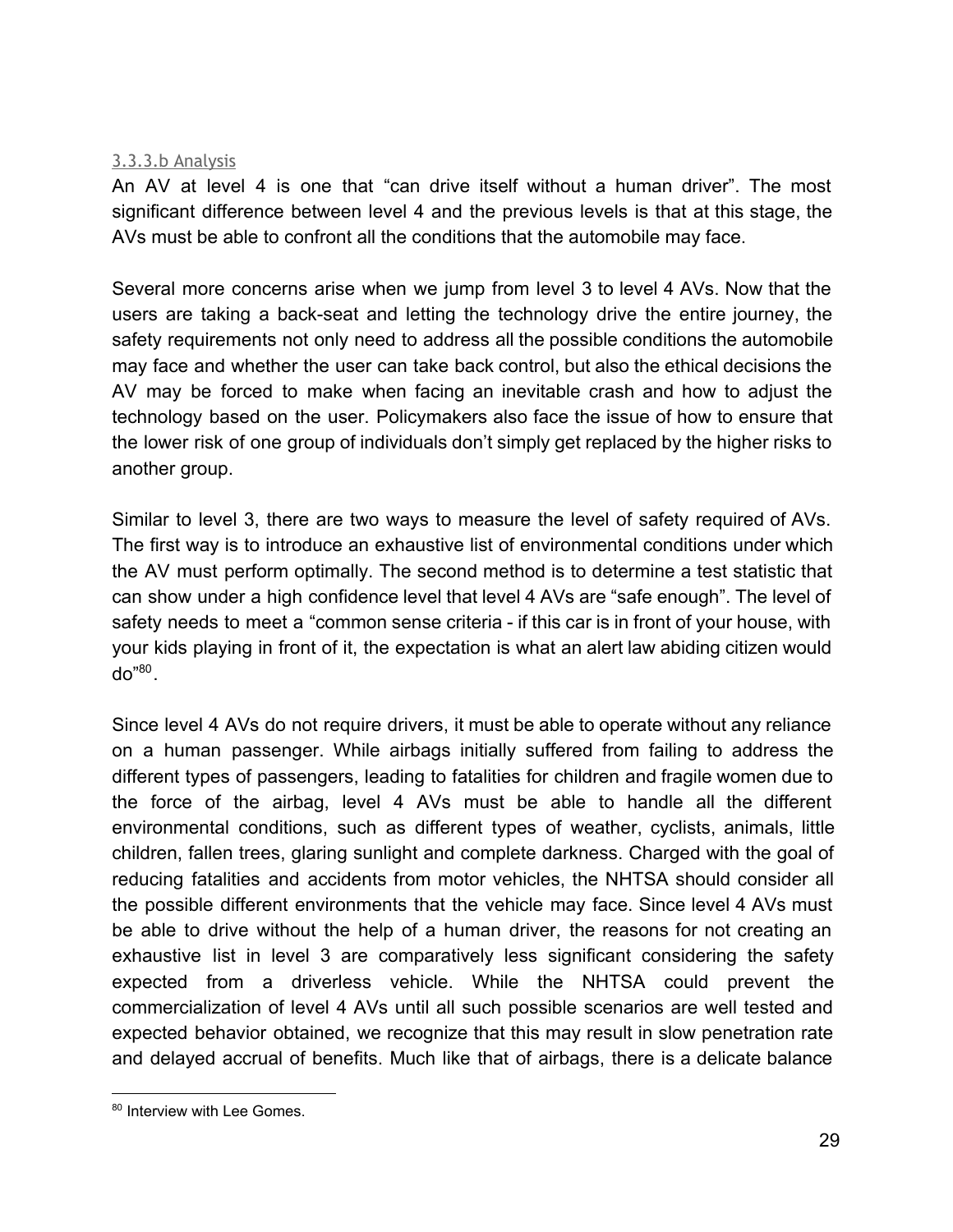#### 3.3.3.b Analysis

An AV at level 4 is one that "can drive itself without a human driver". The most significant difference between level 4 and the previous levels is that at this stage, the AVs must be able to confront all the conditions that the automobile may face.

Several more concerns arise when we jump from level 3 to level 4 AVs. Now that the users are taking a back-seat and letting the technology drive the entire journey, the safety requirements not only need to address all the possible conditions the automobile may face and whether the user can take back control, but also the ethical decisions the AV may be forced to make when facing an inevitable crash and how to adjust the technology based on the user. Policymakers also face the issue of how to ensure that the lower risk of one group of individuals don't simply get replaced by the higher risks to another group.

Similar to level 3, there are two ways to measure the level of safety required of AVs. The first way is to introduce an exhaustive list of environmental conditions under which the AV must perform optimally. The second method is to determine a test statistic that can show under a high confidence level that level 4 AVs are "safe enough". The level of safety needs to meet a "common sense criteria - if this car is in front of your house, with your kids playing in front of it, the expectation is what an alert law abiding citizen would do"[80].

Since level 4 AVs do not require drivers, it must be able to operate without any reliance on a human passenger. While airbags initially suffered from failing to address the different types of passengers, leading to fatalities for children and fragile women due to the force of the airbag, level 4 AVs must be able to handle all the different environmental conditions, such as different types of weather, cyclists, animals, little children, fallen trees, glaring sunlight and complete darkness. Charged with the goal of reducing fatalities and accidents from motor vehicles, the NHTSA should consider all the possible different environments that the vehicle may face. Since level 4 AVs must be able to drive without the help of a human driver, the reasons for not creating an exhaustive list in level 3 are comparatively less significant considering the safety expected from a driverless vehicle. While the NHTSA could prevent the commercialization of level 4 AVs until all such possible scenarios are well tested and expected behavior obtained, we recognize that this may result in slow penetration rate and delayed accrual of benefits. Much like that of airbags, there is a delicate balance

---

[80] Interview with Lee Gomes.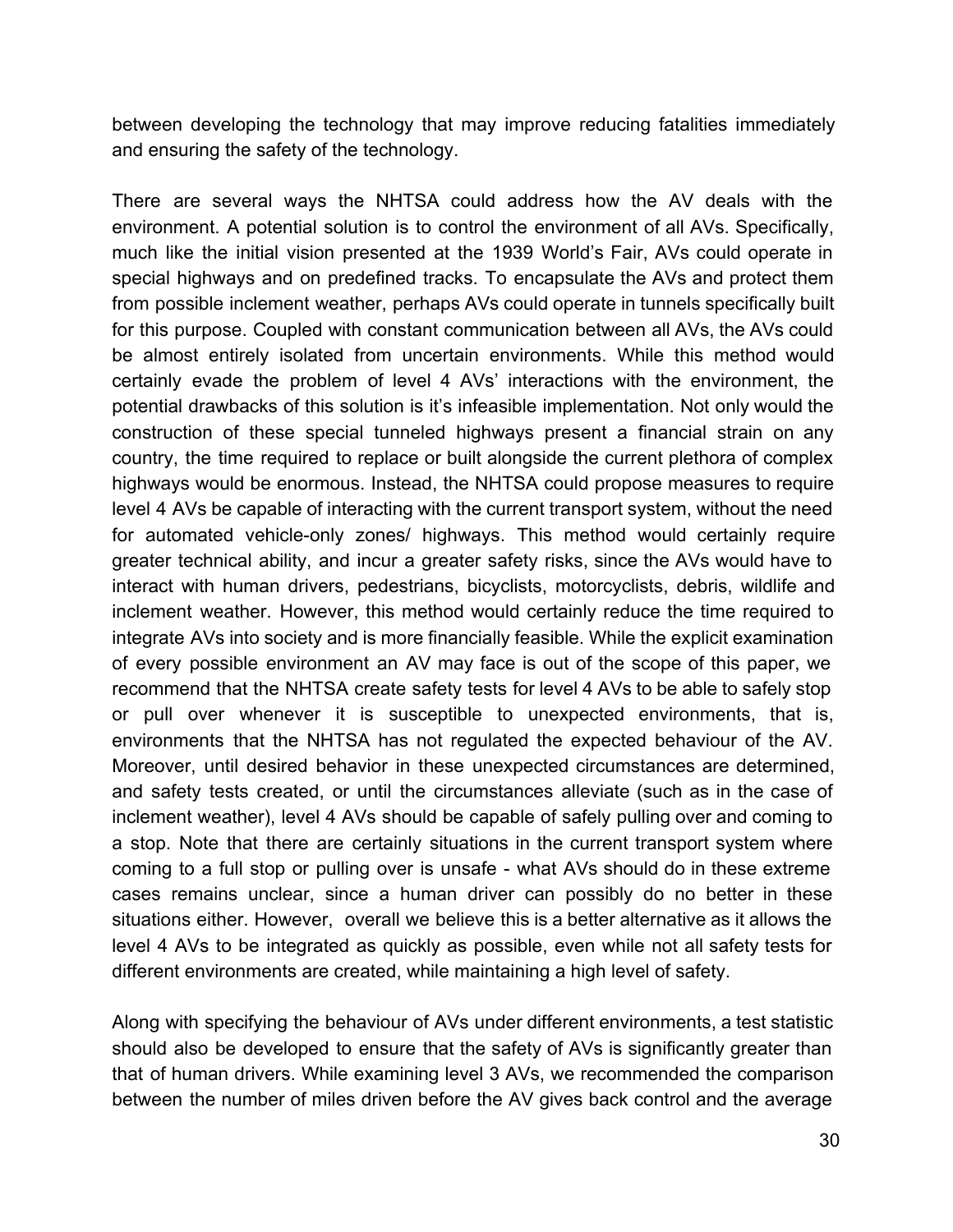between developing the technology that may improve reducing fatalities immediately and ensuring the safety of the technology.

There are several ways the NHTSA could address how the AV deals with the environment. A potential solution is to control the environment of all AVs. Specifically, much like the initial vision presented at the 1939 World's Fair, AVs could operate in special highways and on predefined tracks. To encapsulate the AVs and protect them from possible inclement weather, perhaps AVs could operate in tunnels specifically built for this purpose. Coupled with constant communication between all AVs, the AVs could be almost entirely isolated from uncertain environments. While this method would certainly evade the problem of level 4 AVs' interactions with the environment, the potential drawbacks of this solution is it's infeasible implementation. Not only would the construction of these special tunneled highways present a financial strain on any country, the time required to replace or built alongside the current plethora of complex highways would be enormous. Instead, the NHTSA could propose measures to require level 4 AVs be capable of interacting with the current transport system, without the need for automated vehicle-only zones/ highways. This method would certainly require greater technical ability, and incur a greater safety risks, since the AVs would have to interact with human drivers, pedestrians, bicyclists, motorcyclists, debris, wildlife and inclement weather. However, this method would certainly reduce the time required to integrate AVs into society and is more financially feasible. While the explicit examination of every possible environment an AV may face is out of the scope of this paper, we recommend that the NHTSA create safety tests for level 4 AVs to be able to safely stop or pull over whenever it is susceptible to unexpected environments, that is, environments that the NHTSA has not regulated the expected behaviour of the AV. Moreover, until desired behavior in these unexpected circumstances are determined, and safety tests created, or until the circumstances alleviate (such as in the case of inclement weather), level 4 AVs should be capable of safely pulling over and coming to a stop. Note that there are certainly situations in the current transport system where coming to a full stop or pulling over is unsafe - what AVs should do in these extreme cases remains unclear, since a human driver can possibly do no better in these situations either. However, overall we believe this is a better alternative as it allows the level 4 AVs to be integrated as quickly as possible, even while not all safety tests for different environments are created, while maintaining a high level of safety.

Along with specifying the behaviour of AVs under different environments, a test statistic should also be developed to ensure that the safety of AVs is significantly greater than that of human drivers. While examining level 3 AVs, we recommended the comparison between the number of miles driven before the AV gives back control and the average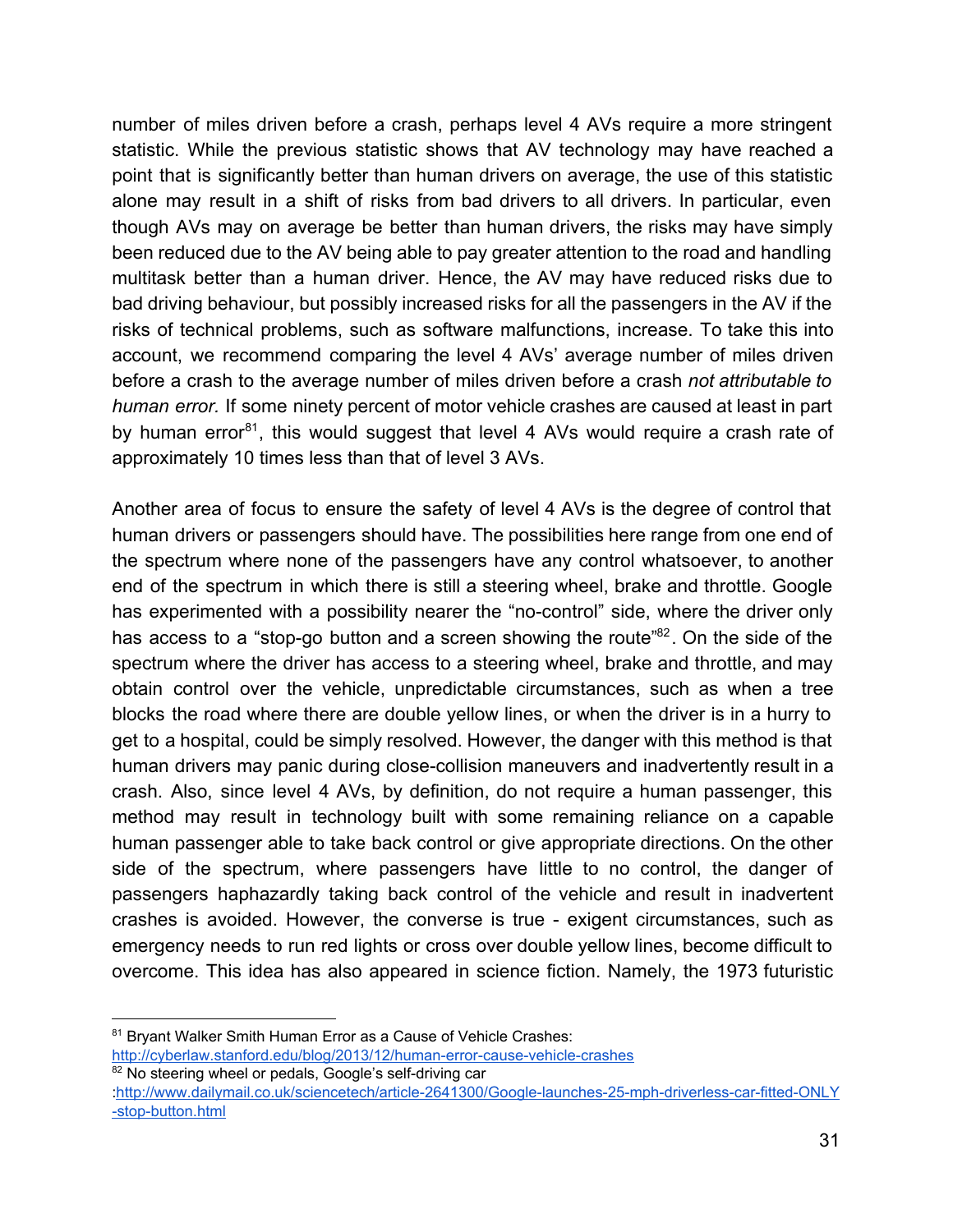number of miles driven before a crash, perhaps level 4 AVs require a more stringent statistic. While the previous statistic shows that AV technology may have reached a point that is significantly better than human drivers on average, the use of this statistic alone may result in a shift of risks from bad drivers to all drivers. In particular, even though AVs may on average be better than human drivers, the risks may have simply been reduced due to the AV being able to pay greater attention to the road and handling multitask better than a human driver. Hence, the AV may have reduced risks due to bad driving behaviour, but possibly increased risks for all the passengers in the AV if the risks of technical problems, such as software malfunctions, increase. To take this into account, we recommend comparing the level 4 AVs' average number of miles driven before a crash to the average number of miles driven before a crash *not attributable to human error.* If some ninety percent of motor vehicle crashes are caused at least in part by human error[81], this would suggest that level 4 AVs would require a crash rate of approximately 10 times less than that of level 3 AVs.

Another area of focus to ensure the safety of level 4 AVs is the degree of control that human drivers or passengers should have. The possibilities here range from one end of the spectrum where none of the passengers have any control whatsoever, to another end of the spectrum in which there is still a steering wheel, brake and throttle. Google has experimented with a possibility nearer the "no-control" side, where the driver only has access to a "stop-go button and a screen showing the route"[82]. On the side of the spectrum where the driver has access to a steering wheel, brake and throttle, and may obtain control over the vehicle, unpredictable circumstances, such as when a tree blocks the road where there are double yellow lines, or when the driver is in a hurry to get to a hospital, could be simply resolved. However, the danger with this method is that human drivers may panic during close-collision maneuvers and inadvertently result in a crash. Also, since level 4 AVs, by definition, do not require a human passenger, this method may result in technology built with some remaining reliance on a capable human passenger able to take back control or give appropriate directions. On the other side of the spectrum, where passengers have little to no control, the danger of passengers haphazardly taking back control of the vehicle and result in inadvertent crashes is avoided. However, the converse is true - exigent circumstances, such as emergency needs to run red lights or cross over double yellow lines, become difficult to overcome. This idea has also appeared in science fiction. Namely, the 1973 futuristic

---

[81] Bryant Walker Smith Human Error as a Cause of Vehicle Crashes: http://cyberlaw.stanford.edu/blog/2013/12/human-error-cause-vehicle-crashes

[82] No steering wheel or pedals, Google's self-driving car :http://www.dailymail.co.uk/sciencetech/article-2641300/Google-launches-25-mph-driverless-car-fitted-ONLY-stop-button.html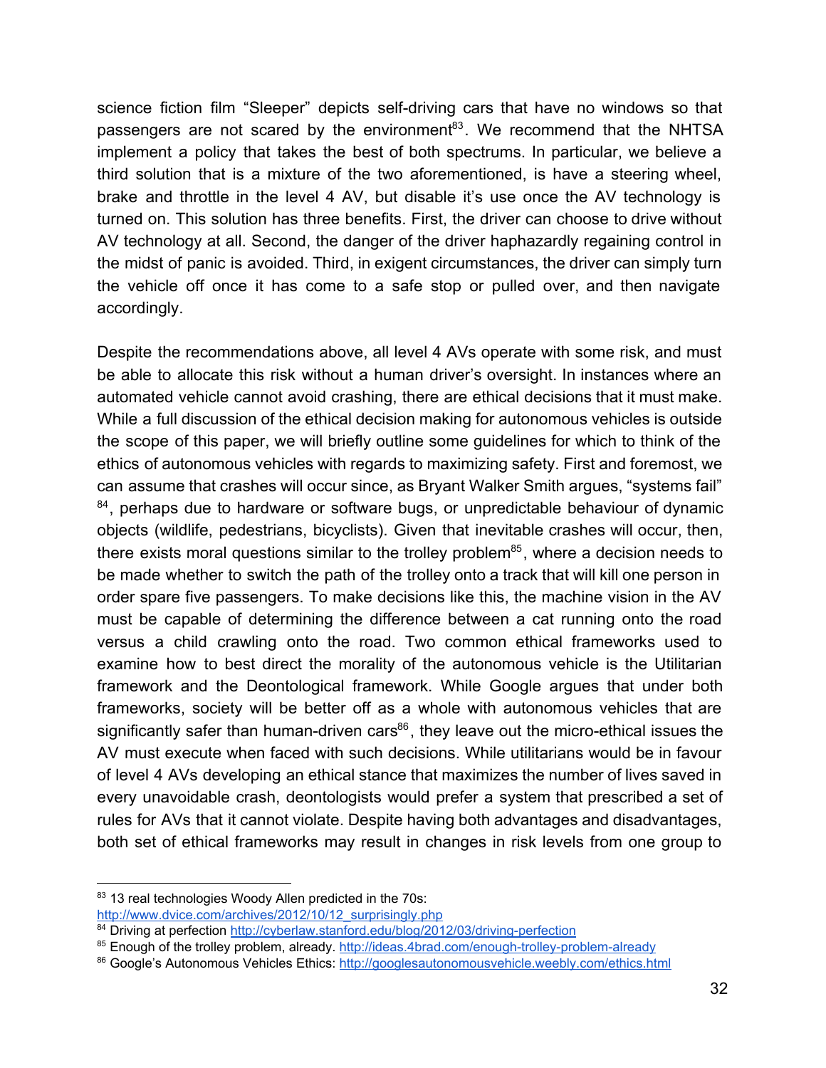science fiction film “Sleeper” depicts self-driving cars that have no windows so that passengers are not scared by the environment[83]. We recommend that the NHTSA implement a policy that takes the best of both spectrums. In particular, we believe a third solution that is a mixture of the two aforementioned, is have a steering wheel, brake and throttle in the level 4 AV, but disable it’s use once the AV technology is turned on. This solution has three benefits. First, the driver can choose to drive without AV technology at all. Second, the danger of the driver haphazardly regaining control in the midst of panic is avoided. Third, in exigent circumstances, the driver can simply turn the vehicle off once it has come to a safe stop or pulled over, and then navigate accordingly.

Despite the recommendations above, all level 4 AVs operate with some risk, and must be able to allocate this risk without a human driver’s oversight. In instances where an automated vehicle cannot avoid crashing, there are ethical decisions that it must make. While a full discussion of the ethical decision making for autonomous vehicles is outside the scope of this paper, we will briefly outline some guidelines for which to think of the ethics of autonomous vehicles with regards to maximizing safety. First and foremost, we can assume that crashes will occur since, as Bryant Walker Smith argues, “systems fail” [84], perhaps due to hardware or software bugs, or unpredictable behaviour of dynamic objects (wildlife, pedestrians, bicyclists). Given that inevitable crashes will occur, then, there exists moral questions similar to the trolley problem[85], where a decision needs to be made whether to switch the path of the trolley onto a track that will kill one person in order spare five passengers. To make decisions like this, the machine vision in the AV must be capable of determining the difference between a cat running onto the road versus a child crawling onto the road. Two common ethical frameworks used to examine how to best direct the morality of the autonomous vehicle is the Utilitarian framework and the Deontological framework. While Google argues that under both frameworks, society will be better off as a whole with autonomous vehicles that are significantly safer than human-driven cars[86], they leave out the micro-ethical issues the AV must execute when faced with such decisions. While utilitarians would be in favour of level 4 AVs developing an ethical stance that maximizes the number of lives saved in every unavoidable crash, deontologists would prefer a system that prescribed a set of rules for AVs that it cannot violate. Despite having both advantages and disadvantages, both set of ethical frameworks may result in changes in risk levels from one group to

---

[83] 13 real technologies Woody Allen predicted in the 70s: http://www.dvice.com/archives/2012/10/12_surprisingly.php

[84] Driving at perfection http://cyberlaw.stanford.edu/blog/2012/03/driving-perfection

[85] Enough of the trolley problem, already. http://ideas.4brad.com/enough-trolley-problem-already

[86] Google’s Autonomous Vehicles Ethics: http://googlesautonomousvehicle.weebly.com/ethics.html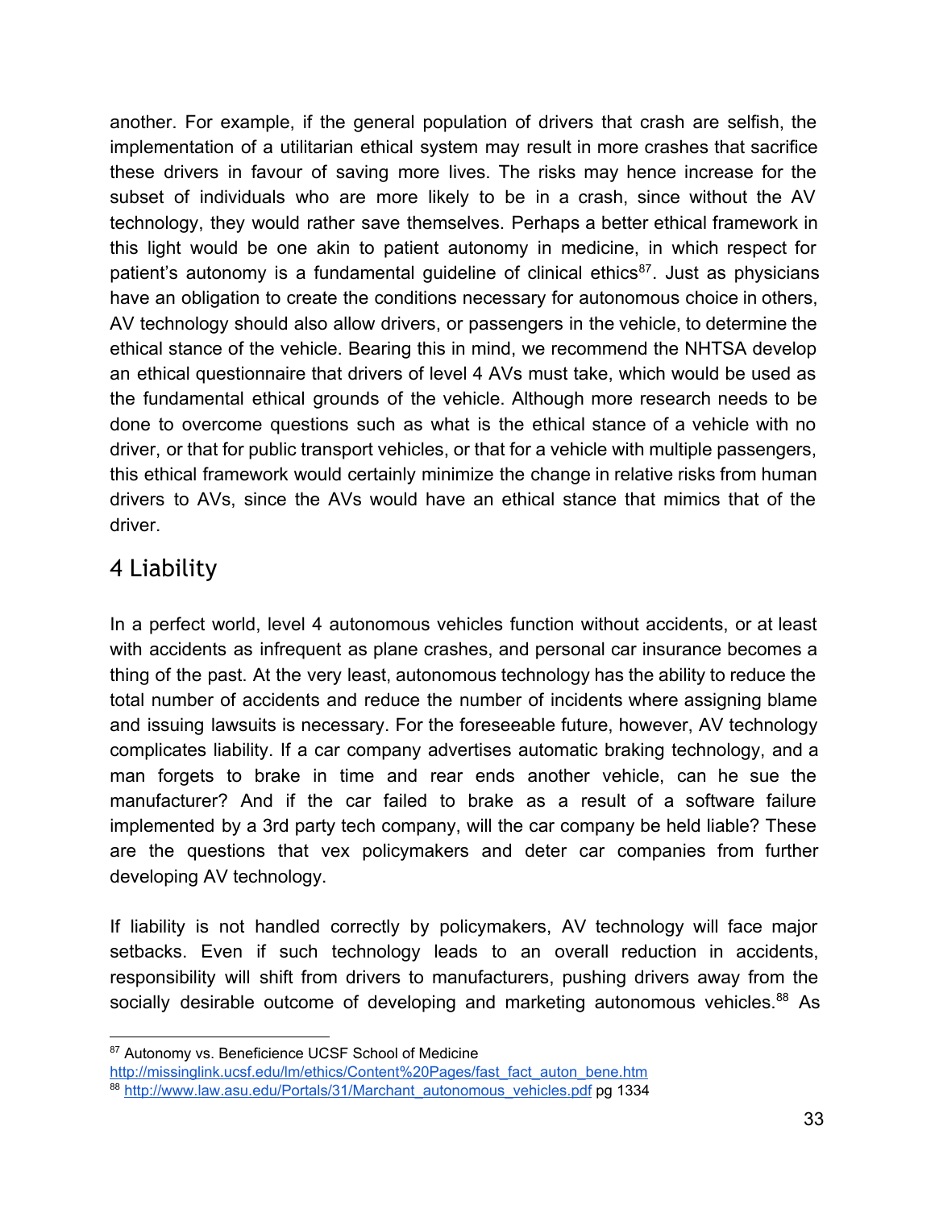another. For example, if the general population of drivers that crash are selfish, the implementation of a utilitarian ethical system may result in more crashes that sacrifice these drivers in favour of saving more lives. The risks may hence increase for the subset of individuals who are more likely to be in a crash, since without the AV technology, they would rather save themselves. Perhaps a better ethical framework in this light would be one akin to patient autonomy in medicine, in which respect for patient's autonomy is a fundamental guideline of clinical ethics[87]. Just as physicians have an obligation to create the conditions necessary for autonomous choice in others, AV technology should also allow drivers, or passengers in the vehicle, to determine the ethical stance of the vehicle. Bearing this in mind, we recommend the NHTSA develop an ethical questionnaire that drivers of level 4 AVs must take, which would be used as the fundamental ethical grounds of the vehicle. Although more research needs to be done to overcome questions such as what is the ethical stance of a vehicle with no driver, or that for public transport vehicles, or that for a vehicle with multiple passengers, this ethical framework would certainly minimize the change in relative risks from human drivers to AVs, since the AVs would have an ethical stance that mimics that of the driver.

## 4 Liability

In a perfect world, level 4 autonomous vehicles function without accidents, or at least with accidents as infrequent as plane crashes, and personal car insurance becomes a thing of the past. At the very least, autonomous technology has the ability to reduce the total number of accidents and reduce the number of incidents where assigning blame and issuing lawsuits is necessary. For the foreseeable future, however, AV technology complicates liability. If a car company advertises automatic braking technology, and a man forgets to brake in time and rear ends another vehicle, can he sue the manufacturer? And if the car failed to brake as a result of a software failure implemented by a 3rd party tech company, will the car company be held liable? These are the questions that vex policymakers and deter car companies from further developing AV technology.

If liability is not handled correctly by policymakers, AV technology will face major setbacks. Even if such technology leads to an overall reduction in accidents, responsibility will shift from drivers to manufacturers, pushing drivers away from the socially desirable outcome of developing and marketing autonomous vehicles.[88] As

[87] Autonomy vs. Beneficience UCSF School of Medicine http://missinglink.ucsf.edu/lm/ethics/Content%20Pages/fast_fact_auton_bene.htm

[88] http://www.law.asu.edu/Portals/31/Marchant_autonomous_vehicles.pdf pg 1334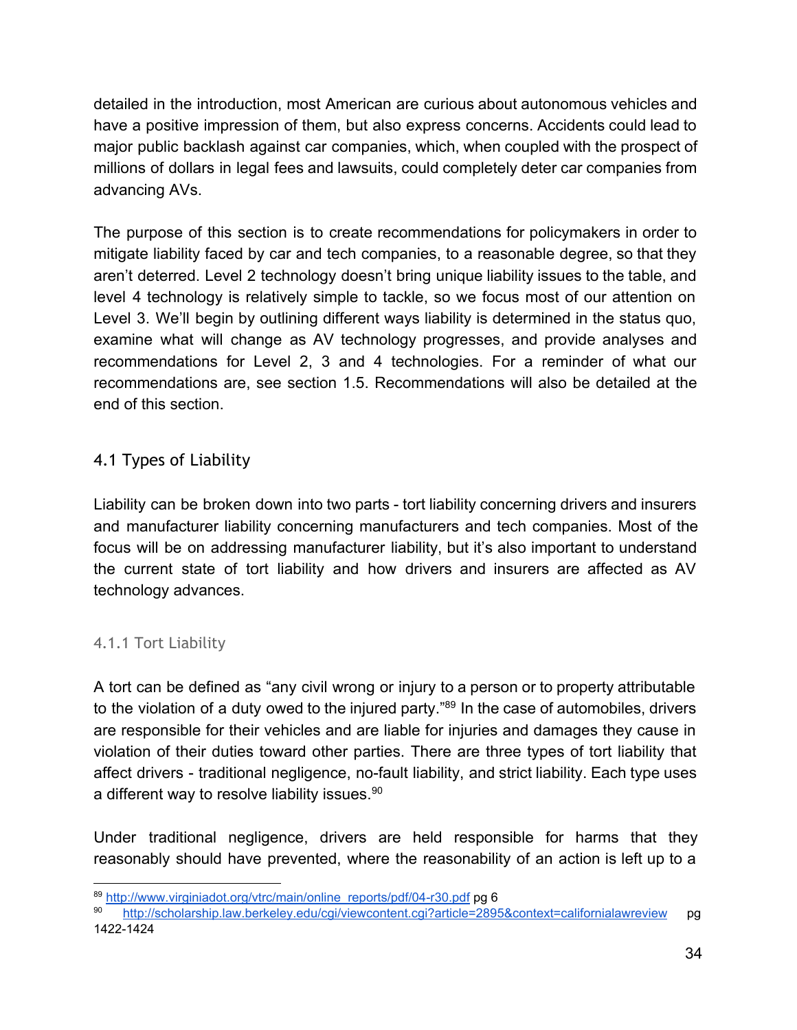detailed in the introduction, most American are curious about autonomous vehicles and have a positive impression of them, but also express concerns. Accidents could lead to major public backlash against car companies, which, when coupled with the prospect of millions of dollars in legal fees and lawsuits, could completely deter car companies from advancing AVs.

The purpose of this section is to create recommendations for policymakers in order to mitigate liability faced by car and tech companies, to a reasonable degree, so that they aren't deterred. Level 2 technology doesn't bring unique liability issues to the table, and level 4 technology is relatively simple to tackle, so we focus most of our attention on Level 3. We'll begin by outlining different ways liability is determined in the status quo, examine what will change as AV technology progresses, and provide analyses and recommendations for Level 2, 3 and 4 technologies. For a reminder of what our recommendations are, see section 1.5. Recommendations will also be detailed at the end of this section.

## 4.1 Types of Liability

Liability can be broken down into two parts - tort liability concerning drivers and insurers and manufacturer liability concerning manufacturers and tech companies. Most of the focus will be on addressing manufacturer liability, but it's also important to understand the current state of tort liability and how drivers and insurers are affected as AV technology advances.

### 4.1.1 Tort Liability

A tort can be defined as "any civil wrong or injury to a person or to property attributable to the violation of a duty owed to the injured party."[89] In the case of automobiles, drivers are responsible for their vehicles and are liable for injuries and damages they cause in violation of their duties toward other parties. There are three types of tort liability that affect drivers - traditional negligence, no-fault liability, and strict liability. Each type uses a different way to resolve liability issues.[90]

Under traditional negligence, drivers are held responsible for harms that they reasonably should have prevented, where the reasonability of an action is left up to a

---

[89] http://www.virginiadot.org/vtrc/main/online_reports/pdf/04-r30.pdf pg 6

[90] http://scholarship.law.berkeley.edu/cgi/viewcontent.cgi?article=2895&context=californialawreview pg 1422-1424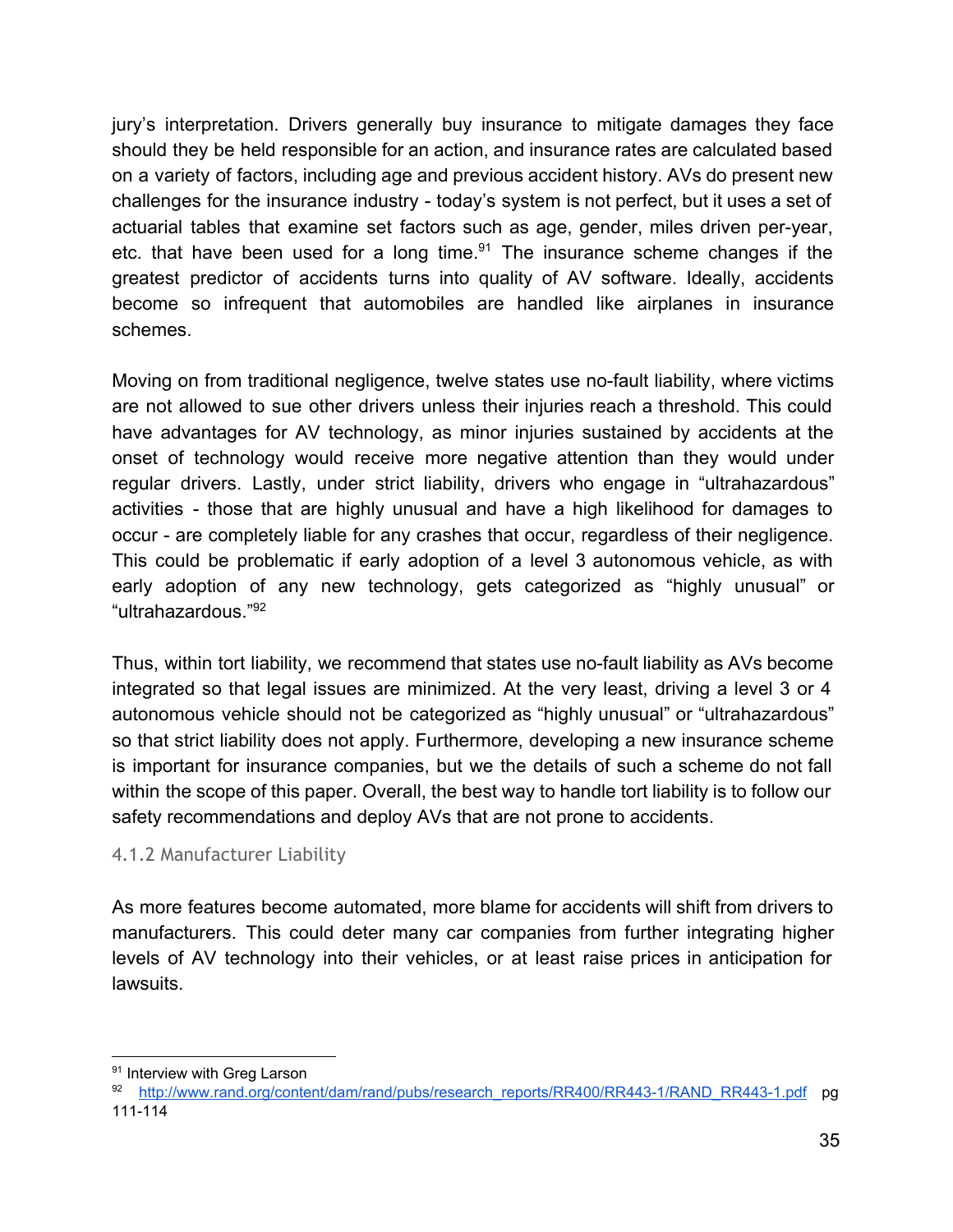jury's interpretation. Drivers generally buy insurance to mitigate damages they face should they be held responsible for an action, and insurance rates are calculated based on a variety of factors, including age and previous accident history. AVs do present new challenges for the insurance industry - today's system is not perfect, but it uses a set of actuarial tables that examine set factors such as age, gender, miles driven per-year, etc. that have been used for a long time.[91] The insurance scheme changes if the greatest predictor of accidents turns into quality of AV software. Ideally, accidents become so infrequent that automobiles are handled like airplanes in insurance schemes.

Moving on from traditional negligence, twelve states use no-fault liability, where victims are not allowed to sue other drivers unless their injuries reach a threshold. This could have advantages for AV technology, as minor injuries sustained by accidents at the onset of technology would receive more negative attention than they would under regular drivers. Lastly, under strict liability, drivers who engage in "ultrahazardous" activities - those that are highly unusual and have a high likelihood for damages to occur - are completely liable for any crashes that occur, regardless of their negligence. This could be problematic if early adoption of a level 3 autonomous vehicle, as with early adoption of any new technology, gets categorized as "highly unusual" or "ultrahazardous."[92]

Thus, within tort liability, we recommend that states use no-fault liability as AVs become integrated so that legal issues are minimized. At the very least, driving a level 3 or 4 autonomous vehicle should not be categorized as "highly unusual" or "ultrahazardous" so that strict liability does not apply. Furthermore, developing a new insurance scheme is important for insurance companies, but we the details of such a scheme do not fall within the scope of this paper. Overall, the best way to handle tort liability is to follow our safety recommendations and deploy AVs that are not prone to accidents.

### 4.1.2 Manufacturer Liability

As more features become automated, more blame for accidents will shift from drivers to manufacturers. This could deter many car companies from further integrating higher levels of AV technology into their vehicles, or at least raise prices in anticipation for lawsuits.

---

[91] Interview with Greg Larson

[92] http://www.rand.org/content/dam/rand/pubs/research_reports/RR400/RR443-1/RAND_RR443-1.pdf pg 111-114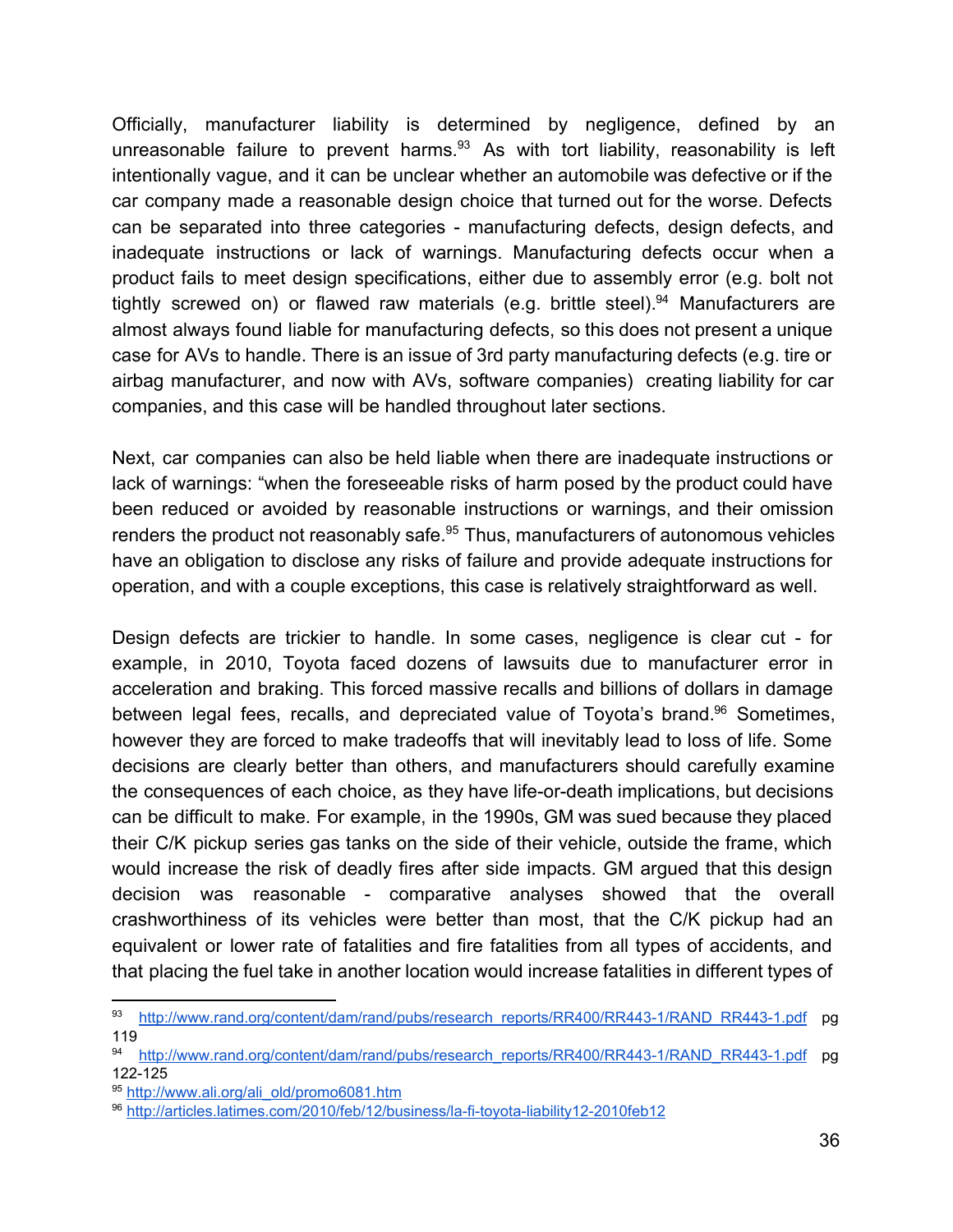Officially, manufacturer liability is determined by negligence, defined by an unreasonable failure to prevent harms.[93] As with tort liability, reasonability is left intentionally vague, and it can be unclear whether an automobile was defective or if the car company made a reasonable design choice that turned out for the worse. Defects can be separated into three categories - manufacturing defects, design defects, and inadequate instructions or lack of warnings. Manufacturing defects occur when a product fails to meet design specifications, either due to assembly error (e.g. bolt not tightly screwed on) or flawed raw materials (e.g. brittle steel).[94] Manufacturers are almost always found liable for manufacturing defects, so this does not present a unique case for AVs to handle. There is an issue of 3rd party manufacturing defects (e.g. tire or airbag manufacturer, and now with AVs, software companies) creating liability for car companies, and this case will be handled throughout later sections.

Next, car companies can also be held liable when there are inadequate instructions or lack of warnings: "when the foreseeable risks of harm posed by the product could have been reduced or avoided by reasonable instructions or warnings, and their omission renders the product not reasonably safe.[95] Thus, manufacturers of autonomous vehicles have an obligation to disclose any risks of failure and provide adequate instructions for operation, and with a couple exceptions, this case is relatively straightforward as well.

Design defects are trickier to handle. In some cases, negligence is clear cut - for example, in 2010, Toyota faced dozens of lawsuits due to manufacturer error in acceleration and braking. This forced massive recalls and billions of dollars in damage between legal fees, recalls, and depreciated value of Toyota's brand.[96] Sometimes, however they are forced to make tradeoffs that will inevitably lead to loss of life. Some decisions are clearly better than others, and manufacturers should carefully examine the consequences of each choice, as they have life-or-death implications, but decisions can be difficult to make. For example, in the 1990s, GM was sued because they placed their C/K pickup series gas tanks on the side of their vehicle, outside the frame, which would increase the risk of deadly fires after side impacts. GM argued that this design decision was reasonable - comparative analyses showed that the overall crashworthiness of its vehicles were better than most, that the C/K pickup had an equivalent or lower rate of fatalities and fire fatalities from all types of accidents, and that placing the fuel take in another location would increase fatalities in different types of

---

[93] http://www.rand.org/content/dam/rand/pubs/research_reports/RR400/RR443-1/RAND_RR443-1.pdf pg 119

[94] http://www.rand.org/content/dam/rand/pubs/research_reports/RR400/RR443-1/RAND_RR443-1.pdf pg 122-125

[95] http://www.ali.org/ali_old/promo6081.htm

[96] http://articles.latimes.com/2010/feb/12/business/la-fi-toyota-liability12-2010feb12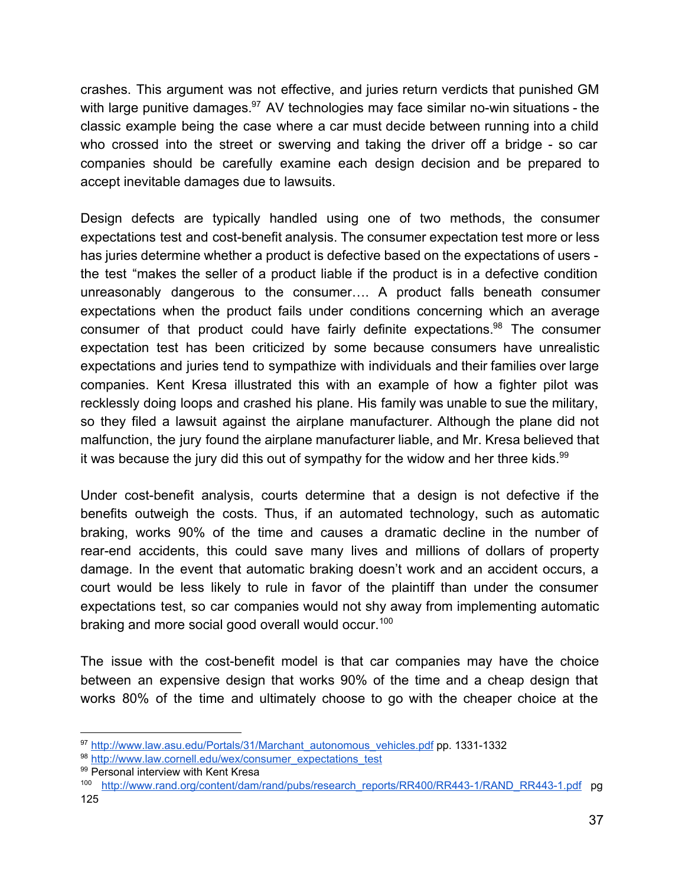crashes. This argument was not effective, and juries return verdicts that punished GM with large punitive damages.[97] AV technologies may face similar no-win situations - the classic example being the case where a car must decide between running into a child who crossed into the street or swerving and taking the driver off a bridge - so car companies should be carefully examine each design decision and be prepared to accept inevitable damages due to lawsuits.

Design defects are typically handled using one of two methods, the consumer expectations test and cost-benefit analysis. The consumer expectation test more or less has juries determine whether a product is defective based on the expectations of users - the test "makes the seller of a product liable if the product is in a defective condition unreasonably dangerous to the consumer…. A product falls beneath consumer expectations when the product fails under conditions concerning which an average consumer of that product could have fairly definite expectations.[98] The consumer expectation test has been criticized by some because consumers have unrealistic expectations and juries tend to sympathize with individuals and their families over large companies. Kent Kresa illustrated this with an example of how a fighter pilot was recklessly doing loops and crashed his plane. His family was unable to sue the military, so they filed a lawsuit against the airplane manufacturer. Although the plane did not malfunction, the jury found the airplane manufacturer liable, and Mr. Kresa believed that it was because the jury did this out of sympathy for the widow and her three kids.[99]

Under cost-benefit analysis, courts determine that a design is not defective if the benefits outweigh the costs. Thus, if an automated technology, such as automatic braking, works 90% of the time and causes a dramatic decline in the number of rear-end accidents, this could save many lives and millions of dollars of property damage. In the event that automatic braking doesn't work and an accident occurs, a court would be less likely to rule in favor of the plaintiff than under the consumer expectations test, so car companies would not shy away from implementing automatic braking and more social good overall would occur.[100]

The issue with the cost-benefit model is that car companies may have the choice between an expensive design that works 90% of the time and a cheap design that works 80% of the time and ultimately choose to go with the cheaper choice at the

---

[97] http://www.law.asu.edu/Portals/31/Marchant_autonomous_vehicles.pdf pp. 1331-1332

[98] http://www.law.cornell.edu/wex/consumer_expectations_test

[99] Personal interview with Kent Kresa

[100] http://www.rand.org/content/dam/rand/pubs/research_reports/RR400/RR443-1/RAND_RR443-1.pdf pg 125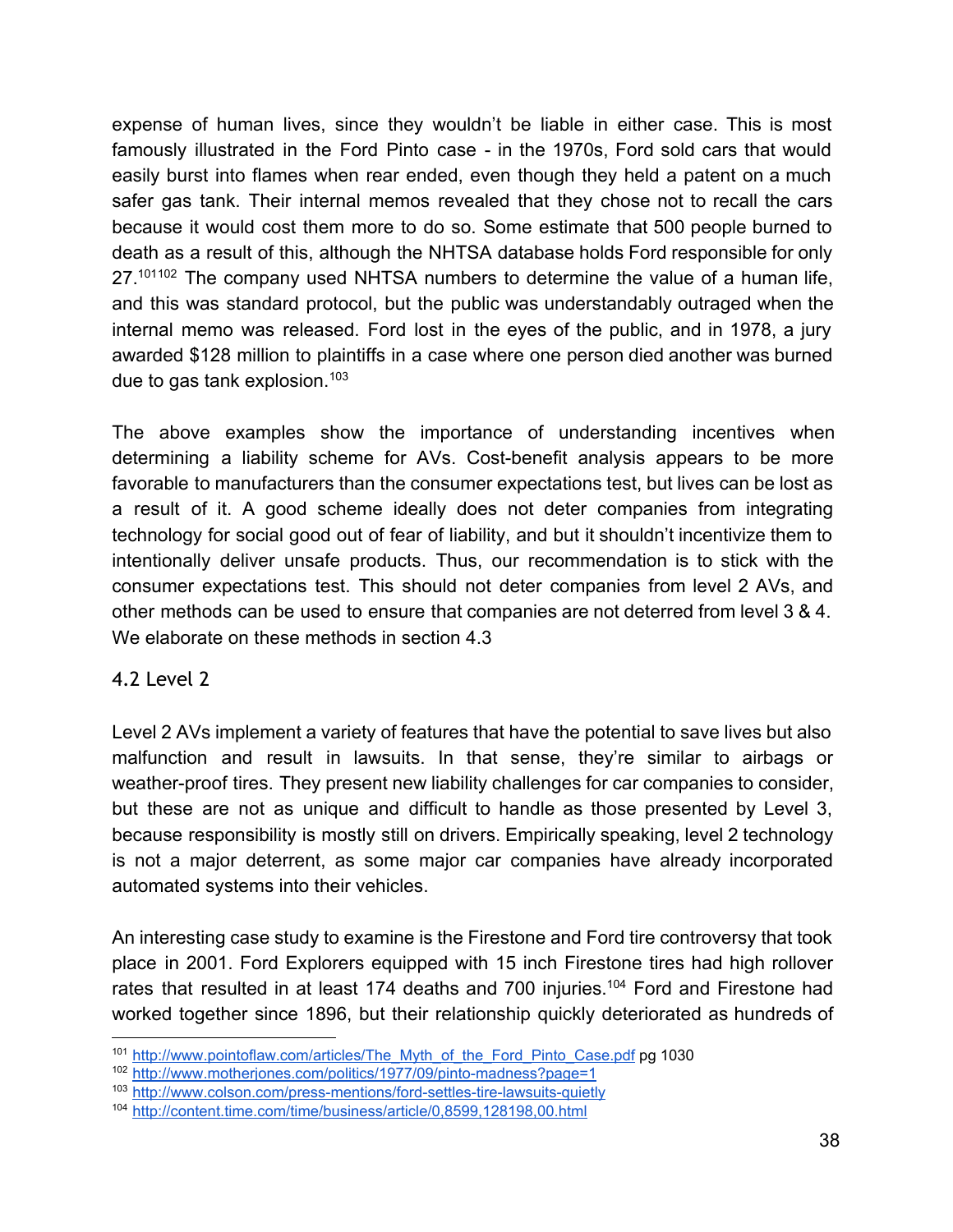expense of human lives, since they wouldn't be liable in either case. This is most famously illustrated in the Ford Pinto case - in the 1970s, Ford sold cars that would easily burst into flames when rear ended, even though they held a patent on a much safer gas tank. Their internal memos revealed that they chose not to recall the cars because it would cost them more to do so. Some estimate that 500 people burned to death as a result of this, although the NHTSA database holds Ford responsible for only 27.[101][102] The company used NHTSA numbers to determine the value of a human life, and this was standard protocol, but the public was understandably outraged when the internal memo was released. Ford lost in the eyes of the public, and in 1978, a jury awarded $128 million to plaintiffs in a case where one person died another was burned due to gas tank explosion.[103]

The above examples show the importance of understanding incentives when determining a liability scheme for AVs. Cost-benefit analysis appears to be more favorable to manufacturers than the consumer expectations test, but lives can be lost as a result of it. A good scheme ideally does not deter companies from integrating technology for social good out of fear of liability, and but it shouldn't incentivize them to intentionally deliver unsafe products. Thus, our recommendation is to stick with the consumer expectations test. This should not deter companies from level 2 AVs, and other methods can be used to ensure that companies are not deterred from level 3 & 4. We elaborate on these methods in section 4.3

## 4.2 Level 2

Level 2 AVs implement a variety of features that have the potential to save lives but also malfunction and result in lawsuits. In that sense, they're similar to airbags or weather-proof tires. They present new liability challenges for car companies to consider, but these are not as unique and difficult to handle as those presented by Level 3, because responsibility is mostly still on drivers. Empirically speaking, level 2 technology is not a major deterrent, as some major car companies have already incorporated automated systems into their vehicles.

An interesting case study to examine is the Firestone and Ford tire controversy that took place in 2001. Ford Explorers equipped with 15 inch Firestone tires had high rollover rates that resulted in at least 174 deaths and 700 injuries.[104] Ford and Firestone had worked together since 1896, but their relationship quickly deteriorated as hundreds of

---

[101] http://www.pointoflaw.com/articles/The_Myth_of_the_Ford_Pinto_Case.pdf pg 1030

[102] http://www.motherjones.com/politics/1977/09/pinto-madness?page=1

[103] http://www.colson.com/press-mentions/ford-settles-tire-lawsuits-quietly

[104] http://content.time.com/time/business/article/0,8599,128198,00.html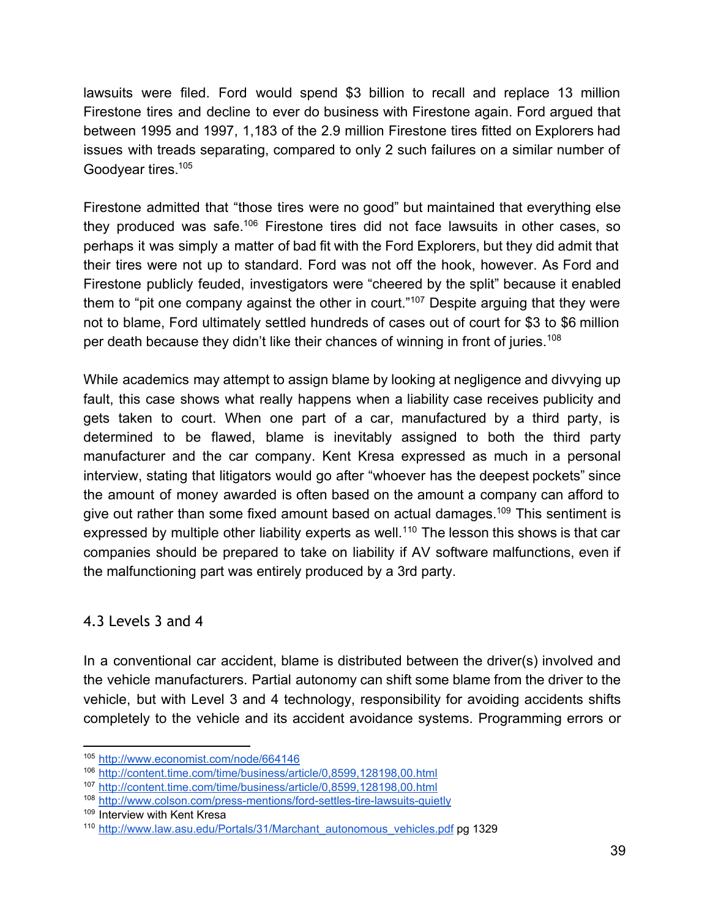lawsuits were filed. Ford would spend $3 billion to recall and replace 13 million Firestone tires and decline to ever do business with Firestone again. Ford argued that between 1995 and 1997, 1,183 of the 2.9 million Firestone tires fitted on Explorers had issues with treads separating, compared to only 2 such failures on a similar number of Goodyear tires.[105]

Firestone admitted that "those tires were no good" but maintained that everything else they produced was safe.[106] Firestone tires did not face lawsuits in other cases, so perhaps it was simply a matter of bad fit with the Ford Explorers, but they did admit that their tires were not up to standard. Ford was not off the hook, however. As Ford and Firestone publicly feuded, investigators were "cheered by the split" because it enabled them to "pit one company against the other in court."[107] Despite arguing that they were not to blame, Ford ultimately settled hundreds of cases out of court for $3 to $6 million per death because they didn't like their chances of winning in front of juries.[108]

While academics may attempt to assign blame by looking at negligence and divvying up fault, this case shows what really happens when a liability case receives publicity and gets taken to court. When one part of a car, manufactured by a third party, is determined to be flawed, blame is inevitably assigned to both the third party manufacturer and the car company. Kent Kresa expressed as much in a personal interview, stating that litigators would go after "whoever has the deepest pockets" since the amount of money awarded is often based on the amount a company can afford to give out rather than some fixed amount based on actual damages.[109] This sentiment is expressed by multiple other liability experts as well.[110] The lesson this shows is that car companies should be prepared to take on liability if AV software malfunctions, even if the malfunctioning part was entirely produced by a 3rd party.

### 4.3 Levels 3 and 4

In a conventional car accident, blame is distributed between the driver(s) involved and the vehicle manufacturers. Partial autonomy can shift some blame from the driver to the vehicle, but with Level 3 and 4 technology, responsibility for avoiding accidents shifts completely to the vehicle and its accident avoidance systems. Programming errors or

---

[105] http://www.economist.com/node/664146

[106] http://content.time.com/time/business/article/0,8599,128198,00.html

[107] http://content.time.com/time/business/article/0,8599,128198,00.html

[108] http://www.colson.com/press-mentions/ford-settles-tire-lawsuits-quietly

[109] Interview with Kent Kresa

[110] http://www.law.asu.edu/Portals/31/Marchant_autonomous_vehicles.pdf pg 1329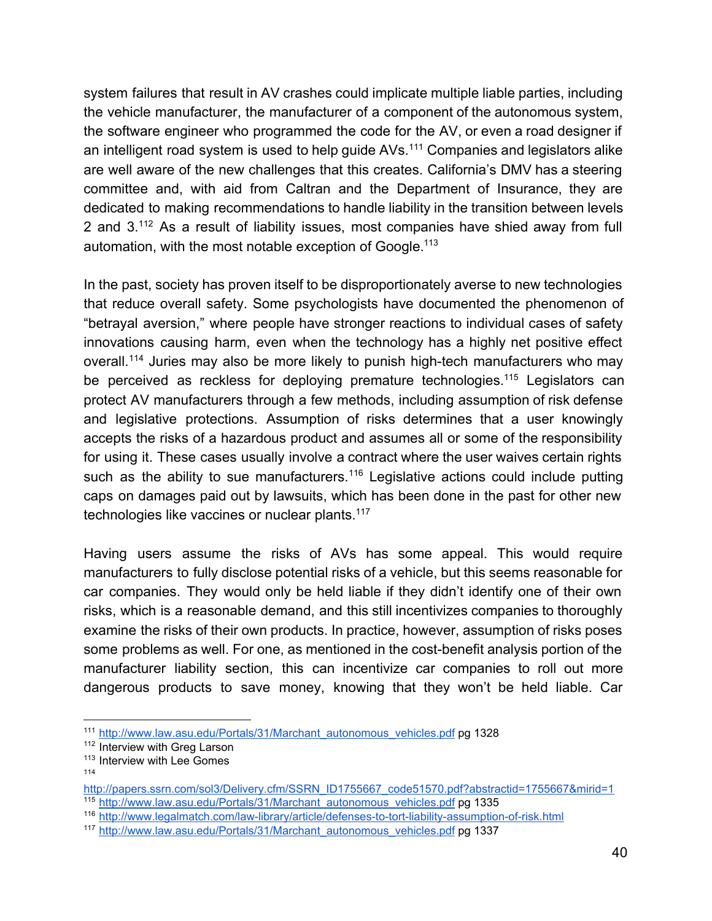system failures that result in AV crashes could implicate multiple liable parties, including the vehicle manufacturer, the manufacturer of a component of the autonomous system, the software engineer who programmed the code for the AV, or even a road designer if an intelligent road system is used to help guide AVs.[111] Companies and legislators alike are well aware of the new challenges that this creates. California's DMV has a steering committee and, with aid from Caltran and the Department of Insurance, they are dedicated to making recommendations to handle liability in the transition between levels 2 and 3.[112] As a result of liability issues, most companies have shied away from full automation, with the most notable exception of Google.[113]

In the past, society has proven itself to be disproportionately averse to new technologies that reduce overall safety. Some psychologists have documented the phenomenon of "betrayal aversion," where people have stronger reactions to individual cases of safety innovations causing harm, even when the technology has a highly net positive effect overall.[114] Juries may also be more likely to punish high-tech manufacturers who may be perceived as reckless for deploying premature technologies.[115] Legislators can protect AV manufacturers through a few methods, including assumption of risk defense and legislative protections. Assumption of risks determines that a user knowingly accepts the risks of a hazardous product and assumes all or some of the responsibility for using it. These cases usually involve a contract where the user waives certain rights such as the ability to sue manufacturers.[116] Legislative actions could include putting caps on damages paid out by lawsuits, which has been done in the past for other new technologies like vaccines or nuclear plants.[117]

Having users assume the risks of AVs has some appeal. This would require manufacturers to fully disclose potential risks of a vehicle, but this seems reasonable for car companies. They would only be held liable if they didn't identify one of their own risks, which is a reasonable demand, and this still incentivizes companies to thoroughly examine the risks of their own products. In practice, however, assumption of risks poses some problems as well. For one, as mentioned in the cost-benefit analysis portion of the manufacturer liability section, this can incentivize car companies to roll out more dangerous products to save money, knowing that they won't be held liable. Car

---

[111] http://www.law.asu.edu/Portals/31/Marchant_autonomous_vehicles.pdf pg 1328

[112] Interview with Greg Larson

[113] Interview with Lee Gomes

[114] http://papers.ssrn.com/sol3/Delivery.cfm/SSRN_ID1755667_code51570.pdf?abstractid=1755667&mirid=1

[115] http://www.law.asu.edu/Portals/31/Marchant_autonomous_vehicles.pdf pg 1335

[116] http://www.legalmatch.com/law-library/article/defenses-to-tort-liability-assumption-of-risk.html

[117] http://www.law.asu.edu/Portals/31/Marchant_autonomous_vehicles.pdf pg 1337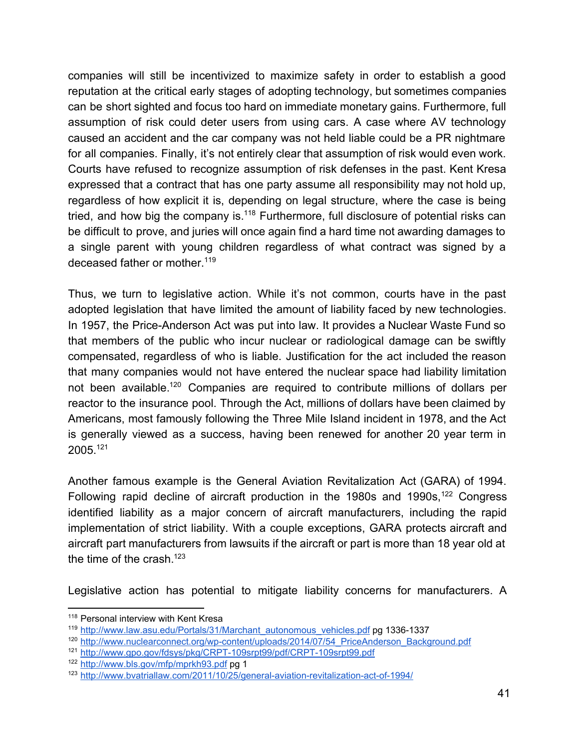companies will still be incentivized to maximize safety in order to establish a good reputation at the critical early stages of adopting technology, but sometimes companies can be short sighted and focus too hard on immediate monetary gains. Furthermore, full assumption of risk could deter users from using cars. A case where AV technology caused an accident and the car company was not held liable could be a PR nightmare for all companies. Finally, it's not entirely clear that assumption of risk would even work. Courts have refused to recognize assumption of risk defenses in the past. Kent Kresa expressed that a contract that has one party assume all responsibility may not hold up, regardless of how explicit it is, depending on legal structure, where the case is being tried, and how big the company is.[118] Furthermore, full disclosure of potential risks can be difficult to prove, and juries will once again find a hard time not awarding damages to a single parent with young children regardless of what contract was signed by a deceased father or mother.[119]

Thus, we turn to legislative action. While it's not common, courts have in the past adopted legislation that have limited the amount of liability faced by new technologies. In 1957, the Price-Anderson Act was put into law. It provides a Nuclear Waste Fund so that members of the public who incur nuclear or radiological damage can be swiftly compensated, regardless of who is liable. Justification for the act included the reason that many companies would not have entered the nuclear space had liability limitation not been available.[120] Companies are required to contribute millions of dollars per reactor to the insurance pool. Through the Act, millions of dollars have been claimed by Americans, most famously following the Three Mile Island incident in 1978, and the Act is generally viewed as a success, having been renewed for another 20 year term in 2005.[121]

Another famous example is the General Aviation Revitalization Act (GARA) of 1994. Following rapid decline of aircraft production in the 1980s and 1990s,[122] Congress identified liability as a major concern of aircraft manufacturers, including the rapid implementation of strict liability. With a couple exceptions, GARA protects aircraft and aircraft part manufacturers from lawsuits if the aircraft or part is more than 18 year old at the time of the crash.[123]

Legislative action has potential to mitigate liability concerns for manufacturers. A

---

[118] Personal interview with Kent Kresa

[119] http://www.law.asu.edu/Portals/31/Marchant_autonomous_vehicles.pdf pg 1336-1337

[120] http://www.nuclearconnect.org/wp-content/uploads/2014/07/54_PriceAnderson_Background.pdf

[121] http://www.gpo.gov/fdsys/pkg/CRPT-109srpt99/pdf/CRPT-109srpt99.pdf

[122] http://www.bls.gov/mfp/mprkh93.pdf pg 1

[123] http://www.bvatriallaw.com/2011/10/25/general-aviation-revitalization-act-of-1994/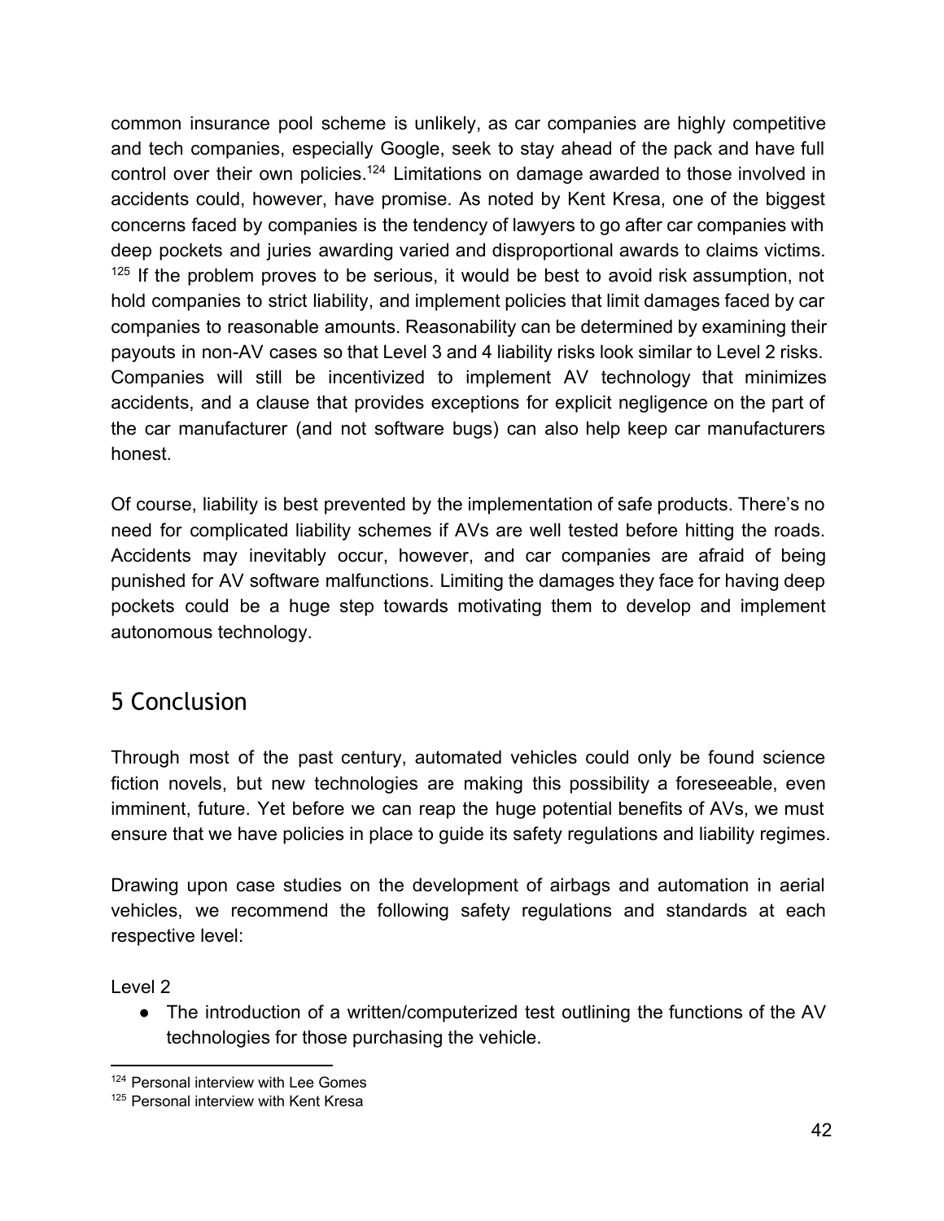common insurance pool scheme is unlikely, as car companies are highly competitive and tech companies, especially Google, seek to stay ahead of the pack and have full control over their own policies.[124] Limitations on damage awarded to those involved in accidents could, however, have promise. As noted by Kent Kresa, one of the biggest concerns faced by companies is the tendency of lawyers to go after car companies with deep pockets and juries awarding varied and disproportional awards to claims victims.[125] If the problem proves to be serious, it would be best to avoid risk assumption, not hold companies to strict liability, and implement policies that limit damages faced by car companies to reasonable amounts. Reasonability can be determined by examining their payouts in non-AV cases so that Level 3 and 4 liability risks look similar to Level 2 risks. Companies will still be incentivized to implement AV technology that minimizes accidents, and a clause that provides exceptions for explicit negligence on the part of the car manufacturer (and not software bugs) can also help keep car manufacturers honest.

Of course, liability is best prevented by the implementation of safe products. There's no need for complicated liability schemes if AVs are well tested before hitting the roads. Accidents may inevitably occur, however, and car companies are afraid of being punished for AV software malfunctions. Limiting the damages they face for having deep pockets could be a huge step towards motivating them to develop and implement autonomous technology.

## 5 Conclusion

Through most of the past century, automated vehicles could only be found science fiction novels, but new technologies are making this possibility a foreseeable, even imminent, future. Yet before we can reap the huge potential benefits of AVs, we must ensure that we have policies in place to guide its safety regulations and liability regimes.

Drawing upon case studies on the development of airbags and automation in aerial vehicles, we recommend the following safety regulations and standards at each respective level:

Level 2

- The introduction of a written/computerized test outlining the functions of the AV technologies for those purchasing the vehicle.

[124] Personal interview with Lee Gomes
[125] Personal interview with Kent Kresa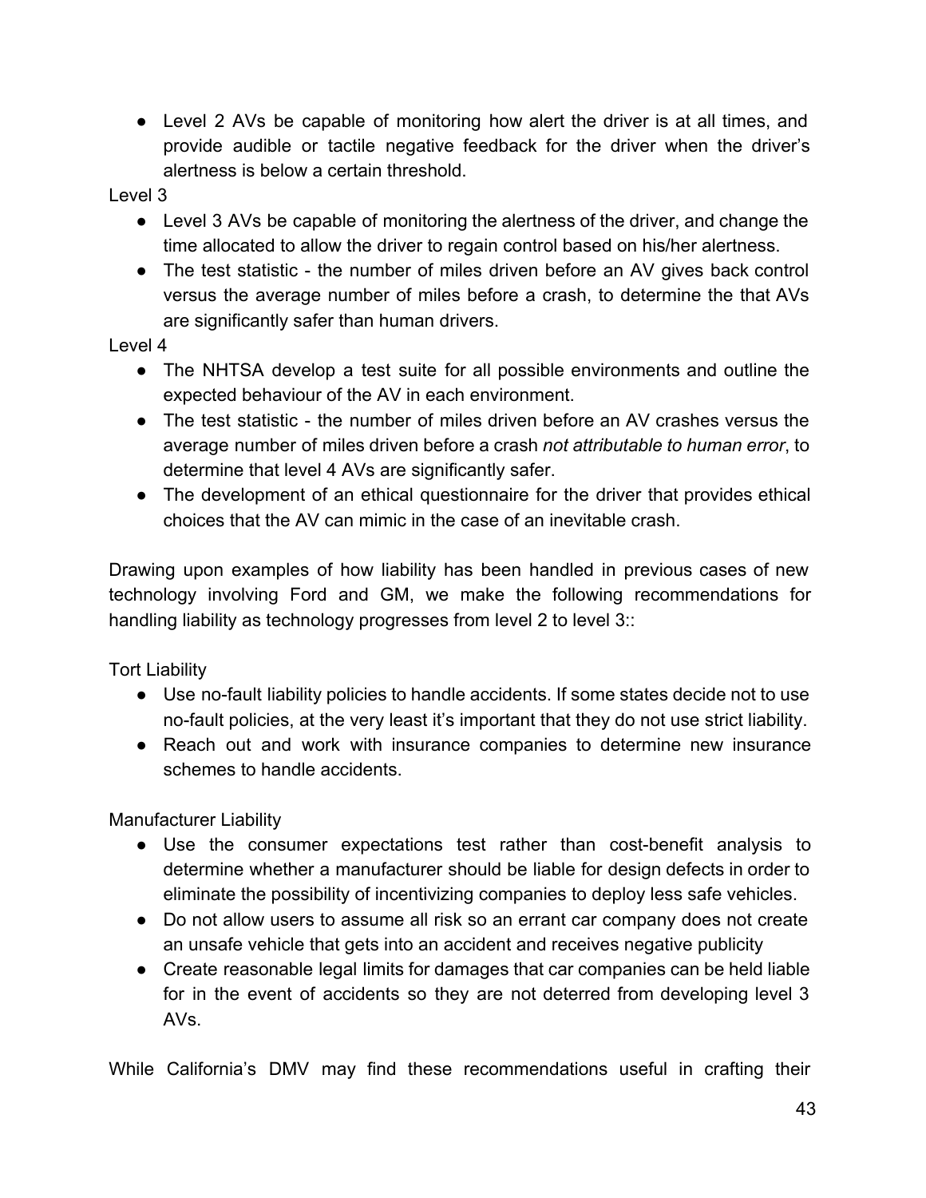- Level 2 AVs be capable of monitoring how alert the driver is at all times, and provide audible or tactile negative feedback for the driver when the driver's alertness is below a certain threshold.

Level 3

- Level 3 AVs be capable of monitoring the alertness of the driver, and change the time allocated to allow the driver to regain control based on his/her alertness.
- The test statistic - the number of miles driven before an AV gives back control versus the average number of miles before a crash, to determine the that AVs are significantly safer than human drivers.

Level 4

- The NHTSA develop a test suite for all possible environments and outline the expected behaviour of the AV in each environment.
- The test statistic - the number of miles driven before an AV crashes versus the average number of miles driven before a crash *not attributable to human error*, to determine that level 4 AVs are significantly safer.
- The development of an ethical questionnaire for the driver that provides ethical choices that the AV can mimic in the case of an inevitable crash.

Drawing upon examples of how liability has been handled in previous cases of new technology involving Ford and GM, we make the following recommendations for handling liability as technology progresses from level 2 to level 3::

Tort Liability

- Use no-fault liability policies to handle accidents. If some states decide not to use no-fault policies, at the very least it's important that they do not use strict liability.
- Reach out and work with insurance companies to determine new insurance schemes to handle accidents.

Manufacturer Liability

- Use the consumer expectations test rather than cost-benefit analysis to determine whether a manufacturer should be liable for design defects in order to eliminate the possibility of incentivizing companies to deploy less safe vehicles.
- Do not allow users to assume all risk so an errant car company does not create an unsafe vehicle that gets into an accident and receives negative publicity
- Create reasonable legal limits for damages that car companies can be held liable for in the event of accidents so they are not deterred from developing level 3 AVs.

While California's DMV may find these recommendations useful in crafting their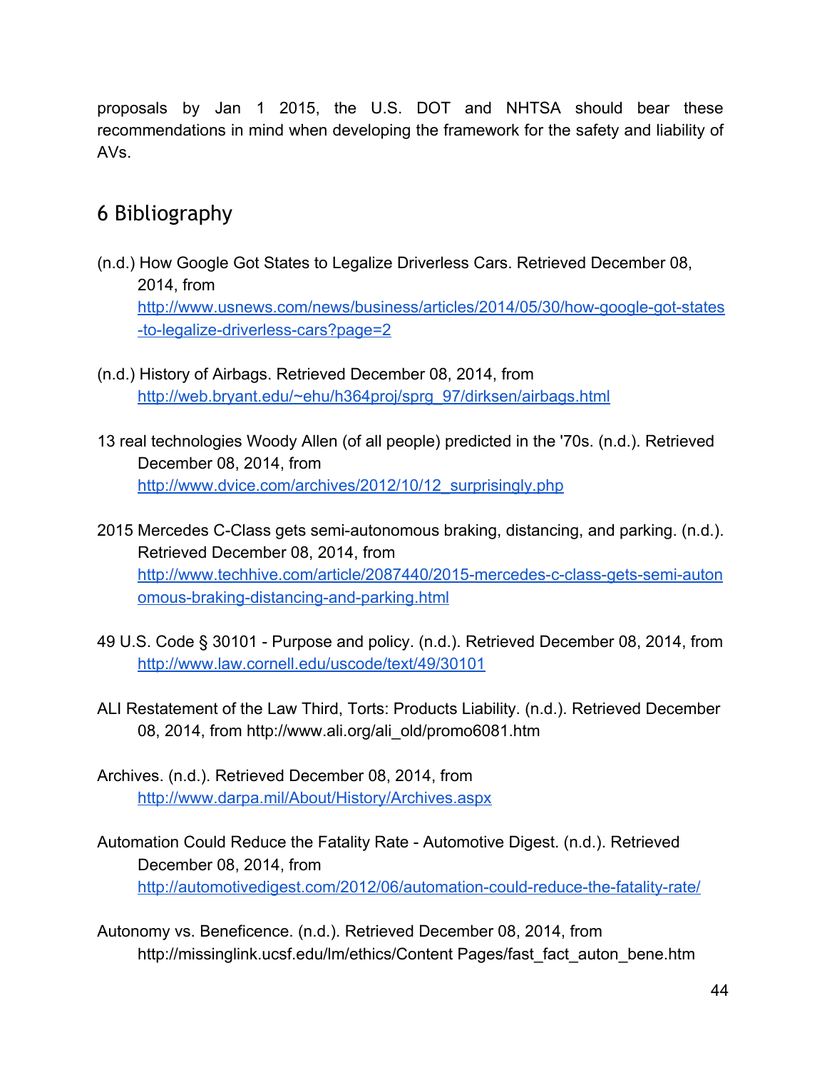proposals by Jan 1 2015, the U.S. DOT and NHTSA should bear these recommendations in mind when developing the framework for the safety and liability of AVs.

## 6 Bibliography

(n.d.) How Google Got States to Legalize Driverless Cars. Retrieved December 08, 2014, from http://www.usnews.com/news/business/articles/2014/05/30/how-google-got-states-to-legalize-driverless-cars?page=2

(n.d.) History of Airbags. Retrieved December 08, 2014, from http://web.bryant.edu/~ehu/h364proj/sprg_97/dirksen/airbags.html

13 real technologies Woody Allen (of all people) predicted in the '70s. (n.d.). Retrieved December 08, 2014, from http://www.dvice.com/archives/2012/10/12_surprisingly.php

2015 Mercedes C-Class gets semi-autonomous braking, distancing, and parking. (n.d.). Retrieved December 08, 2014, from http://www.techhive.com/article/2087440/2015-mercedes-c-class-gets-semi-autonomous-braking-distancing-and-parking.html

49 U.S. Code § 30101 - Purpose and policy. (n.d.). Retrieved December 08, 2014, from http://www.law.cornell.edu/uscode/text/49/30101

ALI Restatement of the Law Third, Torts: Products Liability. (n.d.). Retrieved December 08, 2014, from http://www.ali.org/ali_old/promo6081.htm

Archives. (n.d.). Retrieved December 08, 2014, from http://www.darpa.mil/About/History/Archives.aspx

Automation Could Reduce the Fatality Rate - Automotive Digest. (n.d.). Retrieved December 08, 2014, from http://automotivedigest.com/2012/06/automation-could-reduce-the-fatality-rate/

Autonomy vs. Beneficence. (n.d.). Retrieved December 08, 2014, from http://missinglink.ucsf.edu/lm/ethics/Content Pages/fast_fact_auton_bene.htm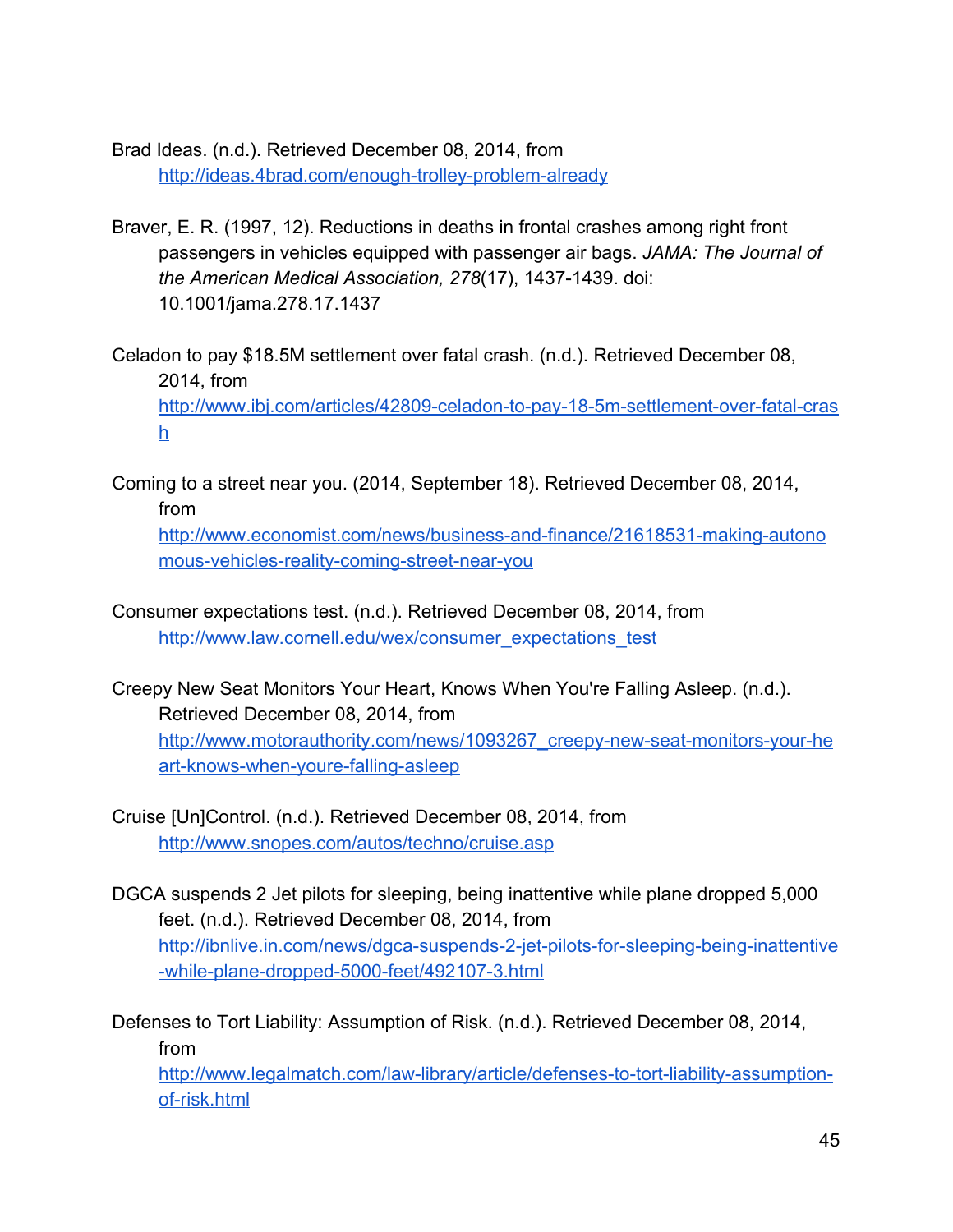Brad Ideas. (n.d.). Retrieved December 08, 2014, from http://ideas.4brad.com/enough-trolley-problem-already

Braver, E. R. (1997, 12). Reductions in deaths in frontal crashes among right front passengers in vehicles equipped with passenger air bags. *JAMA: The Journal of the American Medical Association, 278*(17), 1437-1439. doi: 10.1001/jama.278.17.1437

Celadon to pay $18.5M settlement over fatal crash. (n.d.). Retrieved December 08, 2014, from http://www.ibj.com/articles/42809-celadon-to-pay-18-5m-settlement-over-fatal-crash

Coming to a street near you. (2014, September 18). Retrieved December 08, 2014, from http://www.economist.com/news/business-and-finance/21618531-making-autonomous-vehicles-reality-coming-street-near-you

Consumer expectations test. (n.d.). Retrieved December 08, 2014, from http://www.law.cornell.edu/wex/consumer_expectations_test

Creepy New Seat Monitors Your Heart, Knows When You're Falling Asleep. (n.d.). Retrieved December 08, 2014, from http://www.motorauthority.com/news/1093267_creepy-new-seat-monitors-your-heart-knows-when-youre-falling-asleep

Cruise [Un]Control. (n.d.). Retrieved December 08, 2014, from http://www.snopes.com/autos/techno/cruise.asp

DGCA suspends 2 Jet pilots for sleeping, being inattentive while plane dropped 5,000 feet. (n.d.). Retrieved December 08, 2014, from http://ibnlive.in.com/news/dgca-suspends-2-jet-pilots-for-sleeping-being-inattentive-while-plane-dropped-5000-feet/492107-3.html

Defenses to Tort Liability: Assumption of Risk. (n.d.). Retrieved December 08, 2014, from http://www.legalmatch.com/law-library/article/defenses-to-tort-liability-assumption-of-risk.html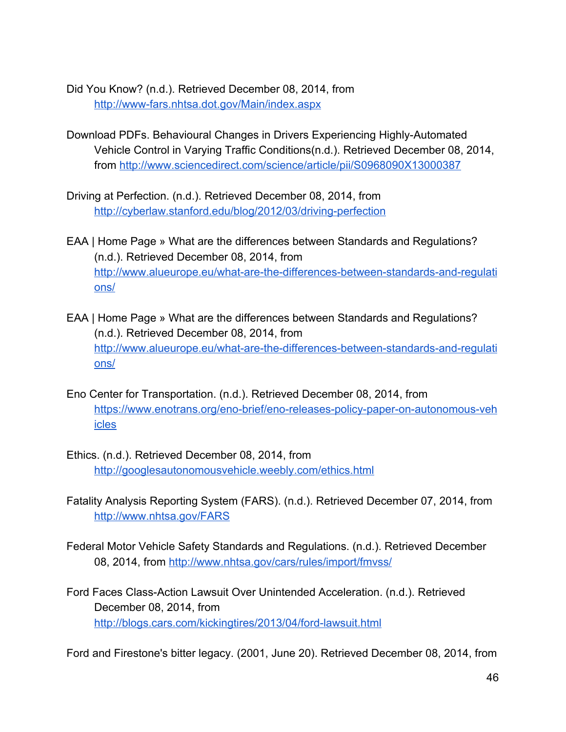Did You Know? (n.d.). Retrieved December 08, 2014, from http://www-fars.nhtsa.dot.gov/Main/index.aspx

Download PDFs. Behavioural Changes in Drivers Experiencing Highly-Automated Vehicle Control in Varying Traffic Conditions(n.d.). Retrieved December 08, 2014, from http://www.sciencedirect.com/science/article/pii/S0968090X13000387

Driving at Perfection. (n.d.). Retrieved December 08, 2014, from http://cyberlaw.stanford.edu/blog/2012/03/driving-perfection

EAA | Home Page » What are the differences between Standards and Regulations? (n.d.). Retrieved December 08, 2014, from http://www.alueurope.eu/what-are-the-differences-between-standards-and-regulations/

EAA | Home Page » What are the differences between Standards and Regulations? (n.d.). Retrieved December 08, 2014, from http://www.alueurope.eu/what-are-the-differences-between-standards-and-regulations/

Eno Center for Transportation. (n.d.). Retrieved December 08, 2014, from https://www.enotrans.org/eno-brief/eno-releases-policy-paper-on-autonomous-vehicles

Ethics. (n.d.). Retrieved December 08, 2014, from http://googlesautonomousvehicle.weebly.com/ethics.html

Fatality Analysis Reporting System (FARS). (n.d.). Retrieved December 07, 2014, from http://www.nhtsa.gov/FARS

Federal Motor Vehicle Safety Standards and Regulations. (n.d.). Retrieved December 08, 2014, from http://www.nhtsa.gov/cars/rules/import/fmvss/

Ford Faces Class-Action Lawsuit Over Unintended Acceleration. (n.d.). Retrieved December 08, 2014, from http://blogs.cars.com/kickingtires/2013/04/ford-lawsuit.html

Ford and Firestone's bitter legacy. (2001, June 20). Retrieved December 08, 2014, from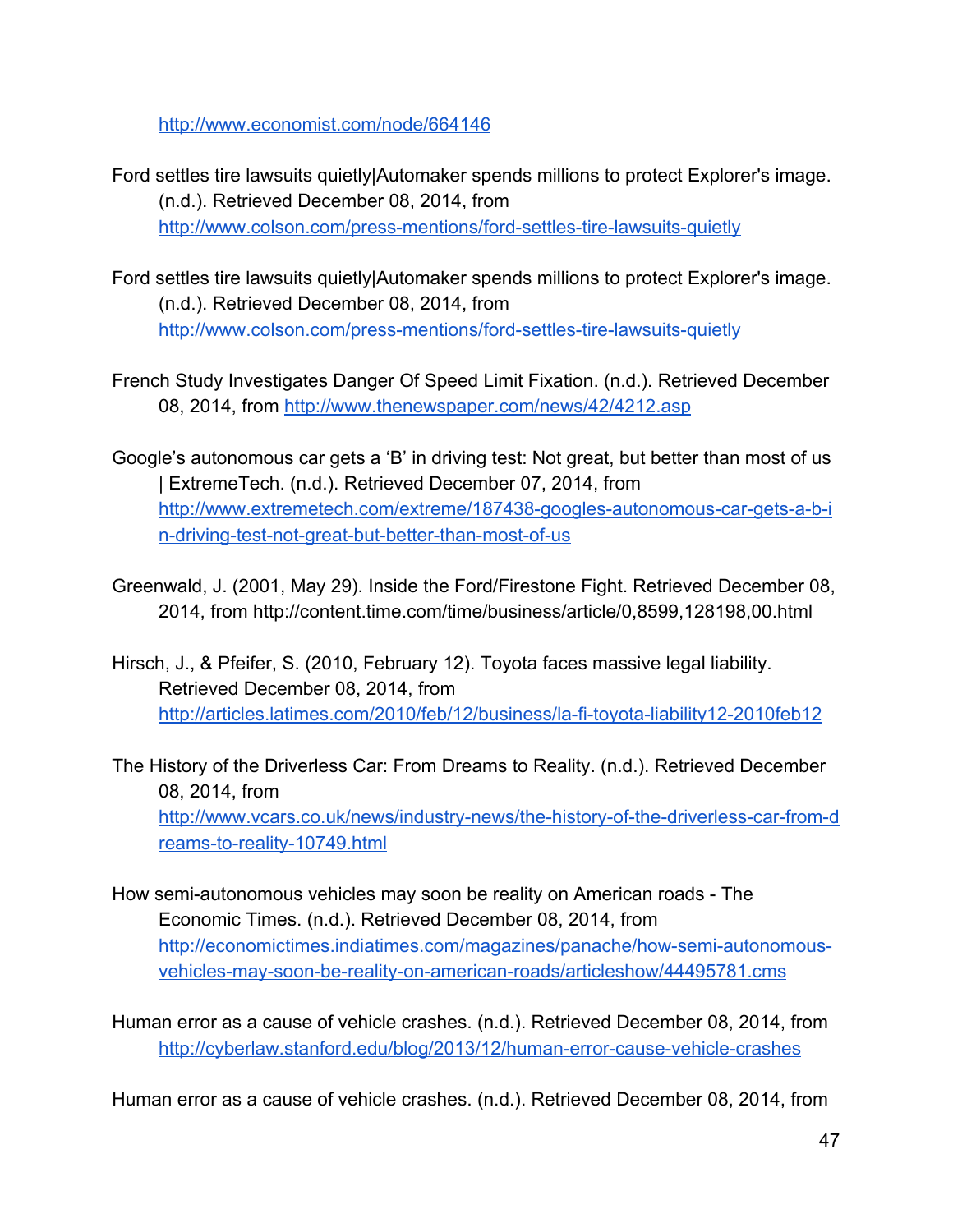http://www.economist.com/node/664146

Ford settles tire lawsuits quietly|Automaker spends millions to protect Explorer's image. (n.d.). Retrieved December 08, 2014, from http://www.colson.com/press-mentions/ford-settles-tire-lawsuits-quietly

Ford settles tire lawsuits quietly|Automaker spends millions to protect Explorer's image. (n.d.). Retrieved December 08, 2014, from http://www.colson.com/press-mentions/ford-settles-tire-lawsuits-quietly

French Study Investigates Danger Of Speed Limit Fixation. (n.d.). Retrieved December 08, 2014, from http://www.thenewspaper.com/news/42/4212.asp

Google's autonomous car gets a 'B' in driving test: Not great, but better than most of us | ExtremeTech. (n.d.). Retrieved December 07, 2014, from http://www.extremetech.com/extreme/187438-googles-autonomous-car-gets-a-b-in-driving-test-not-great-but-better-than-most-of-us

Greenwald, J. (2001, May 29). Inside the Ford/Firestone Fight. Retrieved December 08, 2014, from http://content.time.com/time/business/article/0,8599,128198,00.html

Hirsch, J., & Pfeifer, S. (2010, February 12). Toyota faces massive legal liability. Retrieved December 08, 2014, from http://articles.latimes.com/2010/feb/12/business/la-fi-toyota-liability12-2010feb12

The History of the Driverless Car: From Dreams to Reality. (n.d.). Retrieved December 08, 2014, from http://www.vcars.co.uk/news/industry-news/the-history-of-the-driverless-car-from-dreams-to-reality-10749.html

How semi-autonomous vehicles may soon be reality on American roads - The Economic Times. (n.d.). Retrieved December 08, 2014, from http://economictimes.indiatimes.com/magazines/panache/how-semi-autonomous-vehicles-may-soon-be-reality-on-american-roads/articleshow/44495781.cms

Human error as a cause of vehicle crashes. (n.d.). Retrieved December 08, 2014, from http://cyberlaw.stanford.edu/blog/2013/12/human-error-cause-vehicle-crashes

Human error as a cause of vehicle crashes. (n.d.). Retrieved December 08, 2014, from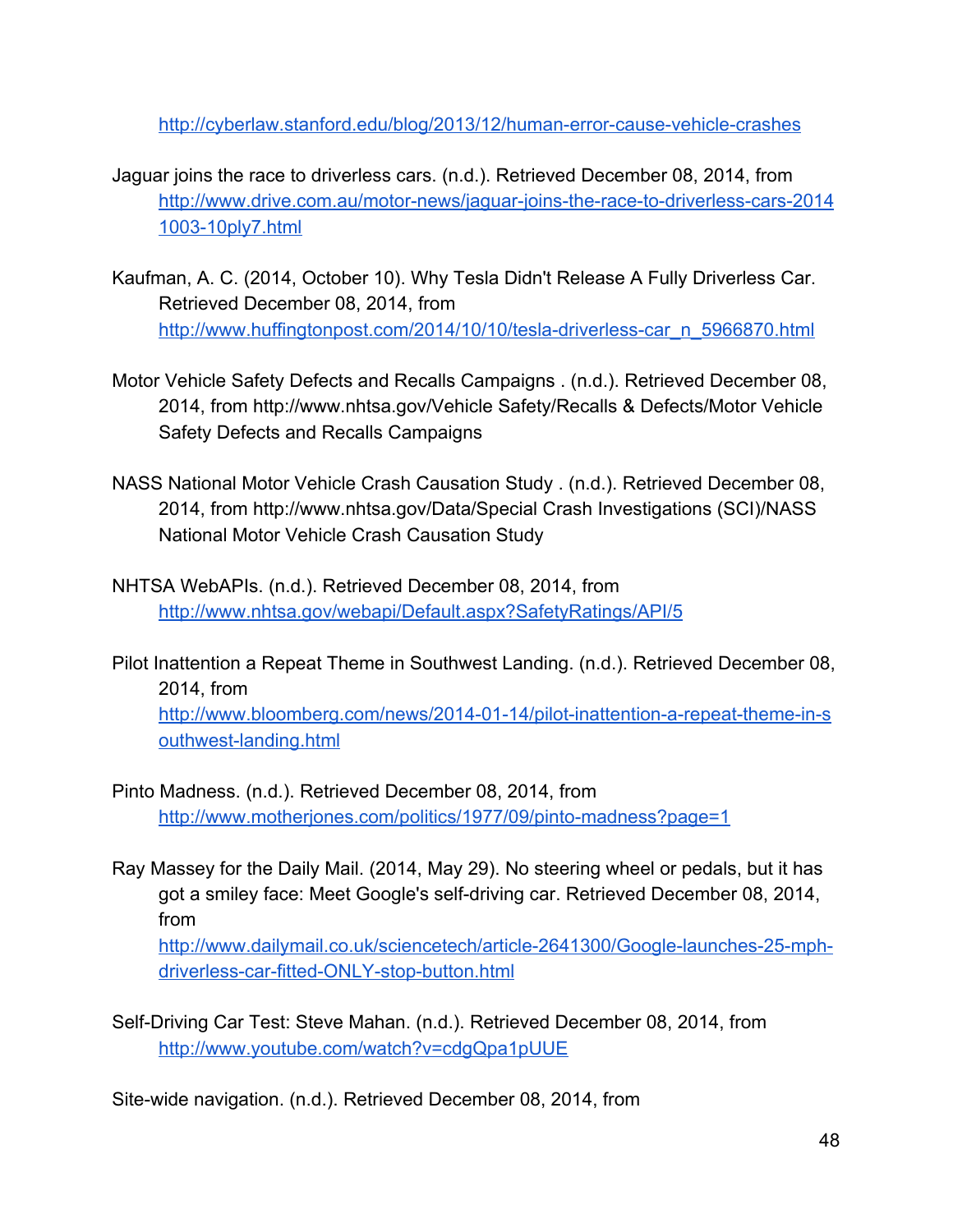http://cyberlaw.stanford.edu/blog/2013/12/human-error-cause-vehicle-crashes

Jaguar joins the race to driverless cars. (n.d.). Retrieved December 08, 2014, from http://www.drive.com.au/motor-news/jaguar-joins-the-race-to-driverless-cars-20141003-10ply7.html

Kaufman, A. C. (2014, October 10). Why Tesla Didn't Release A Fully Driverless Car. Retrieved December 08, 2014, from http://www.huffingtonpost.com/2014/10/10/tesla-driverless-car_n_5966870.html

Motor Vehicle Safety Defects and Recalls Campaigns . (n.d.). Retrieved December 08, 2014, from http://www.nhtsa.gov/Vehicle Safety/Recalls & Defects/Motor Vehicle Safety Defects and Recalls Campaigns

NASS National Motor Vehicle Crash Causation Study . (n.d.). Retrieved December 08, 2014, from http://www.nhtsa.gov/Data/Special Crash Investigations (SCI)/NASS National Motor Vehicle Crash Causation Study

NHTSA WebAPIs. (n.d.). Retrieved December 08, 2014, from http://www.nhtsa.gov/webapi/Default.aspx?SafetyRatings/API/5

Pilot Inattention a Repeat Theme in Southwest Landing. (n.d.). Retrieved December 08, 2014, from http://www.bloomberg.com/news/2014-01-14/pilot-inattention-a-repeat-theme-in-southwest-landing.html

Pinto Madness. (n.d.). Retrieved December 08, 2014, from http://www.motherjones.com/politics/1977/09/pinto-madness?page=1

Ray Massey for the Daily Mail. (2014, May 29). No steering wheel or pedals, but it has got a smiley face: Meet Google's self-driving car. Retrieved December 08, 2014, from http://www.dailymail.co.uk/sciencetech/article-2641300/Google-launches-25-mph-driverless-car-fitted-ONLY-stop-button.html

Self-Driving Car Test: Steve Mahan. (n.d.). Retrieved December 08, 2014, from http://www.youtube.com/watch?v=cdgQpa1pUUE

Site-wide navigation. (n.d.). Retrieved December 08, 2014, from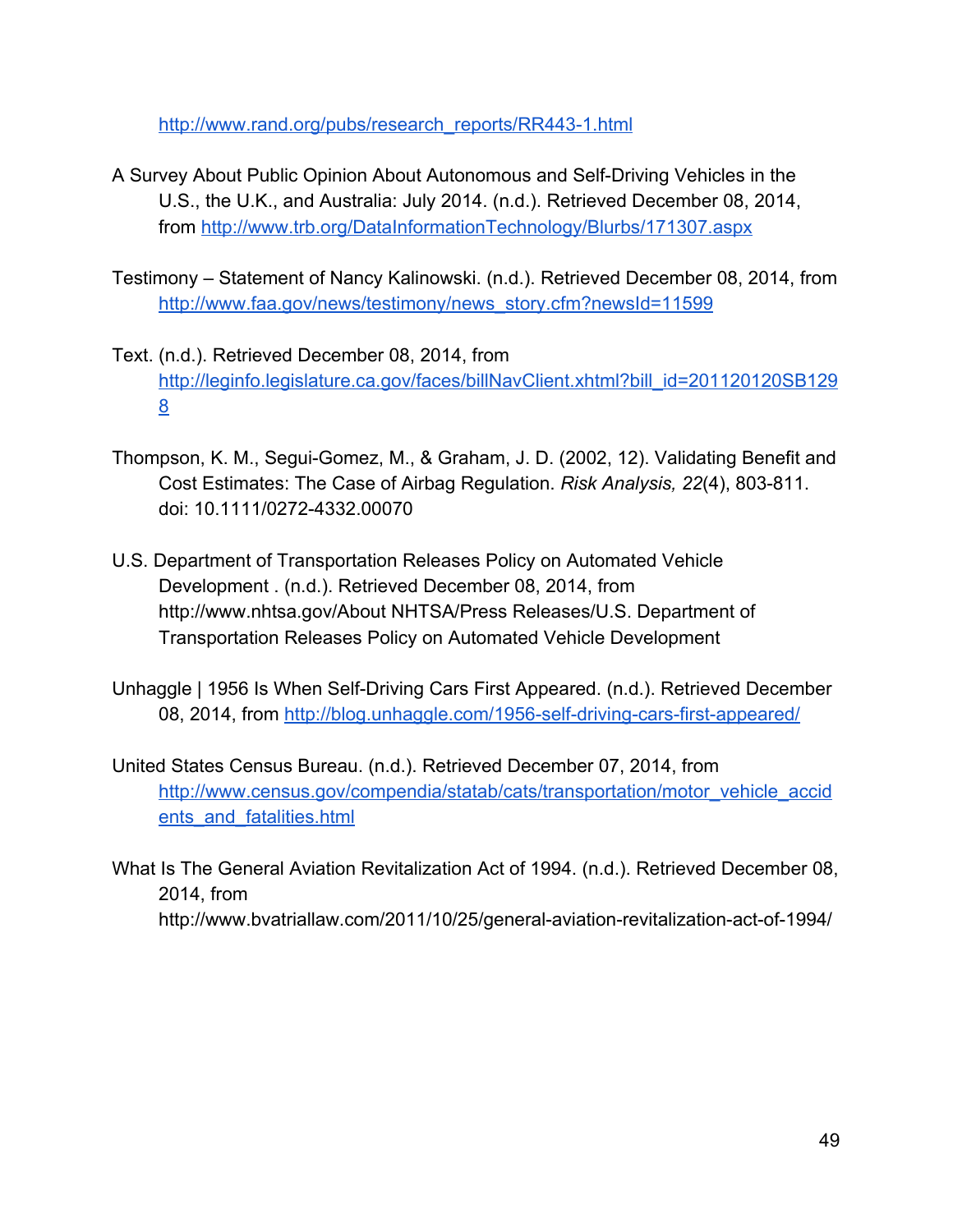http://www.rand.org/pubs/research_reports/RR443-1.html

A Survey About Public Opinion About Autonomous and Self-Driving Vehicles in the U.S., the U.K., and Australia: July 2014. (n.d.). Retrieved December 08, 2014, from http://www.trb.org/DataInformationTechnology/Blurbs/171307.aspx

Testimony – Statement of Nancy Kalinowski. (n.d.). Retrieved December 08, 2014, from http://www.faa.gov/news/testimony/news_story.cfm?newsId=11599

Text. (n.d.). Retrieved December 08, 2014, from http://leginfo.legislature.ca.gov/faces/billNavClient.xhtml?bill_id=201120120SB1298

Thompson, K. M., Segui-Gomez, M., & Graham, J. D. (2002, 12). Validating Benefit and Cost Estimates: The Case of Airbag Regulation. *Risk Analysis, 22*(4), 803-811. doi: 10.1111/0272-4332.00070

U.S. Department of Transportation Releases Policy on Automated Vehicle Development . (n.d.). Retrieved December 08, 2014, from http://www.nhtsa.gov/About NHTSA/Press Releases/U.S. Department of Transportation Releases Policy on Automated Vehicle Development

Unhaggle | 1956 Is When Self-Driving Cars First Appeared. (n.d.). Retrieved December 08, 2014, from http://blog.unhaggle.com/1956-self-driving-cars-first-appeared/

United States Census Bureau. (n.d.). Retrieved December 07, 2014, from http://www.census.gov/compendia/statab/cats/transportation/motor_vehicle_accidents_and_fatalities.html

What Is The General Aviation Revitalization Act of 1994. (n.d.). Retrieved December 08, 2014, from http://www.bvatriallaw.com/2011/10/25/general-aviation-revitalization-act-of-1994/